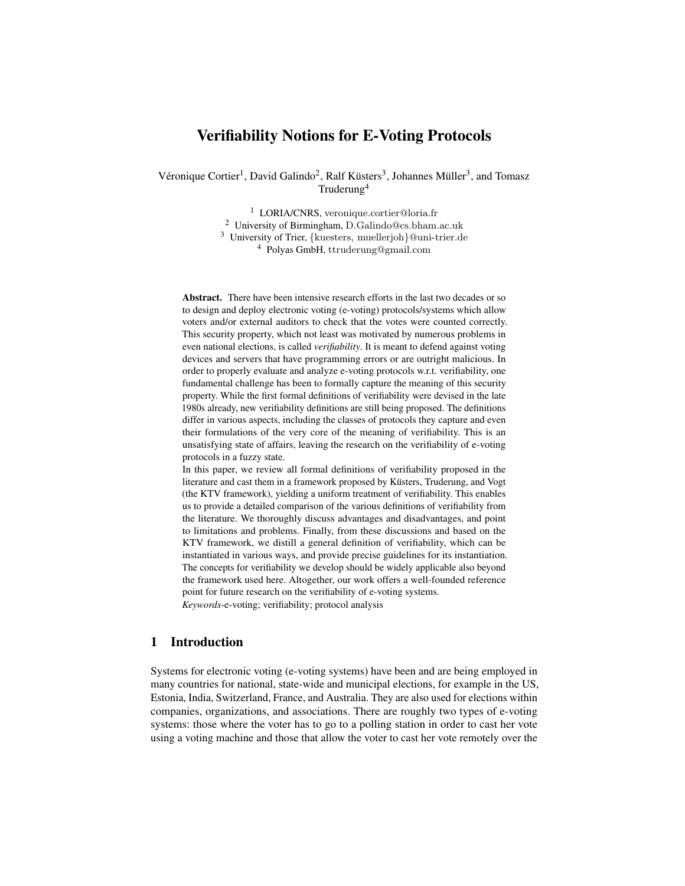# Verifiability Notions for E-Voting Protocols

Véronique Cortier[1], David Galindo[2], Ralf Küsters[3], Johannes Müller[3], and Tomasz Truderung[4]

[1] LORIA/CNRS, veronique.cortier@loria.fr
[2] University of Birmingham, D.Galindo@cs.bham.ac.uk
[3] University of Trier, {kuesters, muellerjoh}@uni-trier.de
[4] Polyas GmbH, ttruderung@gmail.com

**Abstract.** There have been intensive research efforts in the last two decades or so to design and deploy electronic voting (e-voting) protocols/systems which allow voters and/or external auditors to check that the votes were counted correctly. This security property, which not least was motivated by numerous problems in even national elections, is called *verifiability*. It is meant to defend against voting devices and servers that have programming errors or are outright malicious. In order to properly evaluate and analyze e-voting protocols w.r.t. verifiability, one fundamental challenge has been to formally capture the meaning of this security property. While the first formal definitions of verifiability were devised in the late 1980s already, new verifiability definitions are still being proposed. The definitions differ in various aspects, including the classes of protocols they capture and even their formulations of the very core of the meaning of verifiability. This is an unsatisfying state of affairs, leaving the research on the verifiability of e-voting protocols in a fuzzy state.

In this paper, we review all formal definitions of verifiability proposed in the literature and cast them in a framework proposed by Küsters, Truderung, and Vogt (the KTV framework), yielding a uniform treatment of verifiability. This enables us to provide a detailed comparison of the various definitions of verifiability from the literature. We thoroughly discuss advantages and disadvantages, and point to limitations and problems. Finally, from these discussions and based on the KTV framework, we distill a general definition of verifiability, which can be instantiated in various ways, and provide precise guidelines for its instantiation. The concepts for verifiability we develop should be widely applicable also beyond the framework used here. Altogether, our work offers a well-founded reference point for future research on the verifiability of e-voting systems.

*Keywords*-e-voting; verifiability; protocol analysis

## 1 Introduction

Systems for electronic voting (e-voting systems) have been and are being employed in many countries for national, state-wide and municipal elections, for example in the US, Estonia, India, Switzerland, France, and Australia. They are also used for elections within companies, organizations, and associations. There are roughly two types of e-voting systems: those where the voter has to go to a polling station in order to cast her vote using a voting machine and those that allow the voter to cast her vote remotely over the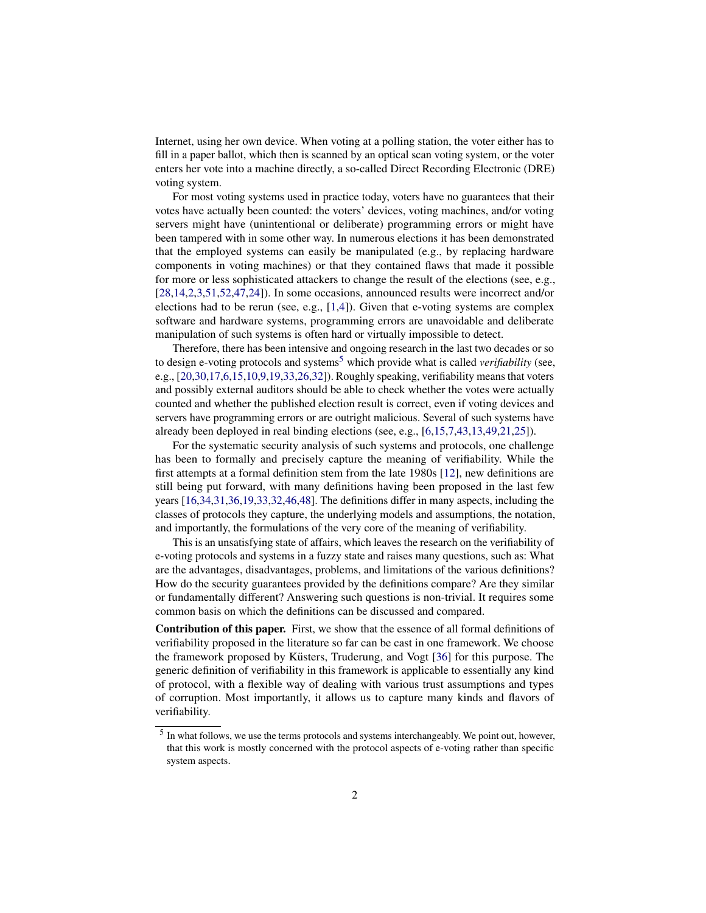Internet, using her own device. When voting at a polling station, the voter either has to fill in a paper ballot, which then is scanned by an optical scan voting system, or the voter enters her vote into a machine directly, a so-called Direct Recording Electronic (DRE) voting system.

For most voting systems used in practice today, voters have no guarantees that their votes have actually been counted: the voters' devices, voting machines, and/or voting servers might have (unintentional or deliberate) programming errors or might have been tampered with in some other way. In numerous elections it has been demonstrated that the employed systems can easily be manipulated (e.g., by replacing hardware components in voting machines) or that they contained flaws that made it possible for more or less sophisticated attackers to change the result of the elections (see, e.g., [28,14,2,3,51,52,47,24]). In some occasions, announced results were incorrect and/or elections had to be rerun (see, e.g., [1,4]). Given that e-voting systems are complex software and hardware systems, programming errors are unavoidable and deliberate manipulation of such systems is often hard or virtually impossible to detect.

Therefore, there has been intensive and ongoing research in the last two decades or so to design e-voting protocols and systems[5] which provide what is called *verifiability* (see, e.g., [20,30,17,6,15,10,9,19,33,26,32]). Roughly speaking, verifiability means that voters and possibly external auditors should be able to check whether the votes were actually counted and whether the published election result is correct, even if voting devices and servers have programming errors or are outright malicious. Several of such systems have already been deployed in real binding elections (see, e.g., [6,15,7,43,13,49,21,25]).

For the systematic security analysis of such systems and protocols, one challenge has been to formally and precisely capture the meaning of verifiability. While the first attempts at a formal definition stem from the late 1980s [12], new definitions are still being put forward, with many definitions having been proposed in the last few years [16,34,31,36,19,33,32,46,48]. The definitions differ in many aspects, including the classes of protocols they capture, the underlying models and assumptions, the notation, and importantly, the formulations of the very core of the meaning of verifiability.

This is an unsatisfying state of affairs, which leaves the research on the verifiability of e-voting protocols and systems in a fuzzy state and raises many questions, such as: What are the advantages, disadvantages, problems, and limitations of the various definitions? How do the security guarantees provided by the definitions compare? Are they similar or fundamentally different? Answering such questions is non-trivial. It requires some common basis on which the definitions can be discussed and compared.

**Contribution of this paper.** First, we show that the essence of all formal definitions of verifiability proposed in the literature so far can be cast in one framework. We choose the framework proposed by Küsters, Truderung, and Vogt [36] for this purpose. The generic definition of verifiability in this framework is applicable to essentially any kind of protocol, with a flexible way of dealing with various trust assumptions and types of corruption. Most importantly, it allows us to capture many kinds and flavors of verifiability.

[5] In what follows, we use the terms protocols and systems interchangeably. We point out, however, that this work is mostly concerned with the protocol aspects of e-voting rather than specific system aspects.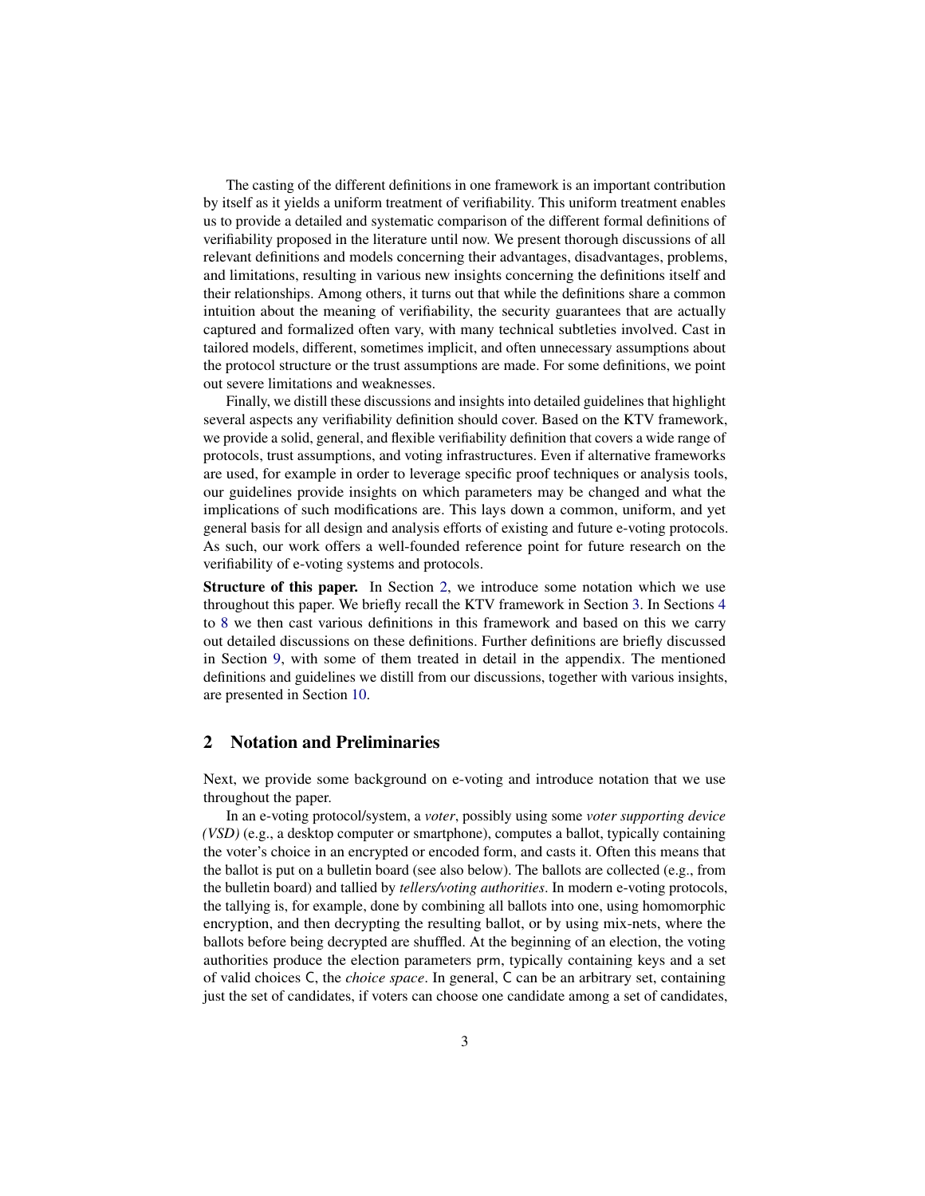The casting of the different definitions in one framework is an important contribution by itself as it yields a uniform treatment of verifiability. This uniform treatment enables us to provide a detailed and systematic comparison of the different formal definitions of verifiability proposed in the literature until now. We present thorough discussions of all relevant definitions and models concerning their advantages, disadvantages, problems, and limitations, resulting in various new insights concerning the definitions itself and their relationships. Among others, it turns out that while the definitions share a common intuition about the meaning of verifiability, the security guarantees that are actually captured and formalized often vary, with many technical subtleties involved. Cast in tailored models, different, sometimes implicit, and often unnecessary assumptions about the protocol structure or the trust assumptions are made. For some definitions, we point out severe limitations and weaknesses.

Finally, we distill these discussions and insights into detailed guidelines that highlight several aspects any verifiability definition should cover. Based on the KTV framework, we provide a solid, general, and flexible verifiability definition that covers a wide range of protocols, trust assumptions, and voting infrastructures. Even if alternative frameworks are used, for example in order to leverage specific proof techniques or analysis tools, our guidelines provide insights on which parameters may be changed and what the implications of such modifications are. This lays down a common, uniform, and yet general basis for all design and analysis efforts of existing and future e-voting protocols. As such, our work offers a well-founded reference point for future research on the verifiability of e-voting systems and protocols.

**Structure of this paper.** In Section 2, we introduce some notation which we use throughout this paper. We briefly recall the KTV framework in Section 3. In Sections 4 to 8 we then cast various definitions in this framework and based on this we carry out detailed discussions on these definitions. Further definitions are briefly discussed in Section 9, with some of them treated in detail in the appendix. The mentioned definitions and guidelines we distill from our discussions, together with various insights, are presented in Section 10.

## 2 Notation and Preliminaries

Next, we provide some background on e-voting and introduce notation that we use throughout the paper.

In an e-voting protocol/system, a *voter*, possibly using some *voter supporting device (VSD)* (e.g., a desktop computer or smartphone), computes a ballot, typically containing the voter's choice in an encrypted or encoded form, and casts it. Often this means that the ballot is put on a bulletin board (see also below). The ballots are collected (e.g., from the bulletin board) and tallied by *tellers/voting authorities*. In modern e-voting protocols, the tallying is, for example, done by combining all ballots into one, using homomorphic encryption, and then decrypting the resulting ballot, or by using mix-nets, where the ballots before being decrypted are shuffled. At the beginning of an election, the voting authorities produce the election parameters $\mathsf{prm}$, typically containing keys and a set of valid choices $\mathsf{C}$, the *choice space*. In general, $\mathsf{C}$ can be an arbitrary set, containing just the set of candidates, if voters can choose one candidate among a set of candidates,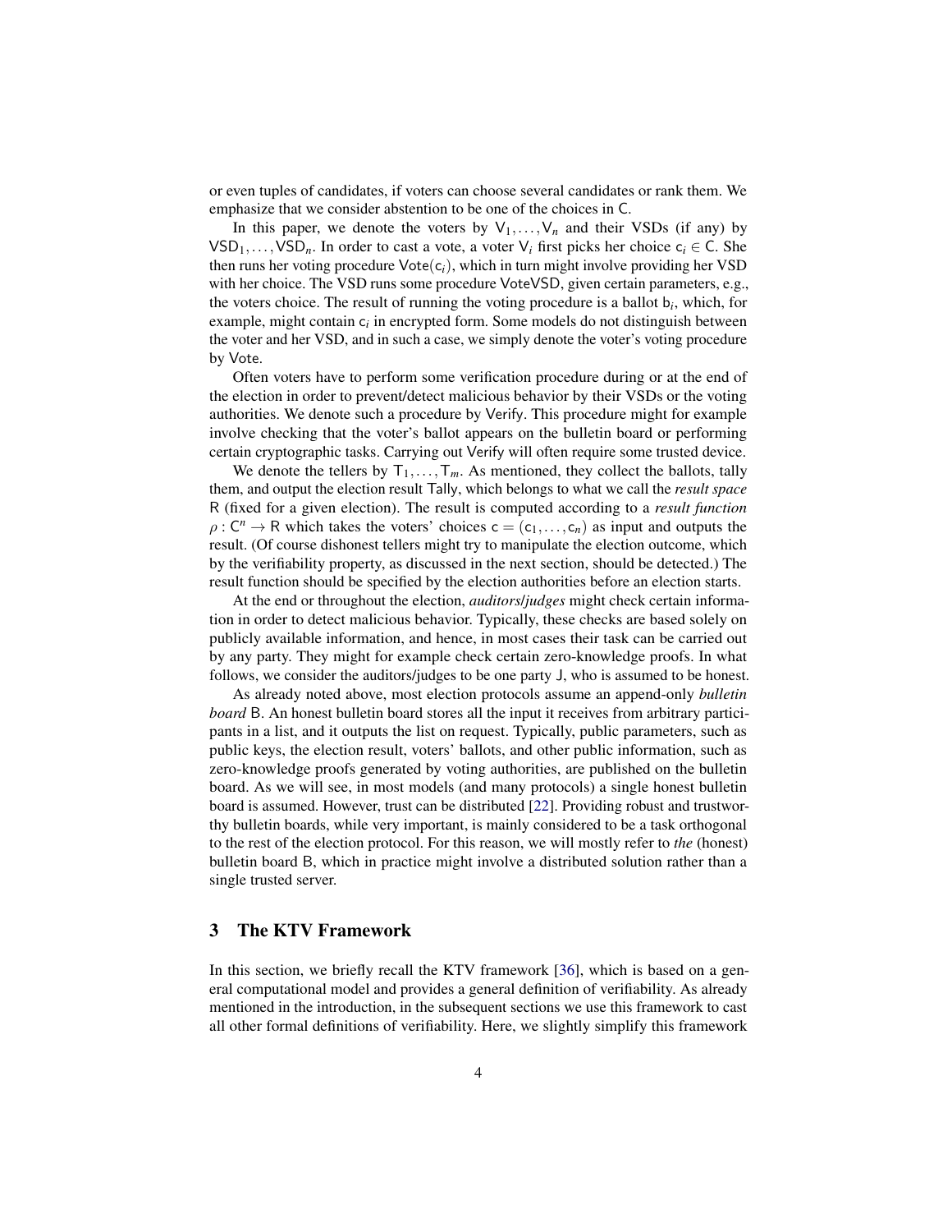or even tuples of candidates, if voters can choose several candidates or rank them. We emphasize that we consider abstention to be one of the choices in $\mathsf{C}$.

In this paper, we denote the voters by $\mathsf{V}_1, \ldots, \mathsf{V}_n$ and their VSDs (if any) by $\mathsf{VSD}_1, \ldots, \mathsf{VSD}_n$. In order to cast a vote, a voter $\mathsf{V}_i$ first picks her choice $\mathsf{c}_i \in \mathsf{C}$. She then runs her voting procedure $\mathsf{Vote}(\mathsf{c}_i)$, which in turn might involve providing her VSD with her choice. The VSD runs some procedure VoteVSD, given certain parameters, e.g., the voters choice. The result of running the voting procedure is a ballot $\mathsf{b}_i$, which, for example, might contain $\mathsf{c}_i$ in encrypted form. Some models do not distinguish between the voter and her VSD, and in such a case, we simply denote the voter's voting procedure by Vote.

Often voters have to perform some verification procedure during or at the end of the election in order to prevent/detect malicious behavior by their VSDs or the voting authorities. We denote such a procedure by Verify. This procedure might for example involve checking that the voter's ballot appears on the bulletin board or performing certain cryptographic tasks. Carrying out Verify will often require some trusted device.

We denote the tellers by $\mathsf{T}_1, \ldots, \mathsf{T}_m$. As mentioned, they collect the ballots, tally them, and output the election result Tally, which belongs to what we call the *result space* $\mathsf{R}$ (fixed for a given election). The result is computed according to a *result function* $\rho : \mathsf{C}^n \to \mathsf{R}$ which takes the voters' choices $\mathsf{c} = (\mathsf{c}_1, \ldots, \mathsf{c}_n)$ as input and outputs the result. (Of course dishonest tellers might try to manipulate the election outcome, which by the verifiability property, as discussed in the next section, should be detected.) The result function should be specified by the election authorities before an election starts.

At the end or throughout the election, *auditors/judges* might check certain information in order to detect malicious behavior. Typically, these checks are based solely on publicly available information, and hence, in most cases their task can be carried out by any party. They might for example check certain zero-knowledge proofs. In what follows, we consider the auditors/judges to be one party $\mathsf{J}$, who is assumed to be honest.

As already noted above, most election protocols assume an append-only *bulletin board* $\mathsf{B}$. An honest bulletin board stores all the input it receives from arbitrary participants in a list, and it outputs the list on request. Typically, public parameters, such as public keys, the election result, voters' ballots, and other public information, such as zero-knowledge proofs generated by voting authorities, are published on the bulletin board. As we will see, in most models (and many protocols) a single honest bulletin board is assumed. However, trust can be distributed [22]. Providing robust and trustworthy bulletin boards, while very important, is mainly considered to be a task orthogonal to the rest of the election protocol. For this reason, we will mostly refer to *the* (honest) bulletin board $\mathsf{B}$, which in practice might involve a distributed solution rather than a single trusted server.

## 3 The KTV Framework

In this section, we briefly recall the KTV framework [36], which is based on a general computational model and provides a general definition of verifiability. As already mentioned in the introduction, in the subsequent sections we use this framework to cast all other formal definitions of verifiability. Here, we slightly simplify this framework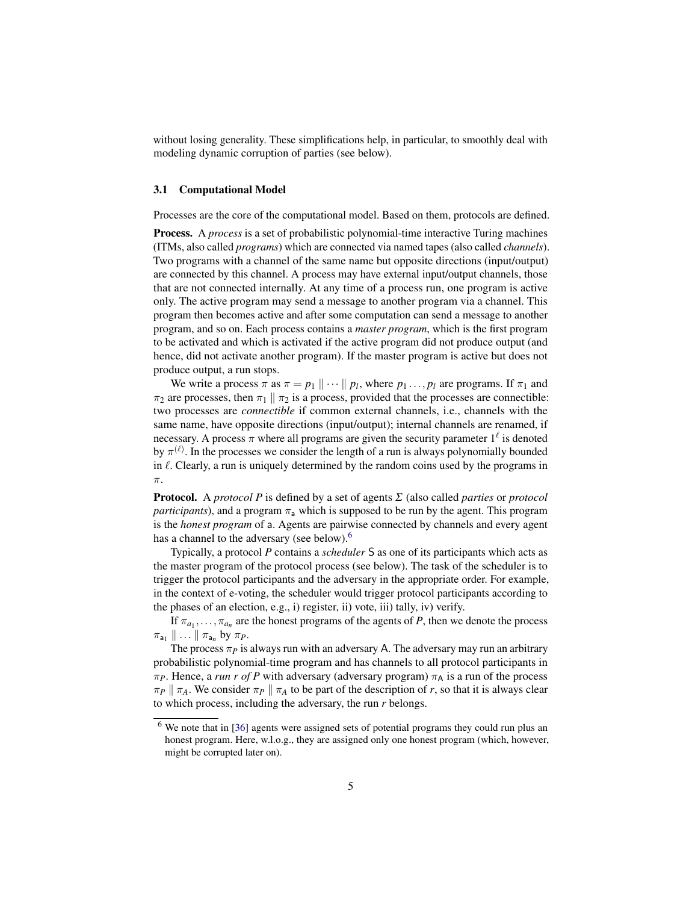without losing generality. These simplifications help, in particular, to smoothly deal with modeling dynamic corruption of parties (see below).

### 3.1 Computational Model

Processes are the core of the computational model. Based on them, protocols are defined.

**Process.** A *process* is a set of probabilistic polynomial-time interactive Turing machines (ITMs, also called *programs*) which are connected via named tapes (also called *channels*). Two programs with a channel of the same name but opposite directions (input/output) are connected by this channel. A process may have external input/output channels, those that are not connected internally. At any time of a process run, one program is active only. The active program may send a message to another program via a channel. This program then becomes active and after some computation can send a message to another program, and so on. Each process contains a *master program*, which is the first program to be activated and which is activated if the active program did not produce output (and hence, did not activate another program). If the master program is active but does not produce output, a run stops.

We write a process $\pi$ as $\pi = p_1 \parallel \cdots \parallel p_l$, where $p_1 \ldots, p_l$ are programs. If $\pi_1$ and $\pi_2$ are processes, then $\pi_1 \parallel \pi_2$ is a process, provided that the processes are connectible: two processes are *connectible* if common external channels, i.e., channels with the same name, have opposite directions (input/output); internal channels are renamed, if necessary. A process $\pi$ where all programs are given the security parameter $1^\ell$ is denoted by $\pi^{(\ell)}$. In the processes we consider the length of a run is always polynomially bounded in $\ell$. Clearly, a run is uniquely determined by the random coins used by the programs in $\pi$.

**Protocol.** A *protocol P* is defined by a set of agents $\Sigma$ (also called *parties* or *protocol participants*), and a program $\pi_{\mathsf{a}}$ which is supposed to be run by the agent. This program is the *honest program* of $\mathsf{a}$. Agents are pairwise connected by channels and every agent has a channel to the adversary (see below).[6]

Typically, a protocol *P* contains a *scheduler* $\mathsf{S}$ as one of its participants which acts as the master program of the protocol process (see below). The task of the scheduler is to trigger the protocol participants and the adversary in the appropriate order. For example, in the context of e-voting, the scheduler would trigger protocol participants according to the phases of an election, e.g., i) register, ii) vote, iii) tally, iv) verify.

If $\pi_{a_1}, \ldots, \pi_{a_n}$ are the honest programs of the agents of *P*, then we denote the process $\pi_{\mathsf{a}_1} \parallel \ldots \parallel \pi_{\mathsf{a}_n}$ by $\pi_P$.

The process $\pi_P$ is always run with an adversary $\mathsf{A}$. The adversary may run an arbitrary probabilistic polynomial-time program and has channels to all protocol participants in $\pi_P$. Hence, a *run r of P* with adversary (adversary program) $\pi_{\mathsf{A}}$ is a run of the process $\pi_P \parallel \pi_A$. We consider $\pi_P \parallel \pi_A$ to be part of the description of *r*, so that it is always clear to which process, including the adversary, the run *r* belongs.

[6] We note that in [36] agents were assigned sets of potential programs they could run plus an honest program. Here, w.l.o.g., they are assigned only one honest program (which, however, might be corrupted later on).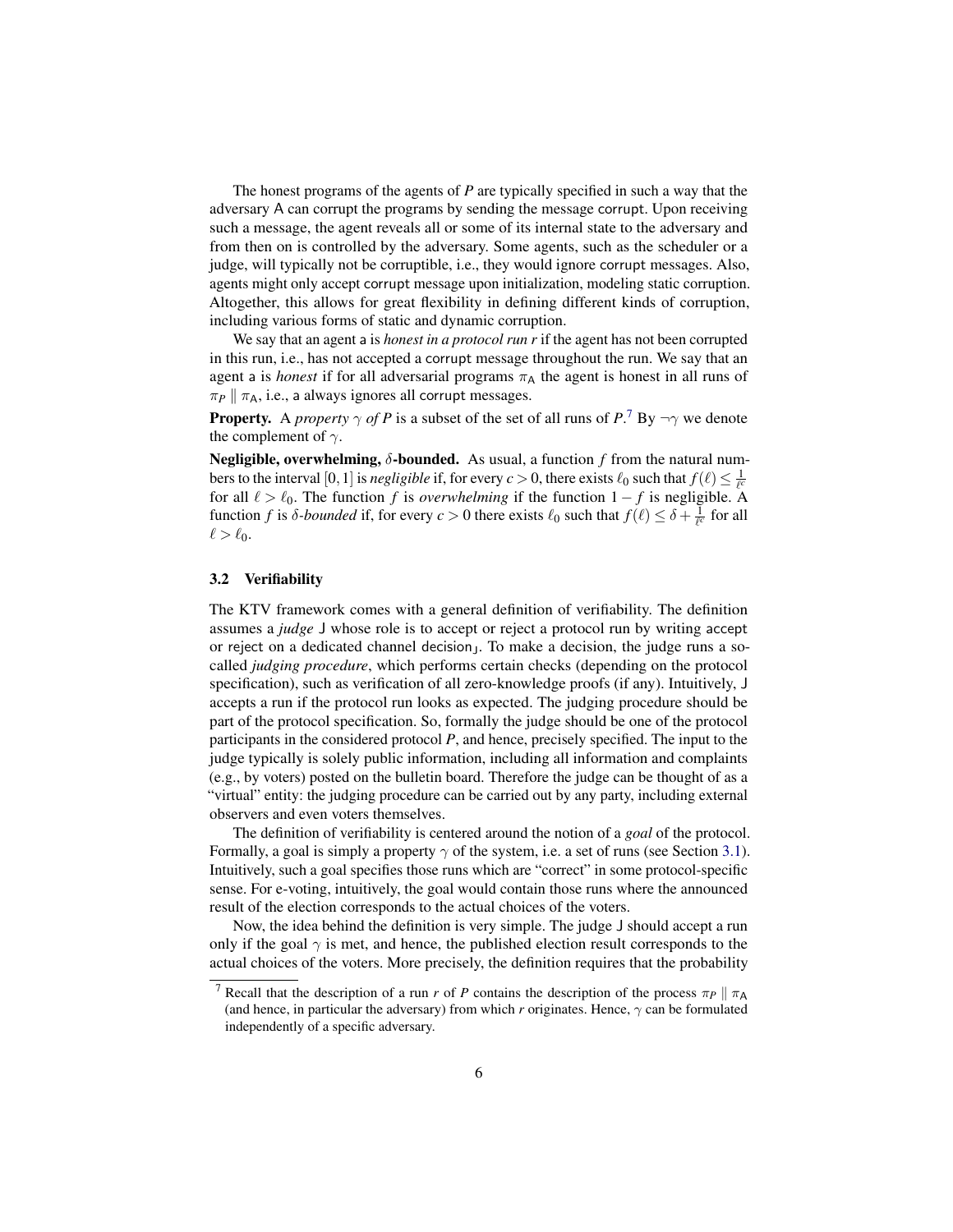The honest programs of the agents of $P$ are typically specified in such a way that the adversary A can corrupt the programs by sending the message corrupt. Upon receiving such a message, the agent reveals all or some of its internal state to the adversary and from then on is controlled by the adversary. Some agents, such as the scheduler or a judge, will typically not be corruptible, i.e., they would ignore corrupt messages. Also, agents might only accept corrupt message upon initialization, modeling static corruption. Altogether, this allows for great flexibility in defining different kinds of corruption, including various forms of static and dynamic corruption.

We say that an agent a is *honest in a protocol run r* if the agent has not been corrupted in this run, i.e., has not accepted a corrupt message throughout the run. We say that an agent a is *honest* if for all adversarial programs $\pi_A$ the agent is honest in all runs of $\pi_P \parallel \pi_A$, i.e., a always ignores all corrupt messages.

**Property.** A *property $\gamma$ of P* is a subset of the set of all runs of $P$.[7] By $\neg\gamma$ we denote the complement of $\gamma$.

**Negligible, overwhelming, $\delta$-bounded.** As usual, a function $f$ from the natural numbers to the interval $[0,1]$ is *negligible* if, for every $c > 0$, there exists $\ell_0$ such that $f(\ell) \leq \frac{1}{\ell^c}$ for all $\ell > \ell_0$. The function $f$ is *overwhelming* if the function $1 - f$ is negligible. A function $f$ is *$\delta$-bounded* if, for every $c > 0$ there exists $\ell_0$ such that $f(\ell) \leq \delta + \frac{1}{\ell^c}$ for all $\ell > \ell_0$.

### 3.2 Verifiability

The KTV framework comes with a general definition of verifiability. The definition assumes a *judge* J whose role is to accept or reject a protocol run by writing accept or reject on a dedicated channel $\mathsf{decision}_\mathsf{J}$. To make a decision, the judge runs a so-called *judging procedure*, which performs certain checks (depending on the protocol specification), such as verification of all zero-knowledge proofs (if any). Intuitively, J accepts a run if the protocol run looks as expected. The judging procedure should be part of the protocol specification. So, formally the judge should be one of the protocol participants in the considered protocol $P$, and hence, precisely specified. The input to the judge typically is solely public information, including all information and complaints (e.g., by voters) posted on the bulletin board. Therefore the judge can be thought of as a "virtual" entity: the judging procedure can be carried out by any party, including external observers and even voters themselves.

The definition of verifiability is centered around the notion of a *goal* of the protocol. Formally, a goal is simply a property $\gamma$ of the system, i.e. a set of runs (see Section 3.1). Intuitively, such a goal specifies those runs which are "correct" in some protocol-specific sense. For e-voting, intuitively, the goal would contain those runs where the announced result of the election corresponds to the actual choices of the voters.

Now, the idea behind the definition is very simple. The judge J should accept a run only if the goal $\gamma$ is met, and hence, the published election result corresponds to the actual choices of the voters. More precisely, the definition requires that the probability

[7] Recall that the description of a run $r$ of $P$ contains the description of the process $\pi_P \parallel \pi_A$ (and hence, in particular the adversary) from which $r$ originates. Hence, $\gamma$ can be formulated independently of a specific adversary.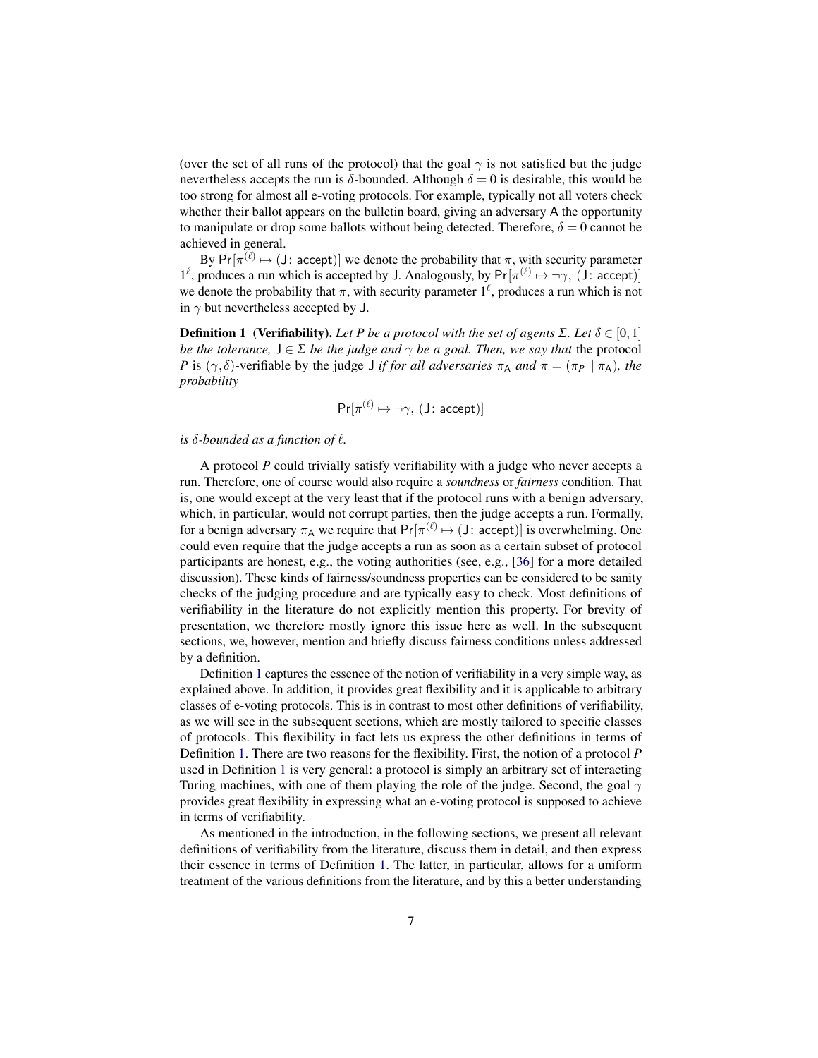(over the set of all runs of the protocol) that the goal $\gamma$ is not satisfied but the judge nevertheless accepts the run is $\delta$-bounded. Although $\delta = 0$ is desirable, this would be too strong for almost all e-voting protocols. For example, typically not all voters check whether their ballot appears on the bulletin board, giving an adversary A the opportunity to manipulate or drop some ballots without being detected. Therefore, $\delta = 0$ cannot be achieved in general.

By $\Pr[\pi^{(\ell)} \mapsto (\mathsf{J}\colon \mathsf{accept})]$ we denote the probability that $\pi$, with security parameter $1^\ell$, produces a run which is accepted by J. Analogously, by $\Pr[\pi^{(\ell)} \mapsto \neg\gamma,\ (\mathsf{J}\colon \mathsf{accept})]$ we denote the probability that $\pi$, with security parameter $1^\ell$, produces a run which is not in $\gamma$ but nevertheless accepted by J.

**Definition 1 (Verifiability).** *Let P be a protocol with the set of agents $\Sigma$. Let $\delta \in [0,1]$ be the tolerance, $\mathsf{J} \in \Sigma$ be the judge and $\gamma$ be a goal. Then, we say that* the protocol *P* is $(\gamma, \delta)$-verifiable by the judge J *if for all adversaries $\pi_\mathsf{A}$ and $\pi = (\pi_P \parallel \pi_\mathsf{A})$, the probability*

$$\Pr[\pi^{(\ell)} \mapsto \neg\gamma,\ (\mathsf{J}\colon \mathsf{accept})]$$

*is $\delta$-bounded as a function of $\ell$.*

A protocol *P* could trivially satisfy verifiability with a judge who never accepts a run. Therefore, one of course would also require a *soundness* or *fairness* condition. That is, one would except at the very least that if the protocol runs with a benign adversary, which, in particular, would not corrupt parties, then the judge accepts a run. Formally, for a benign adversary $\pi_\mathsf{A}$ we require that $\Pr[\pi^{(\ell)} \mapsto (\mathsf{J}\colon \mathsf{accept})]$ is overwhelming. One could even require that the judge accepts a run as soon as a certain subset of protocol participants are honest, e.g., the voting authorities (see, e.g., [36] for a more detailed discussion). These kinds of fairness/soundness properties can be considered to be sanity checks of the judging procedure and are typically easy to check. Most definitions of verifiability in the literature do not explicitly mention this property. For brevity of presentation, we therefore mostly ignore this issue here as well. In the subsequent sections, we, however, mention and briefly discuss fairness conditions unless addressed by a definition.

Definition 1 captures the essence of the notion of verifiability in a very simple way, as explained above. In addition, it provides great flexibility and it is applicable to arbitrary classes of e-voting protocols. This is in contrast to most other definitions of verifiability, as we will see in the subsequent sections, which are mostly tailored to specific classes of protocols. This flexibility in fact lets us express the other definitions in terms of Definition 1. There are two reasons for the flexibility. First, the notion of a protocol *P* used in Definition 1 is very general: a protocol is simply an arbitrary set of interacting Turing machines, with one of them playing the role of the judge. Second, the goal $\gamma$ provides great flexibility in expressing what an e-voting protocol is supposed to achieve in terms of verifiability.

As mentioned in the introduction, in the following sections, we present all relevant definitions of verifiability from the literature, discuss them in detail, and then express their essence in terms of Definition 1. The latter, in particular, allows for a uniform treatment of the various definitions from the literature, and by this a better understanding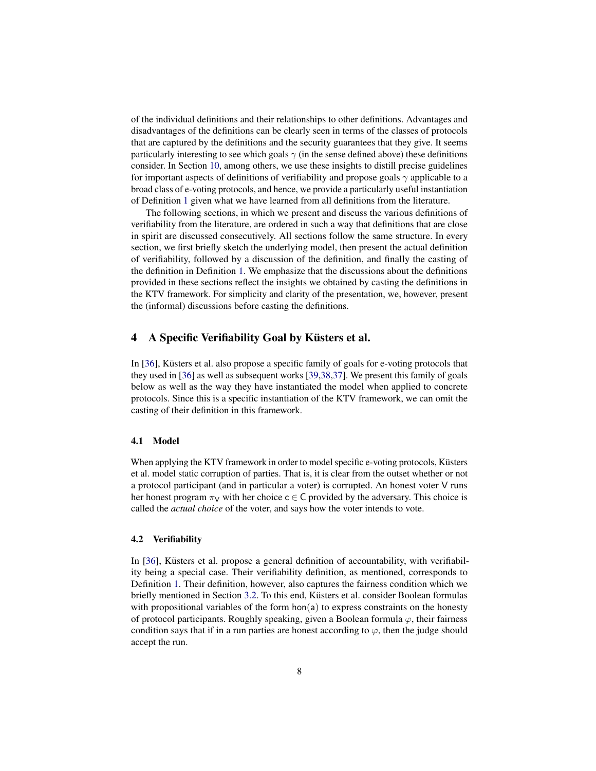of the individual definitions and their relationships to other definitions. Advantages and disadvantages of the definitions can be clearly seen in terms of the classes of protocols that are captured by the definitions and the security guarantees that they give. It seems particularly interesting to see which goals $\gamma$ (in the sense defined above) these definitions consider. In Section 10, among others, we use these insights to distill precise guidelines for important aspects of definitions of verifiability and propose goals $\gamma$ applicable to a broad class of e-voting protocols, and hence, we provide a particularly useful instantiation of Definition 1 given what we have learned from all definitions from the literature.

The following sections, in which we present and discuss the various definitions of verifiability from the literature, are ordered in such a way that definitions that are close in spirit are discussed consecutively. All sections follow the same structure. In every section, we first briefly sketch the underlying model, then present the actual definition of verifiability, followed by a discussion of the definition, and finally the casting of the definition in Definition 1. We emphasize that the discussions about the definitions provided in these sections reflect the insights we obtained by casting the definitions in the KTV framework. For simplicity and clarity of the presentation, we, however, present the (informal) discussions before casting the definitions.

## 4 A Specific Verifiability Goal by Küsters et al.

In [36], Küsters et al. also propose a specific family of goals for e-voting protocols that they used in [36] as well as subsequent works [39,38,37]. We present this family of goals below as well as the way they have instantiated the model when applied to concrete protocols. Since this is a specific instantiation of the KTV framework, we can omit the casting of their definition in this framework.

### 4.1 Model

When applying the KTV framework in order to model specific e-voting protocols, Küsters et al. model static corruption of parties. That is, it is clear from the outset whether or not a protocol participant (and in particular a voter) is corrupted. An honest voter $\mathsf{V}$ runs her honest program $\pi_{\mathsf{V}}$ with her choice $\mathsf{c} \in \mathsf{C}$ provided by the adversary. This choice is called the *actual choice* of the voter, and says how the voter intends to vote.

### 4.2 Verifiability

In [36], Küsters et al. propose a general definition of accountability, with verifiability being a special case. Their verifiability definition, as mentioned, corresponds to Definition 1. Their definition, however, also captures the fairness condition which we briefly mentioned in Section 3.2. To this end, Küsters et al. consider Boolean formulas with propositional variables of the form $\mathsf{hon}(\mathsf{a})$ to express constraints on the honesty of protocol participants. Roughly speaking, given a Boolean formula $\varphi$, their fairness condition says that if in a run parties are honest according to $\varphi$, then the judge should accept the run.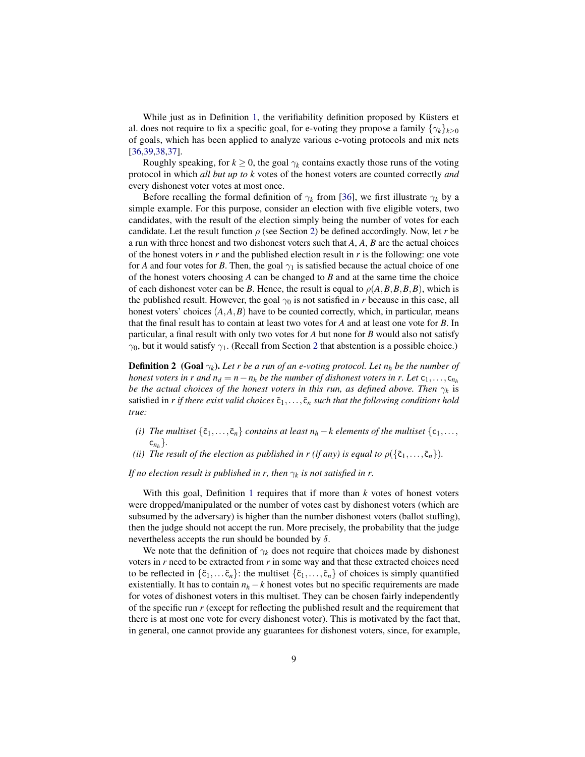While just as in Definition 1, the verifiability definition proposed by Küsters et al. does not require to fix a specific goal, for e-voting they propose a family $\{\gamma_k\}_{k\geq 0}$ of goals, which has been applied to analyze various e-voting protocols and mix nets [36,39,38,37].

Roughly speaking, for $k \geq 0$, the goal $\gamma_k$ contains exactly those runs of the voting protocol in which *all but up to k* votes of the honest voters are counted correctly *and* every dishonest voter votes at most once.

Before recalling the formal definition of $\gamma_k$ from [36], we first illustrate $\gamma_k$ by a simple example. For this purpose, consider an election with five eligible voters, two candidates, with the result of the election simply being the number of votes for each candidate. Let the result function $\rho$ (see Section 2) be defined accordingly. Now, let $r$ be a run with three honest and two dishonest voters such that $A$, $A$, $B$ are the actual choices of the honest voters in $r$ and the published election result in $r$ is the following: one vote for $A$ and four votes for $B$. Then, the goal $\gamma_1$ is satisfied because the actual choice of one of the honest voters choosing $A$ can be changed to $B$ and at the same time the choice of each dishonest voter can be $B$. Hence, the result is equal to $\rho(A,B,B,B,B)$, which is the published result. However, the goal $\gamma_0$ is not satisfied in $r$ because in this case, all honest voters' choices $(A,A,B)$ have to be counted correctly, which, in particular, means that the final result has to contain at least two votes for $A$ and at least one vote for $B$. In particular, a final result with only two votes for $A$ but none for $B$ would also not satisfy $\gamma_0$, but it would satisfy $\gamma_1$. (Recall from Section 2 that abstention is a possible choice.)

**Definition 2 (Goal $\gamma_k$).** *Let $r$ be a run of an e-voting protocol. Let $n_h$ be the number of honest voters in $r$ and $n_d = n - n_h$ be the number of dishonest voters in $r$. Let $\mathsf{c}_1, \ldots, \mathsf{c}_{n_h}$ be the actual choices of the honest voters in this run, as defined above. Then $\gamma_k$ is* satisfied *in $r$ if there exist valid choices $\tilde{\mathsf{c}}_1, \ldots, \tilde{\mathsf{c}}_n$ such that the following conditions hold true:*

*(i) The multiset $\{\tilde{\mathsf{c}}_1, \ldots, \tilde{\mathsf{c}}_n\}$ contains at least $n_h - k$ elements of the multiset $\{\mathsf{c}_1, \ldots, \mathsf{c}_{n_h}\}$.*

*(ii) The result of the election as published in $r$ (if any) is equal to $\rho(\{\tilde{\mathsf{c}}_1, \ldots, \tilde{\mathsf{c}}_n\})$.*

*If no election result is published in $r$, then $\gamma_k$ is not satisfied in $r$.*

With this goal, Definition 1 requires that if more than $k$ votes of honest voters were dropped/manipulated or the number of votes cast by dishonest voters (which are subsumed by the adversary) is higher than the number dishonest voters (ballot stuffing), then the judge should not accept the run. More precisely, the probability that the judge nevertheless accepts the run should be bounded by $\delta$.

We note that the definition of $\gamma_k$ does not require that choices made by dishonest voters in $r$ need to be extracted from $r$ in some way and that these extracted choices need to be reflected in $\{\tilde{\mathsf{c}}_1, \ldots \tilde{\mathsf{c}}_n\}$: the multiset $\{\tilde{\mathsf{c}}_1, \ldots, \tilde{\mathsf{c}}_n\}$ of choices is simply quantified existentially. It has to contain $n_h - k$ honest votes but no specific requirements are made for votes of dishonest voters in this multiset. They can be chosen fairly independently of the specific run $r$ (except for reflecting the published result and the requirement that there is at most one vote for every dishonest voter). This is motivated by the fact that, in general, one cannot provide any guarantees for dishonest voters, since, for example,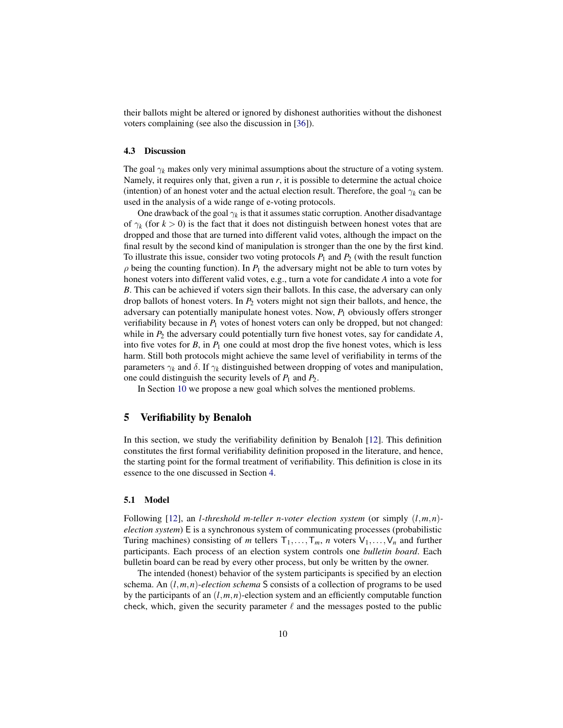their ballots might be altered or ignored by dishonest authorities without the dishonest voters complaining (see also the discussion in [36]).

### 4.3 Discussion

The goal $\gamma_k$ makes only very minimal assumptions about the structure of a voting system. Namely, it requires only that, given a run $r$, it is possible to determine the actual choice (intention) of an honest voter and the actual election result. Therefore, the goal $\gamma_k$ can be used in the analysis of a wide range of e-voting protocols.

One drawback of the goal $\gamma_k$ is that it assumes static corruption. Another disadvantage of $\gamma_k$ (for $k > 0$) is the fact that it does not distinguish between honest votes that are dropped and those that are turned into different valid votes, although the impact on the final result by the second kind of manipulation is stronger than the one by the first kind. To illustrate this issue, consider two voting protocols $P_1$ and $P_2$ (with the result function $\rho$ being the counting function). In $P_1$ the adversary might not be able to turn votes by honest voters into different valid votes, e.g., turn a vote for candidate *A* into a vote for *B*. This can be achieved if voters sign their ballots. In this case, the adversary can only drop ballots of honest voters. In $P_2$ voters might not sign their ballots, and hence, the adversary can potentially manipulate honest votes. Now, $P_1$ obviously offers stronger verifiability because in $P_1$ votes of honest voters can only be dropped, but not changed: while in $P_2$ the adversary could potentially turn five honest votes, say for candidate *A*, into five votes for *B*, in $P_1$ one could at most drop the five honest votes, which is less harm. Still both protocols might achieve the same level of verifiability in terms of the parameters $\gamma_k$ and $\delta$. If $\gamma_k$ distinguished between dropping of votes and manipulation, one could distinguish the security levels of $P_1$ and $P_2$.

In Section 10 we propose a new goal which solves the mentioned problems.

## 5 Verifiability by Benaloh

In this section, we study the verifiability definition by Benaloh [12]. This definition constitutes the first formal verifiability definition proposed in the literature, and hence, the starting point for the formal treatment of verifiability. This definition is close in its essence to the one discussed in Section 4.

### 5.1 Model

Following [12], an *l-threshold m-teller n-voter election system* (or simply $(l,m,n)$-*election system*) $\mathsf{E}$ is a synchronous system of communicating processes (probabilistic Turing machines) consisting of $m$ tellers $\mathsf{T}_1,\ldots,\mathsf{T}_m$, $n$ voters $\mathsf{V}_1,\ldots,\mathsf{V}_n$ and further participants. Each process of an election system controls one *bulletin board*. Each bulletin board can be read by every other process, but only be written by the owner.

The intended (honest) behavior of the system participants is specified by an election schema. An $(l,m,n)$-*election schema* $\mathsf{S}$ consists of a collection of programs to be used by the participants of an $(l,m,n)$-election system and an efficiently computable function $\mathsf{check}$, which, given the security parameter $\ell$ and the messages posted to the public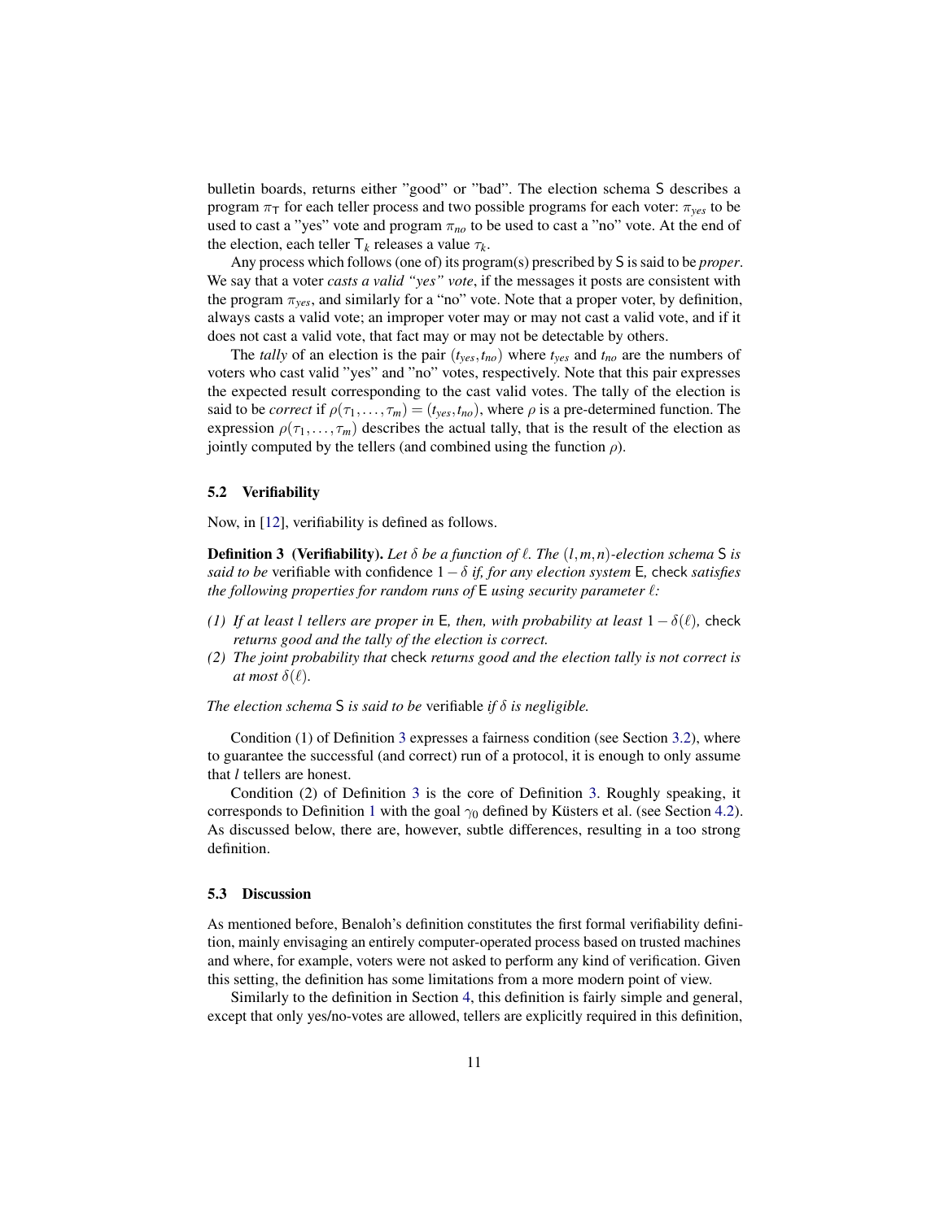bulletin boards, returns either "good" or "bad". The election schema S describes a program $\pi_\mathsf{T}$ for each teller process and two possible programs for each voter: $\pi_{yes}$ to be used to cast a "yes" vote and program $\pi_{no}$ to be used to cast a "no" vote. At the end of the election, each teller $\mathsf{T}_k$ releases a value $\tau_k$.

Any process which follows (one of) its program(s) prescribed by S is said to be *proper*. We say that a voter *casts a valid "yes" vote*, if the messages it posts are consistent with the program $\pi_{yes}$, and similarly for a "no" vote. Note that a proper voter, by definition, always casts a valid vote; an improper voter may or may not cast a valid vote, and if it does not cast a valid vote, that fact may or may not be detectable by others.

The *tally* of an election is the pair $(t_{yes}, t_{no})$ where $t_{yes}$ and $t_{no}$ are the numbers of voters who cast valid "yes" and "no" votes, respectively. Note that this pair expresses the expected result corresponding to the cast valid votes. The tally of the election is said to be *correct* if $\rho(\tau_1, \ldots, \tau_m) = (t_{yes}, t_{no})$, where $\rho$ is a pre-determined function. The expression $\rho(\tau_1, \ldots, \tau_m)$ describes the actual tally, that is the result of the election as jointly computed by the tellers (and combined using the function $\rho$).

### 5.2 Verifiability

Now, in [12], verifiability is defined as follows.

**Definition 3 (Verifiability).** *Let $\delta$ be a function of $\ell$. The $(l,m,n)$-election schema* S *is said to be* verifiable with confidence $1-\delta$ *if, for any election system* E*,* check *satisfies the following properties for random runs of* E *using security parameter $\ell$:*

*(1) If at least $l$ tellers are proper in* E*, then, with probability at least $1-\delta(\ell)$,* check *returns good and the tally of the election is correct.*
*(2) The joint probability that* check *returns good and the election tally is not correct is at most $\delta(\ell)$.*

*The election schema* S *is said to be* verifiable *if $\delta$ is negligible.*

Condition (1) of Definition 3 expresses a fairness condition (see Section 3.2), where to guarantee the successful (and correct) run of a protocol, it is enough to only assume that $l$ tellers are honest.

Condition (2) of Definition 3 is the core of Definition 3. Roughly speaking, it corresponds to Definition 1 with the goal $\gamma_0$ defined by Küsters et al. (see Section 4.2). As discussed below, there are, however, subtle differences, resulting in a too strong definition.

### 5.3 Discussion

As mentioned before, Benaloh's definition constitutes the first formal verifiability definition, mainly envisaging an entirely computer-operated process based on trusted machines and where, for example, voters were not asked to perform any kind of verification. Given this setting, the definition has some limitations from a more modern point of view.

Similarly to the definition in Section 4, this definition is fairly simple and general, except that only yes/no-votes are allowed, tellers are explicitly required in this definition,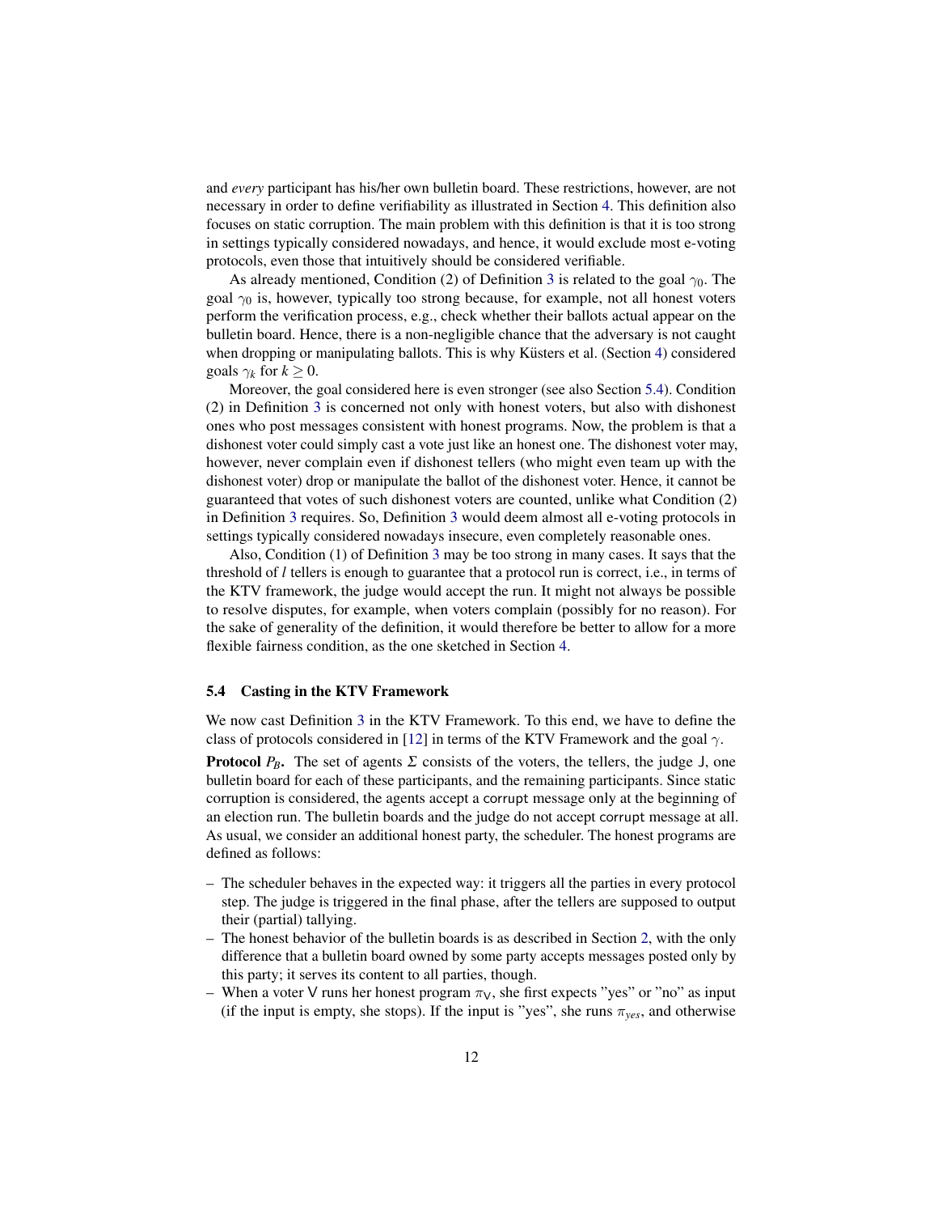and *every* participant has his/her own bulletin board. These restrictions, however, are not necessary in order to define verifiability as illustrated in Section 4. This definition also focuses on static corruption. The main problem with this definition is that it is too strong in settings typically considered nowadays, and hence, it would exclude most e-voting protocols, even those that intuitively should be considered verifiable.

As already mentioned, Condition (2) of Definition 3 is related to the goal $\gamma_0$. The goal $\gamma_0$ is, however, typically too strong because, for example, not all honest voters perform the verification process, e.g., check whether their ballots actual appear on the bulletin board. Hence, there is a non-negligible chance that the adversary is not caught when dropping or manipulating ballots. This is why Küsters et al. (Section 4) considered goals $\gamma_k$ for $k \geq 0$.

Moreover, the goal considered here is even stronger (see also Section 5.4). Condition (2) in Definition 3 is concerned not only with honest voters, but also with dishonest ones who post messages consistent with honest programs. Now, the problem is that a dishonest voter could simply cast a vote just like an honest one. The dishonest voter may, however, never complain even if dishonest tellers (who might even team up with the dishonest voter) drop or manipulate the ballot of the dishonest voter. Hence, it cannot be guaranteed that votes of such dishonest voters are counted, unlike what Condition (2) in Definition 3 requires. So, Definition 3 would deem almost all e-voting protocols in settings typically considered nowadays insecure, even completely reasonable ones.

Also, Condition (1) of Definition 3 may be too strong in many cases. It says that the threshold of $l$ tellers is enough to guarantee that a protocol run is correct, i.e., in terms of the KTV framework, the judge would accept the run. It might not always be possible to resolve disputes, for example, when voters complain (possibly for no reason). For the sake of generality of the definition, it would therefore be better to allow for a more flexible fairness condition, as the one sketched in Section 4.

### 5.4 Casting in the KTV Framework

We now cast Definition 3 in the KTV Framework. To this end, we have to define the class of protocols considered in [12] in terms of the KTV Framework and the goal $\gamma$.

**Protocol $P_B$.** The set of agents $\Sigma$ consists of the voters, the tellers, the judge J, one bulletin board for each of these participants, and the remaining participants. Since static corruption is considered, the agents accept a corrupt message only at the beginning of an election run. The bulletin boards and the judge do not accept corrupt message at all. As usual, we consider an additional honest party, the scheduler. The honest programs are defined as follows:

- The scheduler behaves in the expected way: it triggers all the parties in every protocol step. The judge is triggered in the final phase, after the tellers are supposed to output their (partial) tallying.
- The honest behavior of the bulletin boards is as described in Section 2, with the only difference that a bulletin board owned by some party accepts messages posted only by this party; it serves its content to all parties, though.
- When a voter V runs her honest program $\pi_{\mathsf{V}}$, she first expects "yes" or "no" as input (if the input is empty, she stops). If the input is "yes", she runs $\pi_{yes}$, and otherwise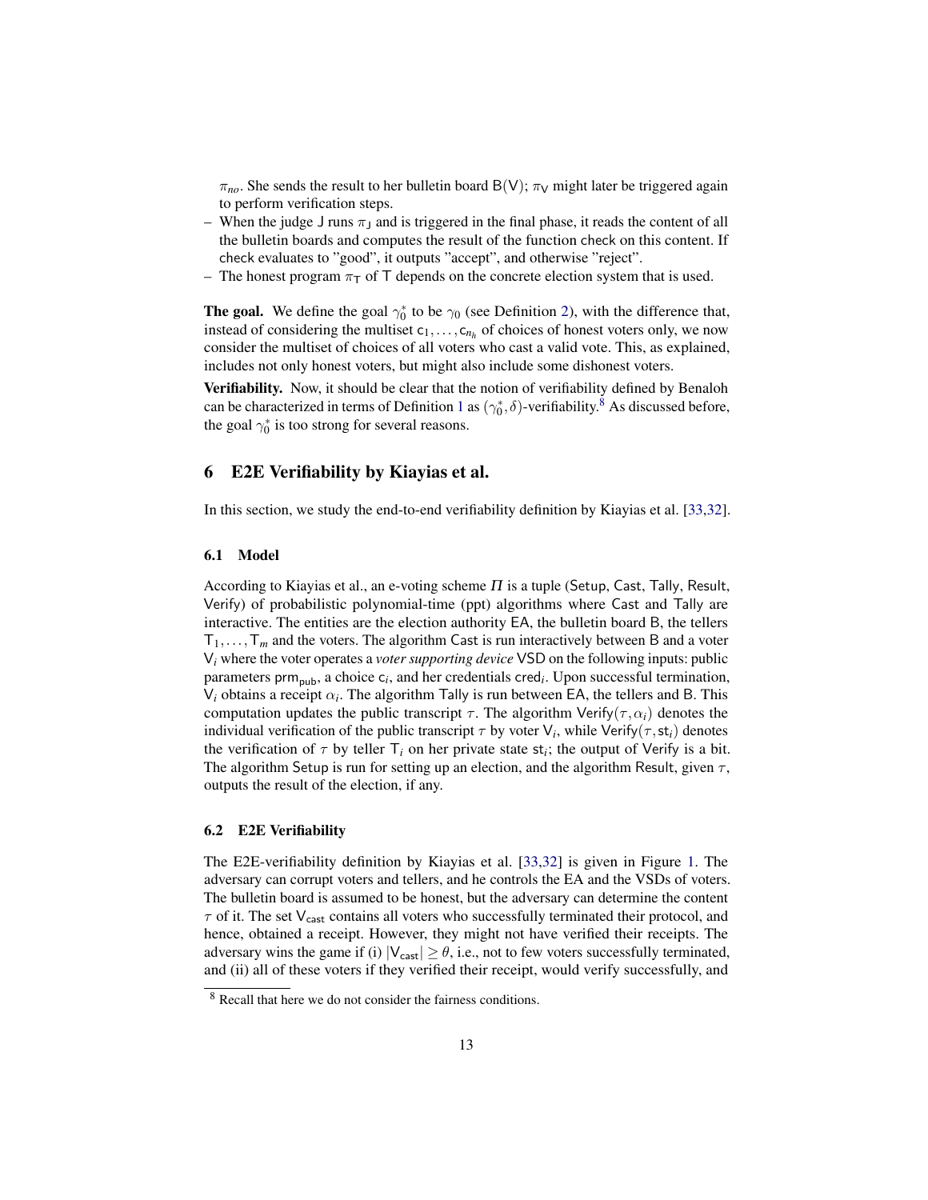$\pi_{no}$. She sends the result to her bulletin board $\mathsf{B}(\mathsf{V})$; $\pi_\mathsf{V}$ might later be triggered again to perform verification steps.

- When the judge $\mathsf{J}$ runs $\pi_\mathsf{J}$ and is triggered in the final phase, it reads the content of all the bulletin boards and computes the result of the function $\mathsf{check}$ on this content. If $\mathsf{check}$ evaluates to "good", it outputs "accept", and otherwise "reject".
- The honest program $\pi_\mathsf{T}$ of $\mathsf{T}$ depends on the concrete election system that is used.

**The goal.** We define the goal $\gamma_0^*$ to be $\gamma_0$ (see Definition 2), with the difference that, instead of considering the multiset $\mathsf{c}_1, \ldots, \mathsf{c}_{n_h}$ of choices of honest voters only, we now consider the multiset of choices of all voters who cast a valid vote. This, as explained, includes not only honest voters, but might also include some dishonest voters.

**Verifiability.** Now, it should be clear that the notion of verifiability defined by Benaloh can be characterized in terms of Definition 1 as $(\gamma_0^*, \delta)$-verifiability.[8] As discussed before, the goal $\gamma_0^*$ is too strong for several reasons.

## 6 E2E Verifiability by Kiayias et al.

In this section, we study the end-to-end verifiability definition by Kiayias et al. [33,32].

### 6.1 Model

According to Kiayias et al., an e-voting scheme $\Pi$ is a tuple ($\mathsf{Setup}$, $\mathsf{Cast}$, $\mathsf{Tally}$, $\mathsf{Result}$, $\mathsf{Verify}$) of probabilistic polynomial-time (ppt) algorithms where $\mathsf{Cast}$ and $\mathsf{Tally}$ are interactive. The entities are the election authority $\mathsf{EA}$, the bulletin board $\mathsf{B}$, the tellers $\mathsf{T}_1, \ldots, \mathsf{T}_m$ and the voters. The algorithm $\mathsf{Cast}$ is run interactively between $\mathsf{B}$ and a voter $\mathsf{V}_i$ where the voter operates a *voter supporting device* $\mathsf{VSD}$ on the following inputs: public parameters $\mathsf{prm}_{\mathsf{pub}}$, a choice $\mathsf{c}_i$, and her credentials $\mathsf{cred}_i$. Upon successful termination, $\mathsf{V}_i$ obtains a receipt $\alpha_i$. The algorithm $\mathsf{Tally}$ is run between $\mathsf{EA}$, the tellers and $\mathsf{B}$. This computation updates the public transcript $\tau$. The algorithm $\mathsf{Verify}(\tau, \alpha_i)$ denotes the individual verification of the public transcript $\tau$ by voter $\mathsf{V}_i$, while $\mathsf{Verify}(\tau, \mathsf{st}_i)$ denotes the verification of $\tau$ by teller $\mathsf{T}_i$ on her private state $\mathsf{st}_i$; the output of $\mathsf{Verify}$ is a bit. The algorithm $\mathsf{Setup}$ is run for setting up an election, and the algorithm $\mathsf{Result}$, given $\tau$, outputs the result of the election, if any.

### 6.2 E2E Verifiability

The E2E-verifiability definition by Kiayias et al. [33,32] is given in Figure 1. The adversary can corrupt voters and tellers, and he controls the $\mathsf{EA}$ and the $\mathsf{VSD}$s of voters. The bulletin board is assumed to be honest, but the adversary can determine the content $\tau$ of it. The set $\mathsf{V}_{\mathsf{cast}}$ contains all voters who successfully terminated their protocol, and hence, obtained a receipt. However, they might not have verified their receipts. The adversary wins the game if (i) $|\mathsf{V}_{\mathsf{cast}}| \geq \theta$, i.e., not to few voters successfully terminated, and (ii) all of these voters if they verified their receipt, would verify successfully, and

[8] Recall that here we do not consider the fairness conditions.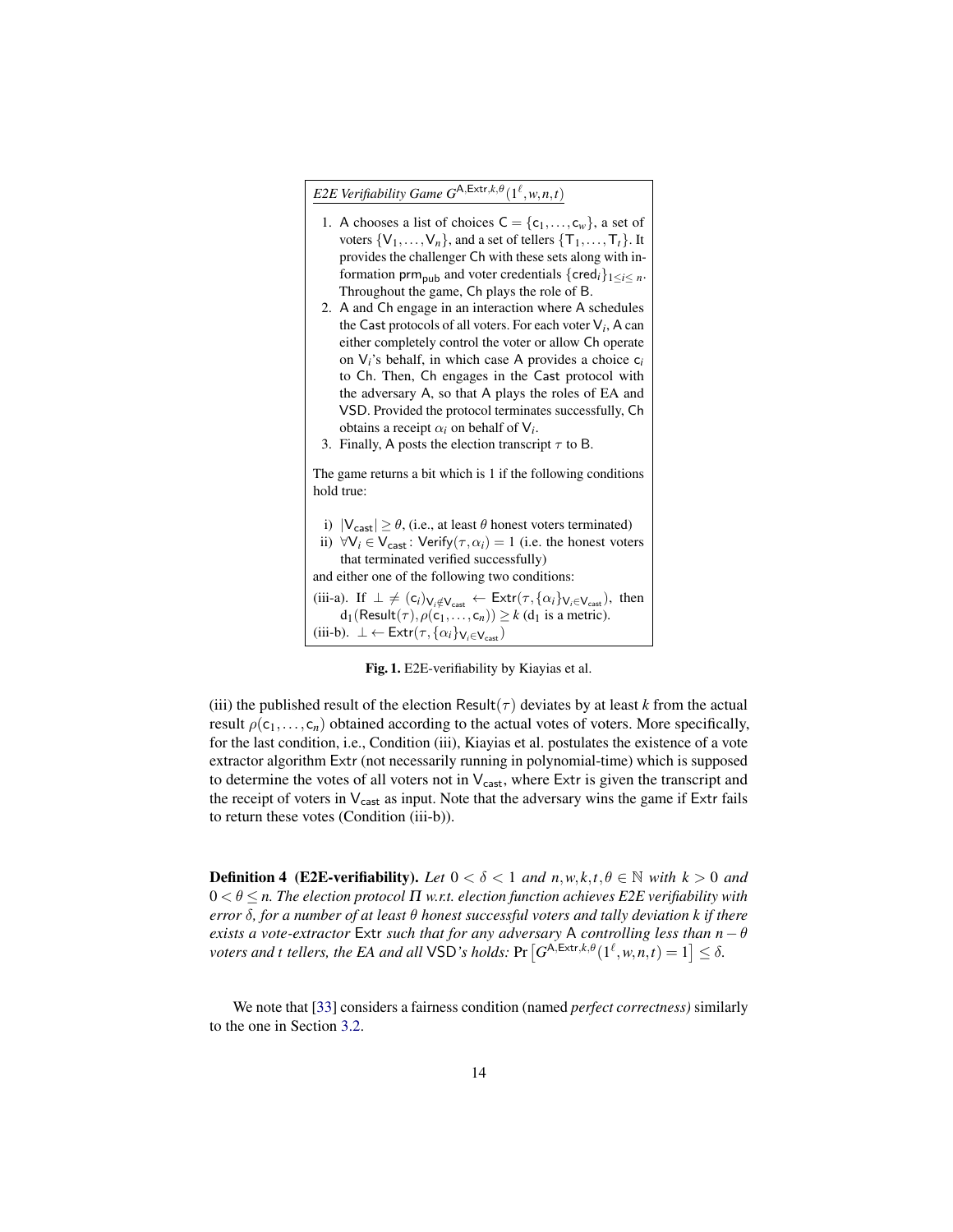*E2E Verifiability Game* $G^{\mathsf{A},\mathsf{Extr},k,\theta}(1^\ell, w, n, t)$

1. A chooses a list of choices $\mathsf{C} = \{\mathsf{c}_1, \ldots, \mathsf{c}_w\}$, a set of voters $\{\mathsf{V}_1, \ldots, \mathsf{V}_n\}$, and a set of tellers $\{\mathsf{T}_1, \ldots, \mathsf{T}_t\}$. It provides the challenger Ch with these sets along with information $\mathsf{prm}_{\mathsf{pub}}$ and voter credentials $\{\mathsf{cred}_i\}_{1 \le i \le n}$. Throughout the game, Ch plays the role of B.
2. A and Ch engage in an interaction where A schedules the Cast protocols of all voters. For each voter $\mathsf{V}_i$, A can either completely control the voter or allow Ch operate on $\mathsf{V}_i$'s behalf, in which case A provides a choice $\mathsf{c}_i$ to Ch. Then, Ch engages in the Cast protocol with the adversary A, so that A plays the roles of EA and VSD. Provided the protocol terminates successfully, Ch obtains a receipt $\alpha_i$ on behalf of $\mathsf{V}_i$.
3. Finally, A posts the election transcript $\tau$ to B.

The game returns a bit which is 1 if the following conditions hold true:

i) $|\mathsf{V}_{\mathsf{cast}}| \ge \theta$, (i.e., at least $\theta$ honest voters terminated)
ii) $\forall \mathsf{V}_i \in \mathsf{V}_{\mathsf{cast}} \colon \mathsf{Verify}(\tau, \alpha_i) = 1$ (i.e. the honest voters that terminated verified successfully)

and either one of the following two conditions:

(iii-a). If $\perp \neq (\mathsf{c}_i)_{\mathsf{V}_i \notin \mathsf{V}_{\mathsf{cast}}} \leftarrow \mathsf{Extr}(\tau, \{\alpha_i\}_{\mathsf{V}_i \in \mathsf{V}_{\mathsf{cast}}})$, then $\mathrm{d}_1(\mathsf{Result}(\tau), \rho(\mathsf{c}_1, \ldots, \mathsf{c}_n)) \ge k$ ($\mathrm{d}_1$ is a metric).
(iii-b). $\perp \leftarrow \mathsf{Extr}(\tau, \{\alpha_i\}_{\mathsf{V}_i \in \mathsf{V}_{\mathsf{cast}}})$

**Fig. 1.** E2E-verifiability by Kiayias et al.

(iii) the published result of the election $\mathsf{Result}(\tau)$ deviates by at least $k$ from the actual result $\rho(\mathsf{c}_1, \ldots, \mathsf{c}_n)$ obtained according to the actual votes of voters. More specifically, for the last condition, i.e., Condition (iii), Kiayias et al. postulates the existence of a vote extractor algorithm Extr (not necessarily running in polynomial-time) which is supposed to determine the votes of all voters not in $\mathsf{V}_{\mathsf{cast}}$, where Extr is given the transcript and the receipt of voters in $\mathsf{V}_{\mathsf{cast}}$ as input. Note that the adversary wins the game if Extr fails to return these votes (Condition (iii-b)).

**Definition 4 (E2E-verifiability).** *Let $0 < \delta < 1$ and $n, w, k, t, \theta \in \mathbb{N}$ with $k > 0$ and $0 < \theta \le n$. The election protocol $\Pi$ w.r.t. election function achieves E2E verifiability with error $\delta$, for a number of at least $\theta$ honest successful voters and tally deviation $k$ if there exists a vote-extractor* Extr *such that for any adversary* A *controlling less than $n - \theta$ voters and $t$ tellers, the EA and all* VSD*'s holds:* $\Pr\left[G^{\mathsf{A},\mathsf{Extr},k,\theta}(1^\ell, w, n, t) = 1\right] \le \delta$.

We note that [33] considers a fairness condition (named *perfect correctness*) similarly to the one in Section 3.2.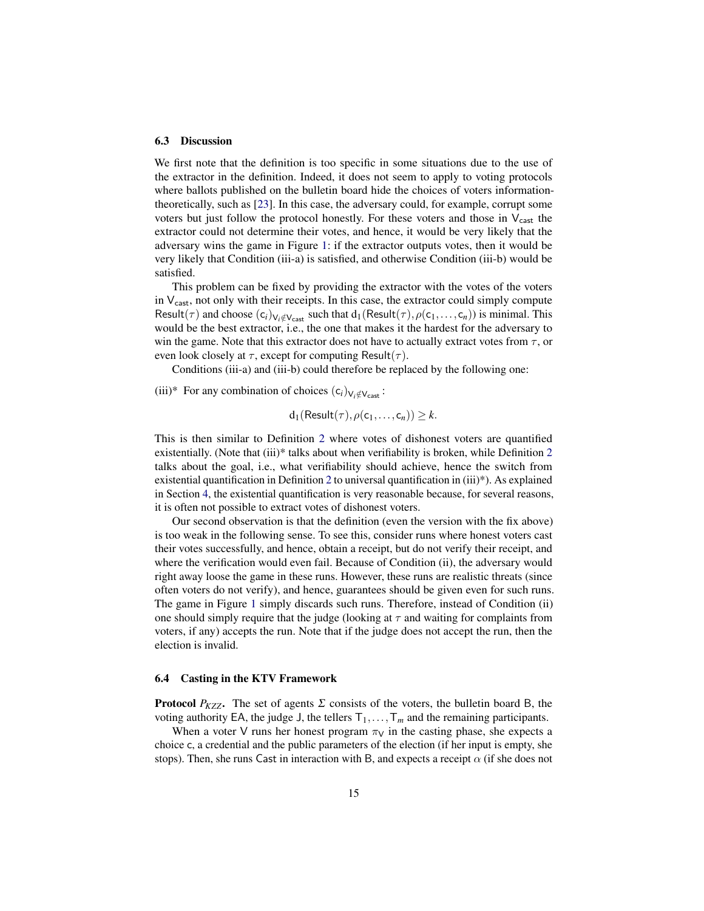### 6.3 Discussion

We first note that the definition is too specific in some situations due to the use of the extractor in the definition. Indeed, it does not seem to apply to voting protocols where ballots published on the bulletin board hide the choices of voters information-theoretically, such as [23]. In this case, the adversary could, for example, corrupt some voters but just follow the protocol honestly. For these voters and those in $\mathsf{V}_{\mathsf{cast}}$ the extractor could not determine their votes, and hence, it would be very likely that the adversary wins the game in Figure 1: if the extractor outputs votes, then it would be very likely that Condition (iii-a) is satisfied, and otherwise Condition (iii-b) would be satisfied.

This problem can be fixed by providing the extractor with the votes of the voters in $\mathsf{V}_{\mathsf{cast}}$, not only with their receipts. In this case, the extractor could simply compute $\mathsf{Result}(\tau)$ and choose $(\mathsf{c}_i)_{\mathsf{V}_i \notin \mathsf{V}_{\mathsf{cast}}}$ such that $\mathsf{d}_1(\mathsf{Result}(\tau), \rho(\mathsf{c}_1, \ldots, \mathsf{c}_n))$ is minimal. This would be the best extractor, i.e., the one that makes it the hardest for the adversary to win the game. Note that this extractor does not have to actually extract votes from $\tau$, or even look closely at $\tau$, except for computing $\mathsf{Result}(\tau)$.

Conditions (iii-a) and (iii-b) could therefore be replaced by the following one:

(iii)* For any combination of choices $(\mathsf{c}_i)_{\mathsf{V}_i \notin \mathsf{V}_{\mathsf{cast}}}$:

$$\mathsf{d}_1(\mathsf{Result}(\tau), \rho(\mathsf{c}_1, \ldots, \mathsf{c}_n)) \geq k.$$

This is then similar to Definition 2 where votes of dishonest voters are quantified existentially. (Note that (iii)* talks about when verifiability is broken, while Definition 2 talks about the goal, i.e., what verifiability should achieve, hence the switch from existential quantification in Definition 2 to universal quantification in (iii)*). As explained in Section 4, the existential quantification is very reasonable because, for several reasons, it is often not possible to extract votes of dishonest voters.

Our second observation is that the definition (even the version with the fix above) is too weak in the following sense. To see this, consider runs where honest voters cast their votes successfully, and hence, obtain a receipt, but do not verify their receipt, and where the verification would even fail. Because of Condition (ii), the adversary would right away loose the game in these runs. However, these runs are realistic threats (since often voters do not verify), and hence, guarantees should be given even for such runs. The game in Figure 1 simply discards such runs. Therefore, instead of Condition (ii) one should simply require that the judge (looking at $\tau$ and waiting for complaints from voters, if any) accepts the run. Note that if the judge does not accept the run, then the election is invalid.

### 6.4 Casting in the KTV Framework

**Protocol $P_{KZZ}$.** The set of agents $\Sigma$ consists of the voters, the bulletin board $\mathsf{B}$, the voting authority $\mathsf{EA}$, the judge $\mathsf{J}$, the tellers $\mathsf{T}_1, \ldots, \mathsf{T}_m$ and the remaining participants.

When a voter $\mathsf{V}$ runs her honest program $\pi_{\mathsf{V}}$ in the casting phase, she expects a choice $\mathsf{c}$, a credential and the public parameters of the election (if her input is empty, she stops). Then, she runs $\mathsf{Cast}$ in interaction with $\mathsf{B}$, and expects a receipt $\alpha$ (if she does not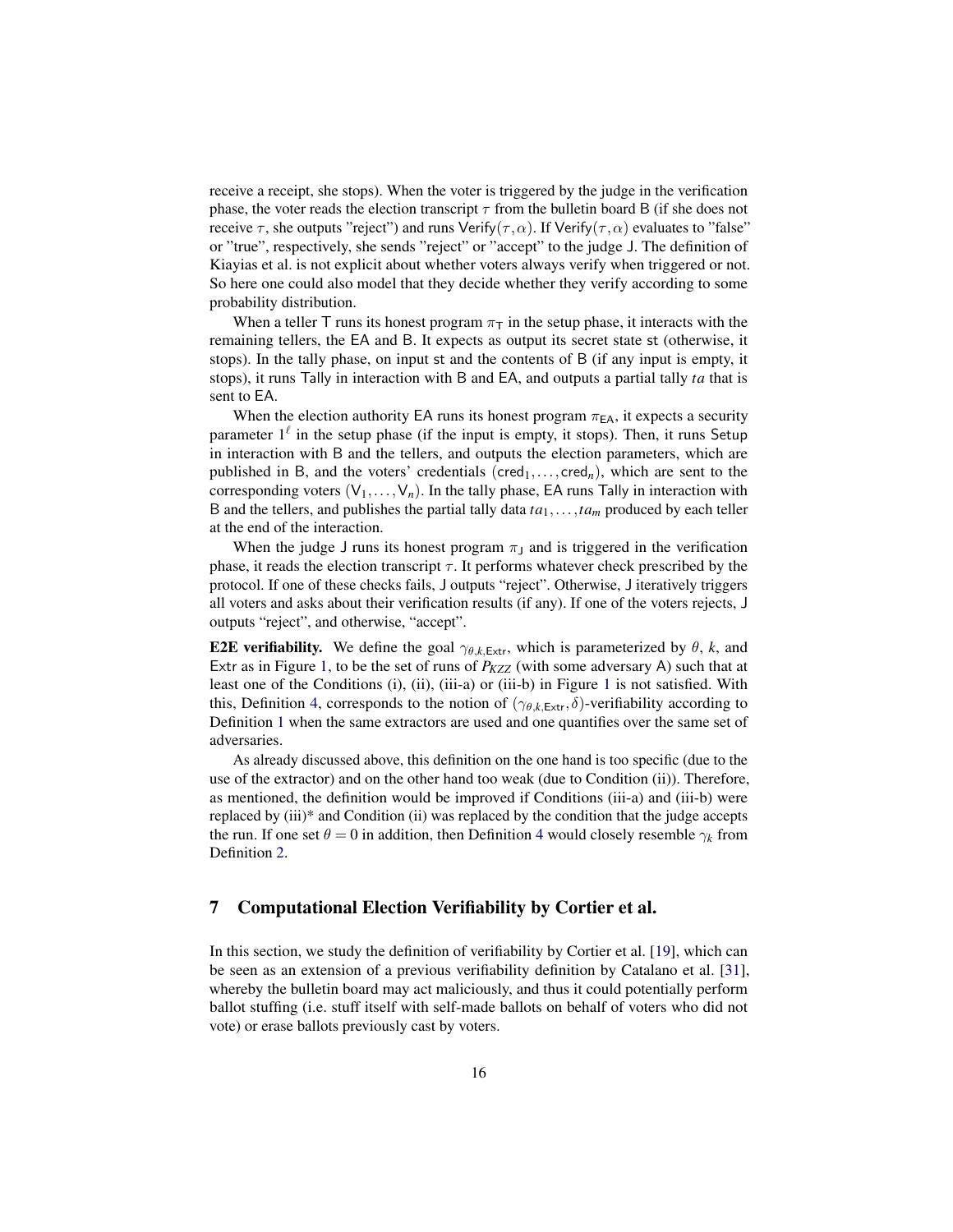receive a receipt, she stops). When the voter is triggered by the judge in the verification phase, the voter reads the election transcript $\tau$ from the bulletin board B (if she does not receive $\tau$, she outputs "reject") and runs $\mathsf{Verify}(\tau, \alpha)$. If $\mathsf{Verify}(\tau, \alpha)$ evaluates to "false" or "true", respectively, she sends "reject" or "accept" to the judge J. The definition of Kiayias et al. is not explicit about whether voters always verify when triggered or not. So here one could also model that they decide whether they verify according to some probability distribution.

When a teller T runs its honest program $\pi_{\mathsf{T}}$ in the setup phase, it interacts with the remaining tellers, the EA and B. It expects as output its secret state st (otherwise, it stops). In the tally phase, on input st and the contents of B (if any input is empty, it stops), it runs Tally in interaction with B and EA, and outputs a partial tally $ta$ that is sent to EA.

When the election authority EA runs its honest program $\pi_{\mathsf{EA}}$, it expects a security parameter $1^\ell$ in the setup phase (if the input is empty, it stops). Then, it runs Setup in interaction with B and the tellers, and outputs the election parameters, which are published in B, and the voters' credentials $(\mathsf{cred}_1, \ldots, \mathsf{cred}_n)$, which are sent to the corresponding voters $(\mathsf{V}_1, \ldots, \mathsf{V}_n)$. In the tally phase, EA runs Tally in interaction with B and the tellers, and publishes the partial tally data $ta_1, \ldots, ta_m$ produced by each teller at the end of the interaction.

When the judge J runs its honest program $\pi_{\mathsf{J}}$ and is triggered in the verification phase, it reads the election transcript $\tau$. It performs whatever check prescribed by the protocol. If one of these checks fails, J outputs "reject". Otherwise, J iteratively triggers all voters and asks about their verification results (if any). If one of the voters rejects, J outputs "reject", and otherwise, "accept".

**E2E verifiability.** We define the goal $\gamma_{\theta,k,\mathsf{Extr}}$, which is parameterized by $\theta$, $k$, and Extr as in Figure 1, to be the set of runs of $P_{KZZ}$ (with some adversary A) such that at least one of the Conditions (i), (ii), (iii-a) or (iii-b) in Figure 1 is not satisfied. With this, Definition 4, corresponds to the notion of $(\gamma_{\theta,k,\mathsf{Extr}}, \delta)$-verifiability according to Definition 1 when the same extractors are used and one quantifies over the same set of adversaries.

As already discussed above, this definition on the one hand is too specific (due to the use of the extractor) and on the other hand too weak (due to Condition (ii)). Therefore, as mentioned, the definition would be improved if Conditions (iii-a) and (iii-b) were replaced by (iii)* and Condition (ii) was replaced by the condition that the judge accepts the run. If one set $\theta = 0$ in addition, then Definition 4 would closely resemble $\gamma_k$ from Definition 2.

## 7 Computational Election Verifiability by Cortier et al.

In this section, we study the definition of verifiability by Cortier et al. [19], which can be seen as an extension of a previous verifiability definition by Catalano et al. [31], whereby the bulletin board may act maliciously, and thus it could potentially perform ballot stuffing (i.e. stuff itself with self-made ballots on behalf of voters who did not vote) or erase ballots previously cast by voters.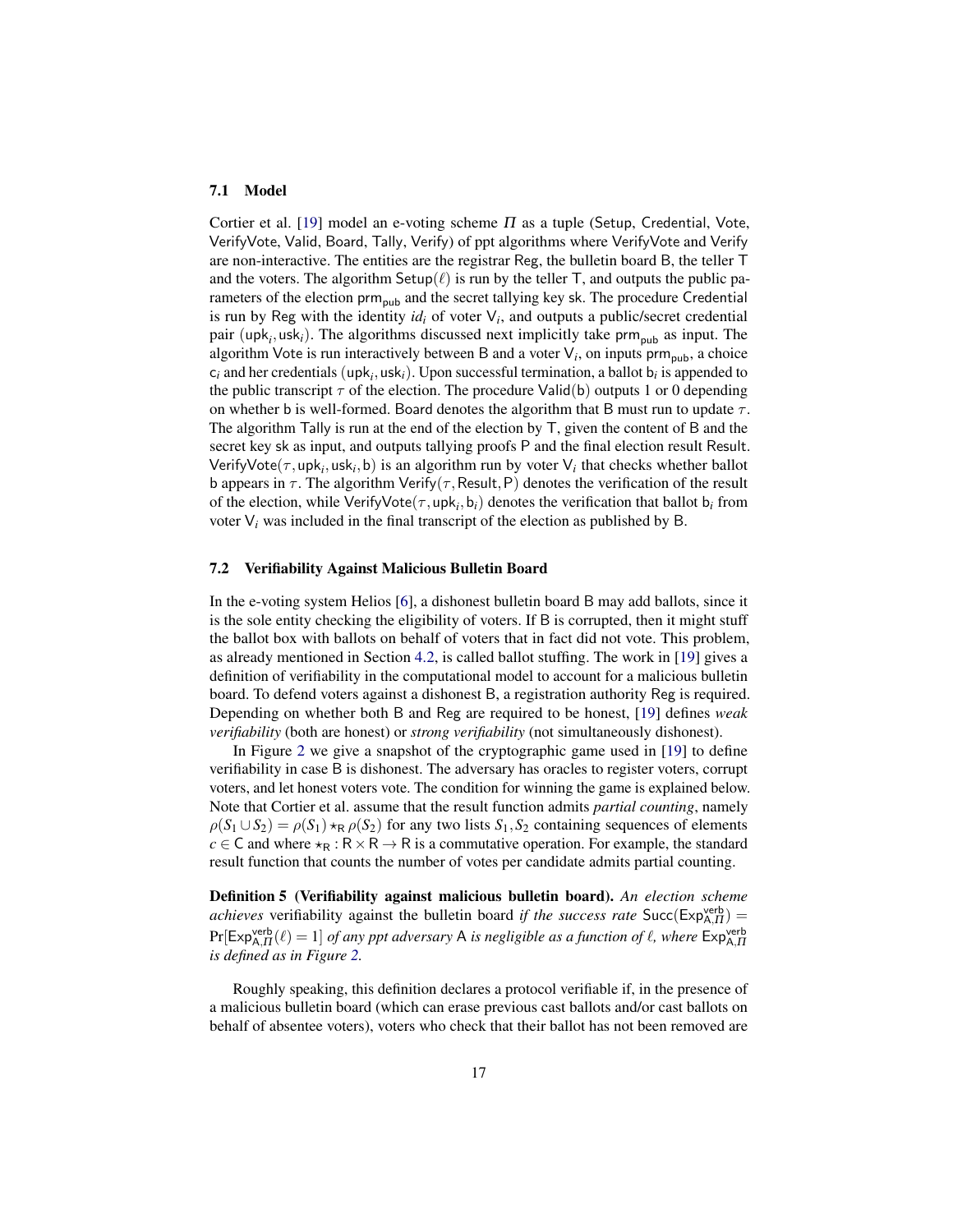### 7.1 Model

Cortier et al. [19] model an e-voting scheme $\Pi$ as a tuple (Setup, Credential, Vote, VerifyVote, Valid, Board, Tally, Verify) of ppt algorithms where VerifyVote and Verify are non-interactive. The entities are the registrar Reg, the bulletin board B, the teller T and the voters. The algorithm $\mathsf{Setup}(\ell)$ is run by the teller T, and outputs the public parameters of the election $\mathsf{prm_{pub}}$ and the secret tallying key sk. The procedure Credential is run by Reg with the identity $id_i$ of voter $\mathsf{V}_i$, and outputs a public/secret credential pair $(\mathsf{upk}_i, \mathsf{usk}_i)$. The algorithms discussed next implicitly take $\mathsf{prm_{pub}}$ as input. The algorithm Vote is run interactively between B and a voter $\mathsf{V}_i$, on inputs $\mathsf{prm_{pub}}$, a choice $\mathsf{c}_i$ and her credentials $(\mathsf{upk}_i, \mathsf{usk}_i)$. Upon successful termination, a ballot $\mathsf{b}_i$ is appended to the public transcript $\tau$ of the election. The procedure $\mathsf{Valid}(\mathsf{b})$ outputs 1 or 0 depending on whether b is well-formed. Board denotes the algorithm that B must run to update $\tau$. The algorithm Tally is run at the end of the election by T, given the content of B and the secret key sk as input, and outputs tallying proofs P and the final election result Result. $\mathsf{VerifyVote}(\tau, \mathsf{upk}_i, \mathsf{usk}_i, \mathsf{b})$ is an algorithm run by voter $\mathsf{V}_i$ that checks whether ballot b appears in $\tau$. The algorithm $\mathsf{Verify}(\tau, \mathsf{Result}, \mathsf{P})$ denotes the verification of the result of the election, while $\mathsf{VerifyVote}(\tau, \mathsf{upk}_i, \mathsf{b}_i)$ denotes the verification that ballot $\mathsf{b}_i$ from voter $\mathsf{V}_i$ was included in the final transcript of the election as published by B.

### 7.2 Verifiability Against Malicious Bulletin Board

In the e-voting system Helios [6], a dishonest bulletin board B may add ballots, since it is the sole entity checking the eligibility of voters. If B is corrupted, then it might stuff the ballot box with ballots on behalf of voters that in fact did not vote. This problem, as already mentioned in Section 4.2, is called ballot stuffing. The work in [19] gives a definition of verifiability in the computational model to account for a malicious bulletin board. To defend voters against a dishonest B, a registration authority Reg is required. Depending on whether both B and Reg are required to be honest, [19] defines *weak verifiability* (both are honest) or *strong verifiability* (not simultaneously dishonest).

In Figure 2 we give a snapshot of the cryptographic game used in [19] to define verifiability in case B is dishonest. The adversary has oracles to register voters, corrupt voters, and let honest voters vote. The condition for winning the game is explained below. Note that Cortier et al. assume that the result function admits *partial counting*, namely $\rho(S_1 \cup S_2) = \rho(S_1) \star_{\mathsf{R}} \rho(S_2)$ for any two lists $S_1, S_2$ containing sequences of elements $c \in \mathsf{C}$ and where $\star_{\mathsf{R}} : \mathsf{R} \times \mathsf{R} \to \mathsf{R}$ is a commutative operation. For example, the standard result function that counts the number of votes per candidate admits partial counting.

**Definition 5 (Verifiability against malicious bulletin board).** *An election scheme achieves* verifiability against the bulletin board *if the success rate* $\mathsf{Succ}(\mathsf{Exp}^{\mathsf{verb}}_{\mathsf{A},\Pi}) = \Pr[\mathsf{Exp}^{\mathsf{verb}}_{\mathsf{A},\Pi}(\ell) = 1]$ *of any ppt adversary* A *is negligible as a function of* $\ell$*, where* $\mathsf{Exp}^{\mathsf{verb}}_{\mathsf{A},\Pi}$ *is defined as in Figure 2.*

Roughly speaking, this definition declares a protocol verifiable if, in the presence of a malicious bulletin board (which can erase previous cast ballots and/or cast ballots on behalf of absentee voters), voters who check that their ballot has not been removed are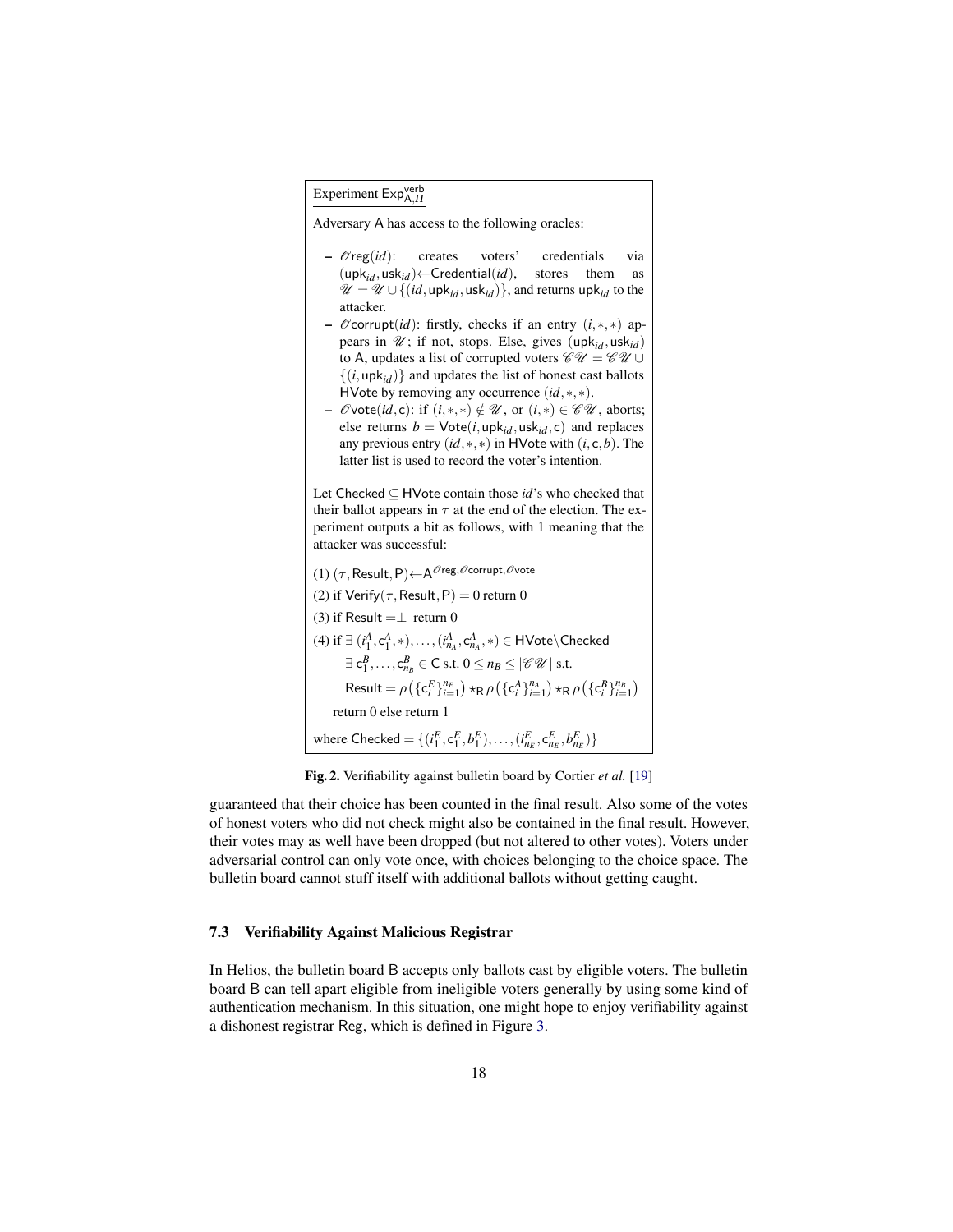**Experiment $\mathsf{Exp}^{\mathsf{verb}}_{\mathsf{A},\Pi}$**

Adversary A has access to the following oracles:

- $\mathscr{O}\mathsf{reg}(id)$: creates voters' credentials via $(\mathsf{upk}_{id}, \mathsf{usk}_{id}) \leftarrow \mathsf{Credential}(id)$, stores them as $\mathscr{U} = \mathscr{U} \cup \{(id, \mathsf{upk}_{id}, \mathsf{usk}_{id})\}$, and returns $\mathsf{upk}_{id}$ to the attacker.
- $\mathscr{O}\mathsf{corrupt}(id)$: firstly, checks if an entry $(i,*,*)$ appears in $\mathscr{U}$; if not, stops. Else, gives $(\mathsf{upk}_{id}, \mathsf{usk}_{id})$ to A, updates a list of corrupted voters $\mathscr{CU} = \mathscr{CU} \cup \{(i, \mathsf{upk}_{id})\}$ and updates the list of honest cast ballots HVote by removing any occurrence $(id,*,*)$.
- $\mathscr{O}\mathsf{vote}(id, \mathsf{c})$: if $(i,*,*) \notin \mathscr{U}$, or $(i,*) \in \mathscr{CU}$, aborts; else returns $b = \mathsf{Vote}(i, \mathsf{upk}_{id}, \mathsf{usk}_{id}, \mathsf{c})$ and replaces any previous entry $(id,*,*)$ in HVote with $(i, \mathsf{c}, b)$. The latter list is used to record the voter's intention.

Let Checked $\subseteq$ HVote contain those $id$'s who checked that their ballot appears in $\tau$ at the end of the election. The experiment outputs a bit as follows, with 1 meaning that the attacker was successful:

(1) $(\tau, \mathsf{Result}, \mathsf{P}) \leftarrow \mathsf{A}^{\mathscr{O}\mathsf{reg}, \mathscr{O}\mathsf{corrupt}, \mathscr{O}\mathsf{vote}}$

(2) if $\mathsf{Verify}(\tau, \mathsf{Result}, \mathsf{P}) = 0$ return 0

(3) if $\mathsf{Result} = \perp$ return 0

(4) if $\exists\, (i^A_1, \mathsf{c}^A_1, *), \ldots, (i^A_{n_A}, \mathsf{c}^A_{n_A}, *) \in \mathsf{HVote} \setminus \mathsf{Checked}$

$\quad \exists\, \mathsf{c}^B_1, \ldots, \mathsf{c}^B_{n_B} \in \mathsf{C}$ s.t. $0 \le n_B \le |\mathscr{CU}|$ s.t.

$\quad \mathsf{Result} = \rho\big(\{\mathsf{c}^E_i\}^{n_E}_{i=1}\big) \star_{\mathsf{R}} \rho\big(\{\mathsf{c}^A_i\}^{n_A}_{i=1}\big) \star_{\mathsf{R}} \rho\big(\{\mathsf{c}^B_i\}^{n_B}_{i=1}\big)$

$\quad$ return 0 else return 1

where $\mathsf{Checked} = \{(i^E_1, \mathsf{c}^E_1, b^E_1), \ldots, (i^E_{n_E}, \mathsf{c}^E_{n_E}, b^E_{n_E})\}$

**Fig. 2.** Verifiability against bulletin board by Cortier *et al.* [19]

guaranteed that their choice has been counted in the final result. Also some of the votes of honest voters who did not check might also be contained in the final result. However, their votes may as well have been dropped (but not altered to other votes). Voters under adversarial control can only vote once, with choices belonging to the choice space. The bulletin board cannot stuff itself with additional ballots without getting caught.

### 7.3 Verifiability Against Malicious Registrar

In Helios, the bulletin board B accepts only ballots cast by eligible voters. The bulletin board B can tell apart eligible from ineligible voters generally by using some kind of authentication mechanism. In this situation, one might hope to enjoy verifiability against a dishonest registrar Reg, which is defined in Figure 3.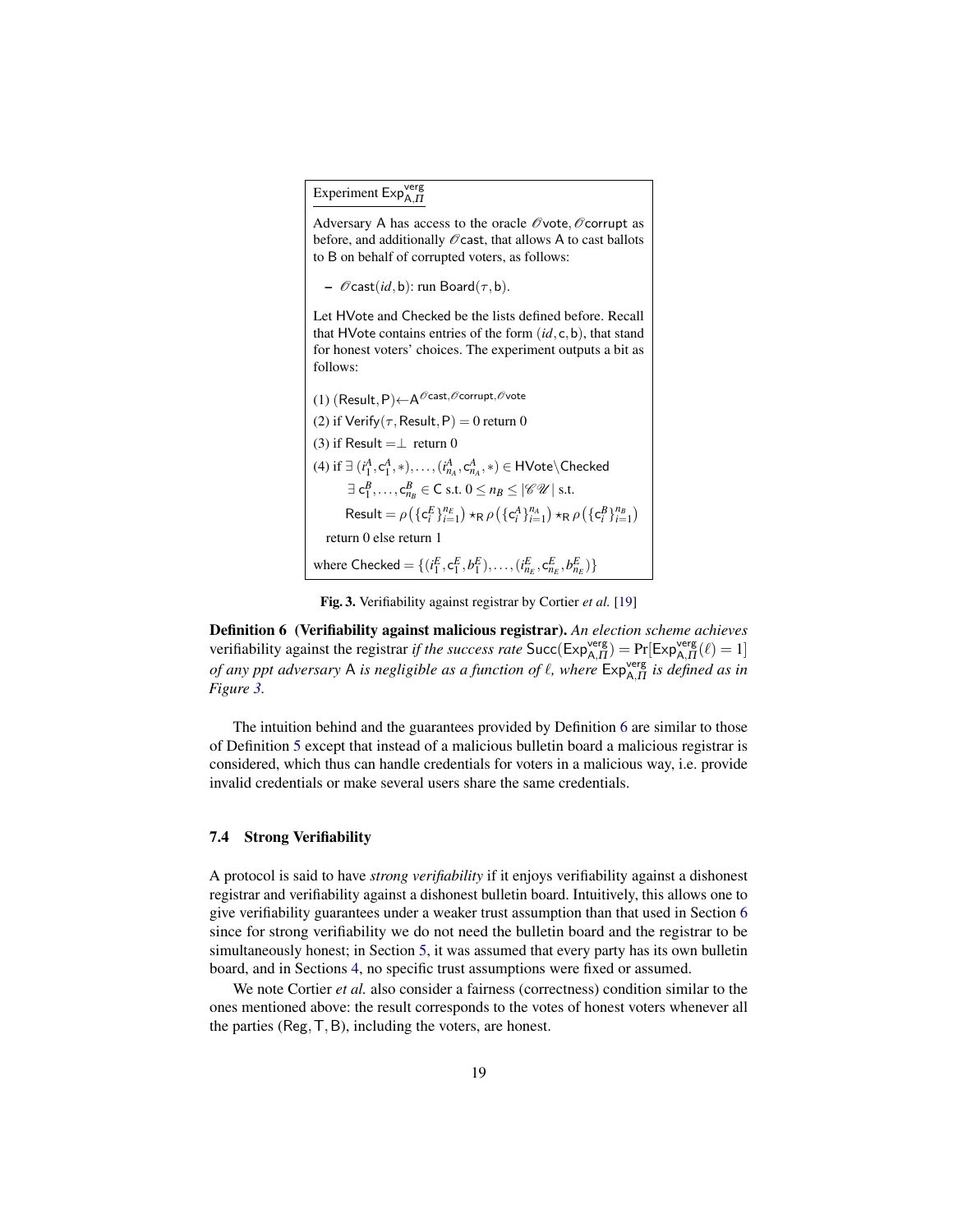Experiment $\mathsf{Exp}^{\mathsf{verg}}_{\mathsf{A},\Pi}$

Adversary A has access to the oracle $\mathcal{O}\mathsf{vote}, \mathcal{O}\mathsf{corrupt}$ as before, and additionally $\mathcal{O}\mathsf{cast}$, that allows A to cast ballots to B on behalf of corrupted voters, as follows:

- $\mathcal{O}\mathsf{cast}(id, \mathsf{b})$: run $\mathsf{Board}(\tau, \mathsf{b})$.

Let HVote and Checked be the lists defined before. Recall that HVote contains entries of the form $(id, \mathsf{c}, \mathsf{b})$, that stand for honest voters' choices. The experiment outputs a bit as follows:

(1) $(\mathsf{Result}, \mathsf{P}) \leftarrow \mathsf{A}^{\mathcal{O}\mathsf{cast}, \mathcal{O}\mathsf{corrupt}, \mathcal{O}\mathsf{vote}}$

(2) if $\mathsf{Verify}(\tau, \mathsf{Result}, \mathsf{P}) = 0$ return 0

(3) if $\mathsf{Result} = \perp$ return 0

(4) if $\exists\, (i^A_1, \mathsf{c}^A_1, *), \ldots, (i^A_{n_A}, \mathsf{c}^A_{n_A}, *) \in \mathsf{HVote} \backslash \mathsf{Checked}$

$\exists\, \mathsf{c}^B_1, \ldots, \mathsf{c}^B_{n_B} \in \mathsf{C}$ s.t. $0 \leq n_B \leq |\mathcal{CU}|$ s.t.

$\mathsf{Result} = \rho\big(\{\mathsf{c}^E_i\}^{n_E}_{i=1}\big) \star_{\mathsf{R}} \rho\big(\{\mathsf{c}^A_i\}^{n_A}_{i=1}\big) \star_{\mathsf{R}} \rho\big(\{\mathsf{c}^B_i\}^{n_B}_{i=1}\big)$

return 0 else return 1

where $\mathsf{Checked} = \{(i^E_1, \mathsf{c}^E_1, b^E_1), \ldots, (i^E_{n_E}, \mathsf{c}^E_{n_E}, b^E_{n_E})\}$

**Fig. 3.** Verifiability against registrar by Cortier *et al.* [19]

**Definition 6 (Verifiability against malicious registrar).** *An election scheme achieves* verifiability against the registrar *if the success rate* $\mathsf{Succ}(\mathsf{Exp}^{\mathsf{verg}}_{\mathsf{A},\Pi}) = \Pr[\mathsf{Exp}^{\mathsf{verg}}_{\mathsf{A},\Pi}(\ell) = 1]$ *of any ppt adversary* A *is negligible as a function of* $\ell$, *where* $\mathsf{Exp}^{\mathsf{verg}}_{\mathsf{A},\Pi}$ *is defined as in Figure 3.*

The intuition behind and the guarantees provided by Definition 6 are similar to those of Definition 5 except that instead of a malicious bulletin board a malicious registrar is considered, which thus can handle credentials for voters in a malicious way, i.e. provide invalid credentials or make several users share the same credentials.

### 7.4 Strong Verifiability

A protocol is said to have *strong verifiability* if it enjoys verifiability against a dishonest registrar and verifiability against a dishonest bulletin board. Intuitively, this allows one to give verifiability guarantees under a weaker trust assumption than that used in Section 6 since for strong verifiability we do not need the bulletin board and the registrar to be simultaneously honest; in Section 5, it was assumed that every party has its own bulletin board, and in Sections 4, no specific trust assumptions were fixed or assumed.

We note Cortier *et al.* also consider a fairness (correctness) condition similar to the ones mentioned above: the result corresponds to the votes of honest voters whenever all the parties (Reg, T, B), including the voters, are honest.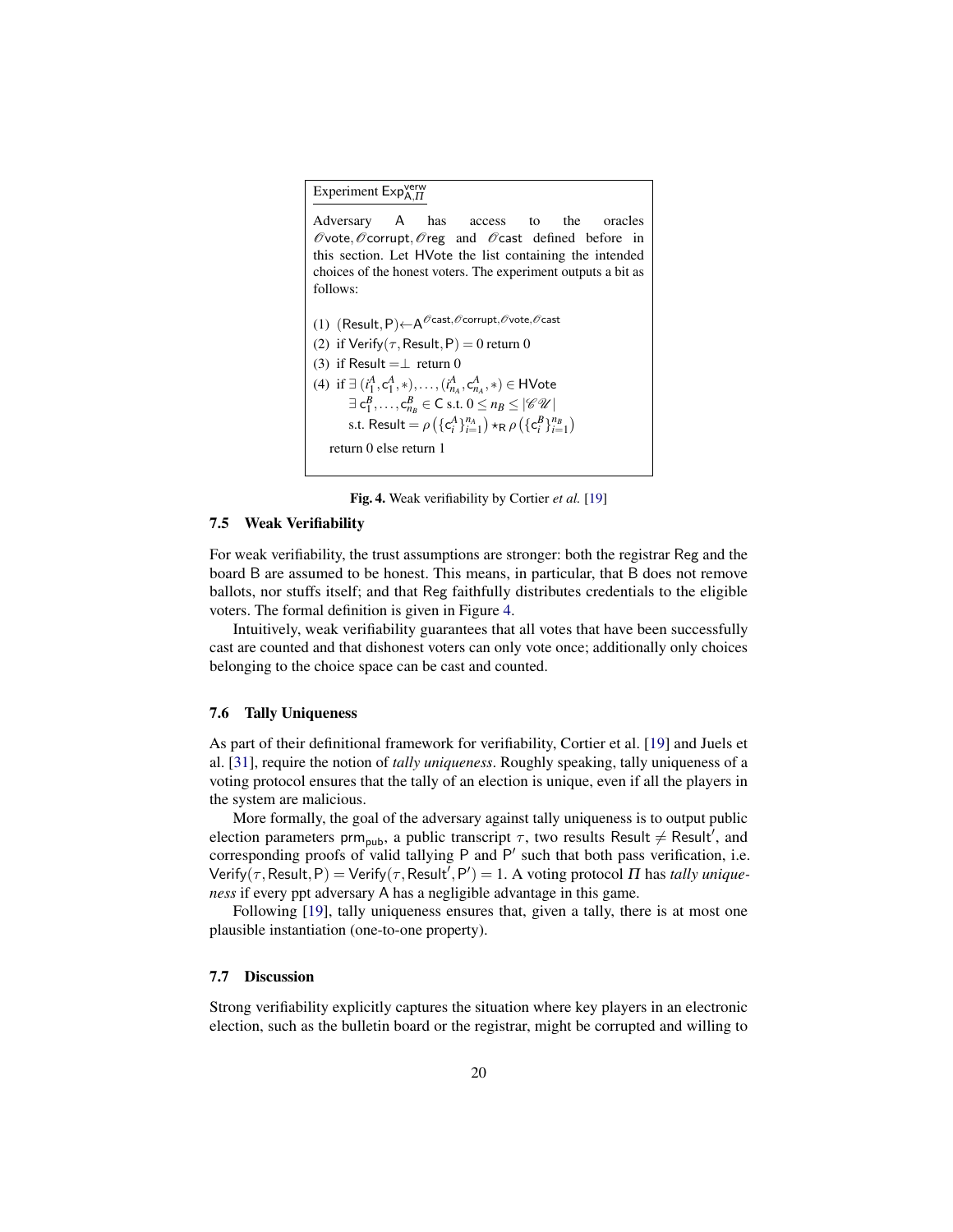Experiment $\mathsf{Exp}^{\mathsf{verw}}_{\mathsf{A},\Pi}$

Adversary A has access to the oracles $\mathcal{O}\mathsf{vote}, \mathcal{O}\mathsf{corrupt}, \mathcal{O}\mathsf{reg}$ and $\mathcal{O}\mathsf{cast}$ defined before in this section. Let HVote the list containing the intended choices of the honest voters. The experiment outputs a bit as follows:

(1) $(\mathsf{Result}, \mathsf{P}) \leftarrow \mathsf{A}^{\mathcal{O}\mathsf{cast}, \mathcal{O}\mathsf{corrupt}, \mathcal{O}\mathsf{vote}, \mathcal{O}\mathsf{cast}}$

(2) if $\mathsf{Verify}(\tau, \mathsf{Result}, \mathsf{P}) = 0$ return 0

(3) if $\mathsf{Result} = \perp$ return 0

(4) if $\exists\, (i^A_1, \mathsf{c}^A_1, *), \ldots, (i^A_{n_A}, \mathsf{c}^A_{n_A}, *) \in \mathsf{HVote}$
$\exists\, \mathsf{c}^B_1, \ldots, \mathsf{c}^B_{n_B} \in \mathsf{C}$ s.t. $0 \leq n_B \leq |\mathscr{CU}|$
s.t. $\mathsf{Result} = \rho\left(\{\mathsf{c}^A_i\}_{i=1}^{n_A}\right) \star_{\mathsf{R}} \rho\left(\{\mathsf{c}^B_i\}_{i=1}^{n_B}\right)$

return 0 else return 1

**Fig. 4.** Weak verifiability by Cortier *et al.* [19]

## 7.5 Weak Verifiability

For weak verifiability, the trust assumptions are stronger: both the registrar Reg and the board B are assumed to be honest. This means, in particular, that B does not remove ballots, nor stuffs itself; and that Reg faithfully distributes credentials to the eligible voters. The formal definition is given in Figure 4.

Intuitively, weak verifiability guarantees that all votes that have been successfully cast are counted and that dishonest voters can only vote once; additionally only choices belonging to the choice space can be cast and counted.

## 7.6 Tally Uniqueness

As part of their definitional framework for verifiability, Cortier et al. [19] and Juels et al. [31], require the notion of *tally uniqueness*. Roughly speaking, tally uniqueness of a voting protocol ensures that the tally of an election is unique, even if all the players in the system are malicious.

More formally, the goal of the adversary against tally uniqueness is to output public election parameters $\mathsf{prm}_{\mathsf{pub}}$, a public transcript $\tau$, two results $\mathsf{Result} \neq \mathsf{Result}'$, and corresponding proofs of valid tallying P and P′ such that both pass verification, i.e. $\mathsf{Verify}(\tau, \mathsf{Result}, \mathsf{P}) = \mathsf{Verify}(\tau, \mathsf{Result}', \mathsf{P}') = 1$. A voting protocol $\Pi$ has *tally uniqueness* if every ppt adversary A has a negligible advantage in this game.

Following [19], tally uniqueness ensures that, given a tally, there is at most one plausible instantiation (one-to-one property).

## 7.7 Discussion

Strong verifiability explicitly captures the situation where key players in an electronic election, such as the bulletin board or the registrar, might be corrupted and willing to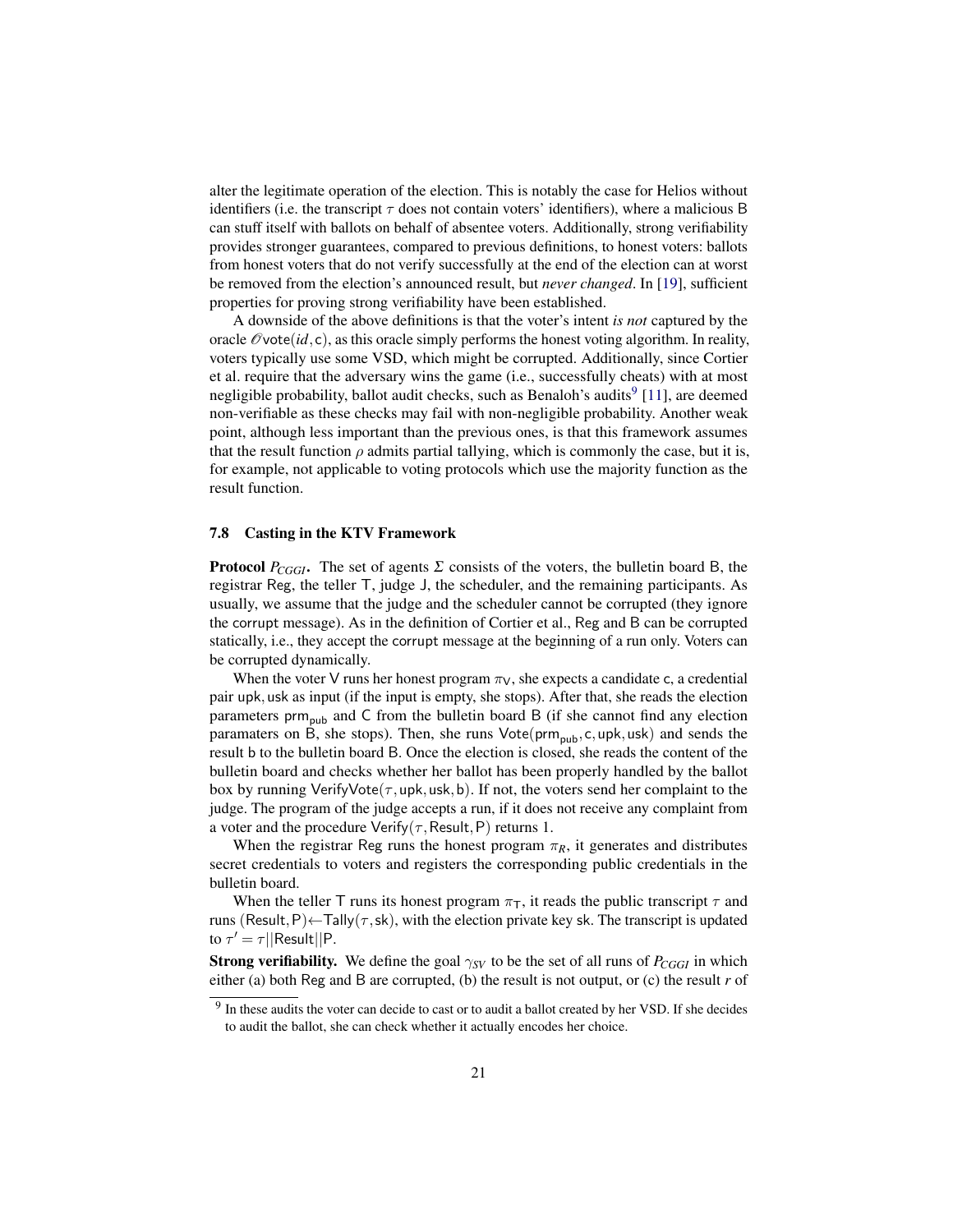alter the legitimate operation of the election. This is notably the case for Helios without identifiers (i.e. the transcript $\tau$ does not contain voters' identifiers), where a malicious B can stuff itself with ballots on behalf of absentee voters. Additionally, strong verifiability provides stronger guarantees, compared to previous definitions, to honest voters: ballots from honest voters that do not verify successfully at the end of the election can at worst be removed from the election's announced result, but *never changed*. In [19], sufficient properties for proving strong verifiability have been established.

A downside of the above definitions is that the voter's intent *is not* captured by the oracle $\mathcal{O}\mathsf{vote}(id, \mathsf{c})$, as this oracle simply performs the honest voting algorithm. In reality, voters typically use some VSD, which might be corrupted. Additionally, since Cortier et al. require that the adversary wins the game (i.e., successfully cheats) with at most negligible probability, ballot audit checks, such as Benaloh's audits[9] [11], are deemed non-verifiable as these checks may fail with non-negligible probability. Another weak point, although less important than the previous ones, is that this framework assumes that the result function $\rho$ admits partial tallying, which is commonly the case, but it is, for example, not applicable to voting protocols which use the majority function as the result function.

### 7.8 Casting in the KTV Framework

**Protocol $P_{CGGI}$.** The set of agents $\Sigma$ consists of the voters, the bulletin board B, the registrar Reg, the teller T, judge J, the scheduler, and the remaining participants. As usually, we assume that the judge and the scheduler cannot be corrupted (they ignore the corrupt message). As in the definition of Cortier et al., Reg and B can be corrupted statically, i.e., they accept the corrupt message at the beginning of a run only. Voters can be corrupted dynamically.

When the voter V runs her honest program $\pi_{\mathsf{V}}$, she expects a candidate c, a credential pair upk, usk as input (if the input is empty, she stops). After that, she reads the election parameters $\mathsf{prm}_{\mathsf{pub}}$ and C from the bulletin board B (if she cannot find any election paramaters on B, she stops). Then, she runs $\mathsf{Vote}(\mathsf{prm}_{\mathsf{pub}}, \mathsf{c}, \mathsf{upk}, \mathsf{usk})$ and sends the result b to the bulletin board B. Once the election is closed, she reads the content of the bulletin board and checks whether her ballot has been properly handled by the ballot box by running $\mathsf{VerifyVote}(\tau, \mathsf{upk}, \mathsf{usk}, \mathsf{b})$. If not, the voters send her complaint to the judge. The program of the judge accepts a run, if it does not receive any complaint from a voter and the procedure $\mathsf{Verify}(\tau, \mathsf{Result}, \mathsf{P})$ returns 1.

When the registrar Reg runs the honest program $\pi_R$, it generates and distributes secret credentials to voters and registers the corresponding public credentials in the bulletin board.

When the teller T runs its honest program $\pi_{\mathsf{T}}$, it reads the public transcript $\tau$ and runs $(\mathsf{Result}, \mathsf{P}) \leftarrow \mathsf{Tally}(\tau, \mathsf{sk})$, with the election private key sk. The transcript is updated to $\tau' = \tau || \mathsf{Result} || \mathsf{P}$.

**Strong verifiability.** We define the goal $\gamma_{SV}$ to be the set of all runs of $P_{CGGI}$ in which either (a) both Reg and B are corrupted, (b) the result is not output, or (c) the result $r$ of

[9] In these audits the voter can decide to cast or to audit a ballot created by her VSD. If she decides to audit the ballot, she can check whether it actually encodes her choice.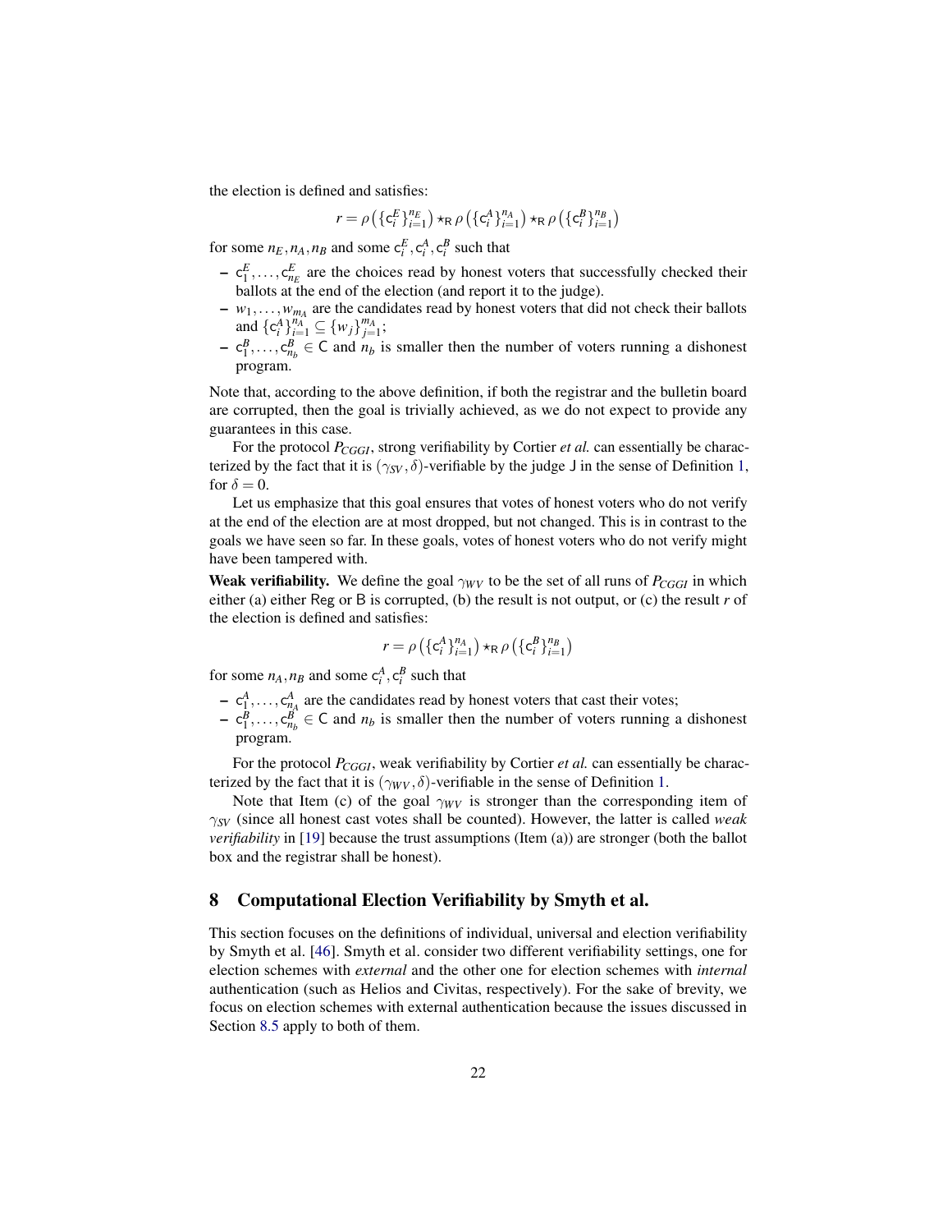the election is defined and satisfies:

$$r = \rho\left(\{\mathsf{c}_i^E\}_{i=1}^{n_E}\right) \star_{\mathsf{R}} \rho\left(\{\mathsf{c}_i^A\}_{i=1}^{n_A}\right) \star_{\mathsf{R}} \rho\left(\{\mathsf{c}_i^B\}_{i=1}^{n_B}\right)$$

for some $n_E, n_A, n_B$ and some $\mathsf{c}_i^E, \mathsf{c}_i^A, \mathsf{c}_i^B$ such that

- $\mathsf{c}_1^E, \ldots, \mathsf{c}_{n_E}^E$ are the choices read by honest voters that successfully checked their ballots at the end of the election (and report it to the judge).
- $w_1, \ldots, w_{m_A}$ are the candidates read by honest voters that did not check their ballots and $\{\mathsf{c}_i^A\}_{i=1}^{n_A} \subseteq \{w_j\}_{j=1}^{m_A}$;
- $\mathsf{c}_1^B, \ldots, \mathsf{c}_{n_b}^B \in \mathsf{C}$ and $n_b$ is smaller then the number of voters running a dishonest program.

Note that, according to the above definition, if both the registrar and the bulletin board are corrupted, then the goal is trivially achieved, as we do not expect to provide any guarantees in this case.

For the protocol $P_{CGGI}$, strong verifiability by Cortier *et al.* can essentially be characterized by the fact that it is $(\gamma_{SV}, \delta)$-verifiable by the judge $\mathsf{J}$ in the sense of Definition 1, for $\delta = 0$.

Let us emphasize that this goal ensures that votes of honest voters who do not verify at the end of the election are at most dropped, but not changed. This is in contrast to the goals we have seen so far. In these goals, votes of honest voters who do not verify might have been tampered with.

**Weak verifiability.** We define the goal $\gamma_{WV}$ to be the set of all runs of $P_{CGGI}$ in which either (a) either $\mathsf{Reg}$ or $\mathsf{B}$ is corrupted, (b) the result is not output, or (c) the result $r$ of the election is defined and satisfies:

$$r = \rho\left(\{\mathsf{c}_i^A\}_{i=1}^{n_A}\right) \star_{\mathsf{R}} \rho\left(\{\mathsf{c}_i^B\}_{i=1}^{n_B}\right)$$

for some $n_A, n_B$ and some $\mathsf{c}_i^A, \mathsf{c}_i^B$ such that

- $\mathsf{c}_1^A, \ldots, \mathsf{c}_{n_A}^A$ are the candidates read by honest voters that cast their votes;
- $\mathsf{c}_1^B, \ldots, \mathsf{c}_{n_b}^B \in \mathsf{C}$ and $n_b$ is smaller then the number of voters running a dishonest program.

For the protocol $P_{CGGI}$, weak verifiability by Cortier *et al.* can essentially be characterized by the fact that it is $(\gamma_{WV}, \delta)$-verifiable in the sense of Definition 1.

Note that Item (c) of the goal $\gamma_{WV}$ is stronger than the corresponding item of $\gamma_{SV}$ (since all honest cast votes shall be counted). However, the latter is called *weak verifiability* in [19] because the trust assumptions (Item (a)) are stronger (both the ballot box and the registrar shall be honest).

## 8 Computational Election Verifiability by Smyth et al.

This section focuses on the definitions of individual, universal and election verifiability by Smyth et al. [46]. Smyth et al. consider two different verifiability settings, one for election schemes with *external* and the other one for election schemes with *internal* authentication (such as Helios and Civitas, respectively). For the sake of brevity, we focus on election schemes with external authentication because the issues discussed in Section 8.5 apply to both of them.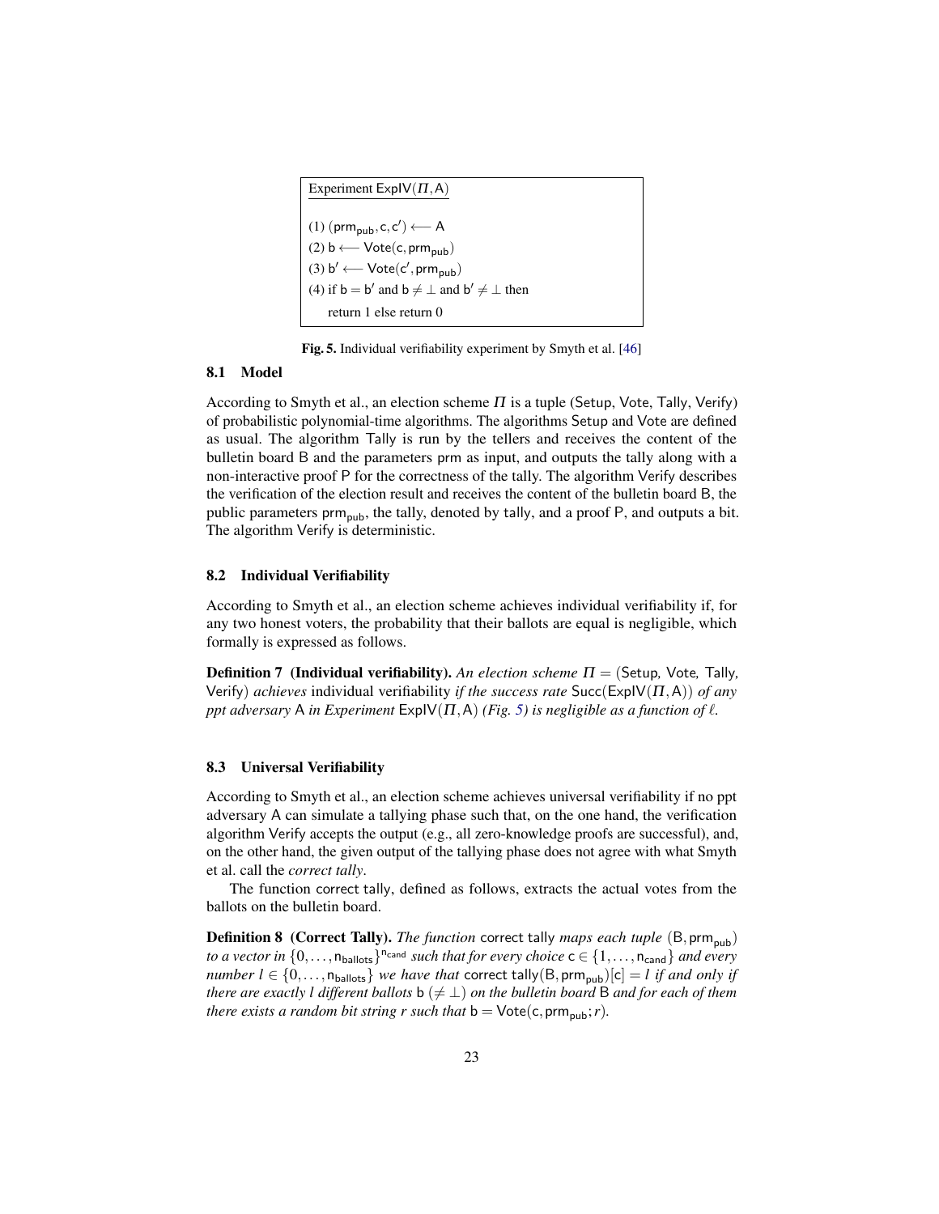Experiment $\mathsf{ExpIV}(\Pi, \mathsf{A})$

(1) $(\mathsf{prm_{pub}}, \mathsf{c}, \mathsf{c'}) \longleftarrow \mathsf{A}$
(2) $\mathsf{b} \longleftarrow \mathsf{Vote}(\mathsf{c}, \mathsf{prm_{pub}})$
(3) $\mathsf{b'} \longleftarrow \mathsf{Vote}(\mathsf{c'}, \mathsf{prm_{pub}})$
(4) if $\mathsf{b} = \mathsf{b'}$ and $\mathsf{b} \neq \perp$ and $\mathsf{b'} \neq \perp$ then
    return 1 else return 0

**Fig. 5.** Individual verifiability experiment by Smyth et al. [46]

### 8.1 Model

According to Smyth et al., an election scheme $\Pi$ is a tuple (Setup, Vote, Tally, Verify) of probabilistic polynomial-time algorithms. The algorithms Setup and Vote are defined as usual. The algorithm Tally is run by the tellers and receives the content of the bulletin board B and the parameters prm as input, and outputs the tally along with a non-interactive proof P for the correctness of the tally. The algorithm Verify describes the verification of the election result and receives the content of the bulletin board B, the public parameters $\mathsf{prm_{pub}}$, the tally, denoted by tally, and a proof P, and outputs a bit. The algorithm Verify is deterministic.

### 8.2 Individual Verifiability

According to Smyth et al., an election scheme achieves individual verifiability if, for any two honest voters, the probability that their ballots are equal is negligible, which formally is expressed as follows.

**Definition 7 (Individual verifiability).** *An election scheme* $\Pi = (\mathsf{Setup}, \mathsf{Vote}, \mathsf{Tally}, \mathsf{Verify})$ *achieves* individual verifiability *if the success rate* $\mathsf{Succ}(\mathsf{ExpIV}(\Pi, \mathsf{A}))$ *of any ppt adversary* A *in Experiment* $\mathsf{ExpIV}(\Pi, \mathsf{A})$ *(Fig. 5) is negligible as a function of* $\ell$.

### 8.3 Universal Verifiability

According to Smyth et al., an election scheme achieves universal verifiability if no ppt adversary A can simulate a tallying phase such that, on the one hand, the verification algorithm Verify accepts the output (e.g., all zero-knowledge proofs are successful), and, on the other hand, the given output of the tallying phase does not agree with what Smyth et al. call the *correct tally*.

The function correct tally, defined as follows, extracts the actual votes from the ballots on the bulletin board.

**Definition 8 (Correct Tally).** *The function* correct tally *maps each tuple* $(\mathsf{B}, \mathsf{prm_{pub}})$ *to a vector in* $\{0, \ldots, \mathsf{n_{ballots}}\}^{\mathsf{n_{cand}}}$ *such that for every choice* $\mathsf{c} \in \{1, \ldots, \mathsf{n_{cand}}\}$ *and every number* $l \in \{0, \ldots, \mathsf{n_{ballots}}\}$ *we have that* $\mathsf{correct\ tally}(\mathsf{B}, \mathsf{prm_{pub}})[\mathsf{c}] = l$ *if and only if there are exactly* $l$ *different ballots* $\mathsf{b}$ $(\neq \perp)$ *on the bulletin board* B *and for each of them there exists a random bit string* $r$ *such that* $\mathsf{b} = \mathsf{Vote}(\mathsf{c}, \mathsf{prm_{pub}}; r)$.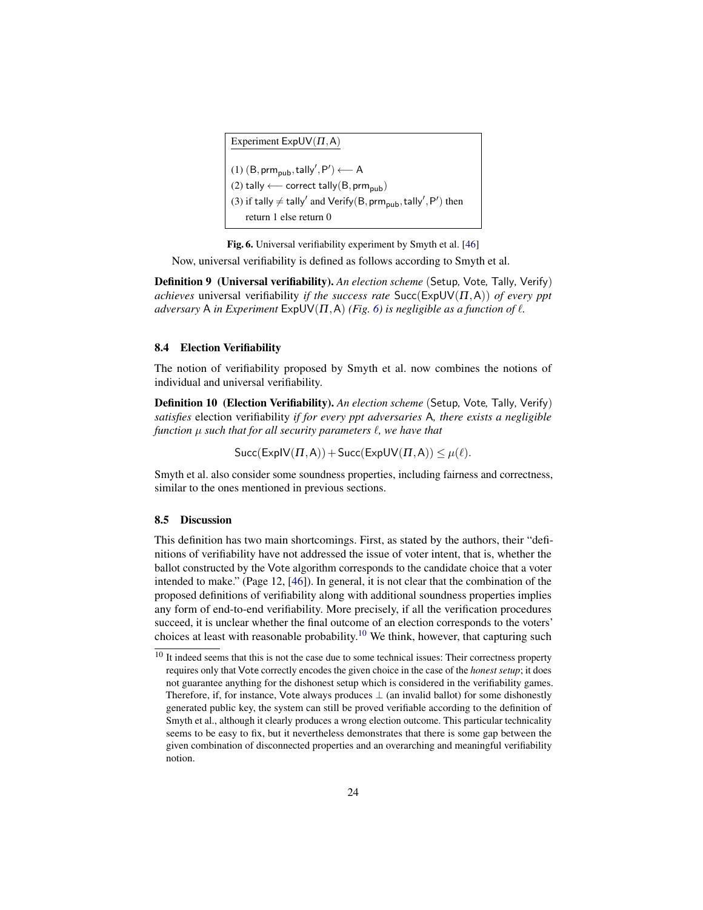```
Experiment ExpUV(Π, A)

(1) (B, prm_pub, tally', P') ⟵ A
(2) tally ⟵ correct tally(B, prm_pub)
(3) if tally ≠ tally' and Verify(B, prm_pub, tally', P') then
    return 1 else return 0
```

**Fig. 6.** Universal verifiability experiment by Smyth et al. [46]

Now, universal verifiability is defined as follows according to Smyth et al.

**Definition 9 (Universal verifiability).** *An election scheme* (Setup, Vote, Tally, Verify) *achieves* universal verifiability *if the success rate* $\mathsf{Succ}(\mathsf{ExpUV}(\Pi,\mathsf{A}))$ *of every ppt adversary* A *in Experiment* $\mathsf{ExpUV}(\Pi,\mathsf{A})$ *(Fig. 6) is negligible as a function of* $\ell$.

### 8.4 Election Verifiability

The notion of verifiability proposed by Smyth et al. now combines the notions of individual and universal verifiability.

**Definition 10 (Election Verifiability).** *An election scheme* (Setup, Vote, Tally, Verify) *satisfies* election verifiability *if for every ppt adversaries* A*, there exists a negligible function* $\mu$ *such that for all security parameters* $\ell$*, we have that*

$$\mathsf{Succ}(\mathsf{ExpIV}(\Pi,\mathsf{A})) + \mathsf{Succ}(\mathsf{ExpUV}(\Pi,\mathsf{A})) \leq \mu(\ell).$$

Smyth et al. also consider some soundness properties, including fairness and correctness, similar to the ones mentioned in previous sections.

### 8.5 Discussion

This definition has two main shortcomings. First, as stated by the authors, their "definitions of verifiability have not addressed the issue of voter intent, that is, whether the ballot constructed by the Vote algorithm corresponds to the candidate choice that a voter intended to make." (Page 12, [46]). In general, it is not clear that the combination of the proposed definitions of verifiability along with additional soundness properties implies any form of end-to-end verifiability. More precisely, if all the verification procedures succeed, it is unclear whether the final outcome of an election corresponds to the voters' choices at least with reasonable probability.[10] We think, however, that capturing such

[10] It indeed seems that this is not the case due to some technical issues: Their correctness property requires only that Vote correctly encodes the given choice in the case of the *honest setup*; it does not guarantee anything for the dishonest setup which is considered in the verifiability games. Therefore, if, for instance, Vote always produces $\perp$ (an invalid ballot) for some dishonestly generated public key, the system can still be proved verifiable according to the definition of Smyth et al., although it clearly produces a wrong election outcome. This particular technicality seems to be easy to fix, but it nevertheless demonstrates that there is some gap between the given combination of disconnected properties and an overarching and meaningful verifiability notion.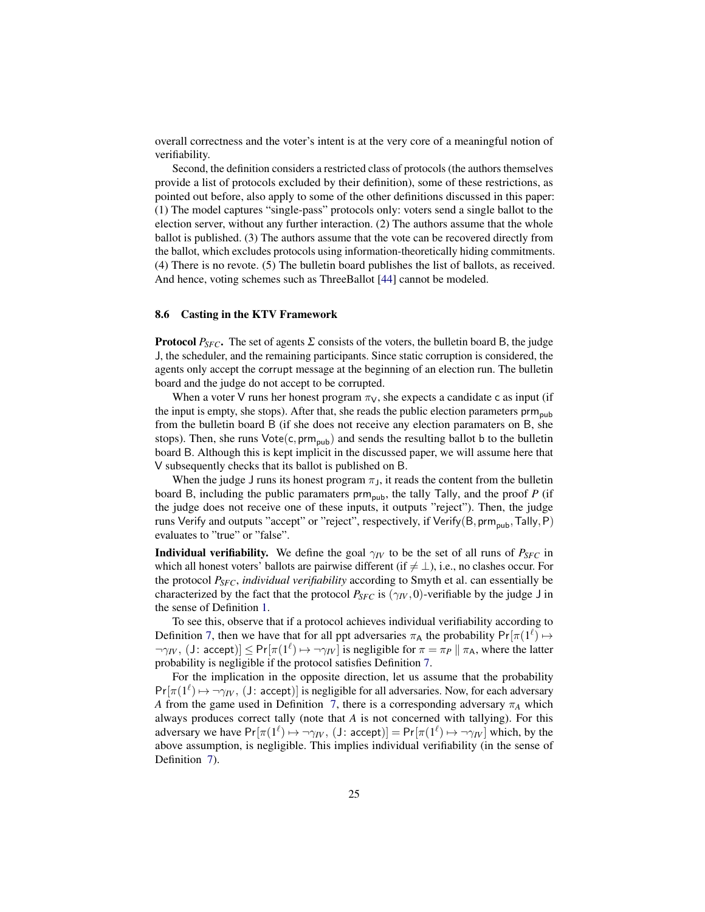overall correctness and the voter's intent is at the very core of a meaningful notion of verifiability.

Second, the definition considers a restricted class of protocols (the authors themselves provide a list of protocols excluded by their definition), some of these restrictions, as pointed out before, also apply to some of the other definitions discussed in this paper: (1) The model captures "single-pass" protocols only: voters send a single ballot to the election server, without any further interaction. (2) The authors assume that the whole ballot is published. (3) The authors assume that the vote can be recovered directly from the ballot, which excludes protocols using information-theoretically hiding commitments. (4) There is no revote. (5) The bulletin board publishes the list of ballots, as received. And hence, voting schemes such as ThreeBallot [44] cannot be modeled.

### 8.6 Casting in the KTV Framework

**Protocol $P_{SFC}$.** The set of agents $\Sigma$ consists of the voters, the bulletin board B, the judge J, the scheduler, and the remaining participants. Since static corruption is considered, the agents only accept the corrupt message at the beginning of an election run. The bulletin board and the judge do not accept to be corrupted.

When a voter V runs her honest program $\pi_{\mathsf{V}}$, she expects a candidate c as input (if the input is empty, she stops). After that, she reads the public election parameters $\mathsf{prm}_{\mathsf{pub}}$ from the bulletin board B (if she does not receive any election paramaters on B, she stops). Then, she runs $\mathsf{Vote}(\mathsf{c}, \mathsf{prm}_{\mathsf{pub}})$ and sends the resulting ballot b to the bulletin board B. Although this is kept implicit in the discussed paper, we will assume here that V subsequently checks that its ballot is published on B.

When the judge J runs its honest program $\pi_{\mathsf{J}}$, it reads the content from the bulletin board B, including the public paramaters $\mathsf{prm}_{\mathsf{pub}}$, the tally Tally, and the proof $P$ (if the judge does not receive one of these inputs, it outputs "reject"). Then, the judge runs Verify and outputs "accept" or "reject", respectively, if $\mathsf{Verify}(\mathsf{B}, \mathsf{prm}_{\mathsf{pub}}, \mathsf{Tally}, \mathsf{P})$ evaluates to "true" or "false".

**Individual verifiability.** We define the goal $\gamma_{IV}$ to be the set of all runs of $P_{SFC}$ in which all honest voters' ballots are pairwise different (if $\neq \perp$), i.e., no clashes occur. For the protocol $P_{SFC}$, *individual verifiability* according to Smyth et al. can essentially be characterized by the fact that the protocol $P_{SFC}$ is $(\gamma_{IV}, 0)$-verifiable by the judge J in the sense of Definition 1.

To see this, observe that if a protocol achieves individual verifiability according to Definition 7, then we have that for all ppt adversaries $\pi_{\mathsf{A}}$ the probability $\Pr[\pi(1^\ell) \mapsto \neg\gamma_{IV}, (\mathsf{J}\colon \mathsf{accept})] \leq \Pr[\pi(1^\ell) \mapsto \neg\gamma_{IV}]$ is negligible for $\pi = \pi_P \parallel \pi_{\mathsf{A}}$, where the latter probability is negligible if the protocol satisfies Definition 7.

For the implication in the opposite direction, let us assume that the probability $\Pr[\pi(1^\ell) \mapsto \neg\gamma_{IV}, (\mathsf{J}\colon \mathsf{accept})]$ is negligible for all adversaries. Now, for each adversary $A$ from the game used in Definition 7, there is a corresponding adversary $\pi_A$ which always produces correct tally (note that $A$ is not concerned with tallying). For this adversary we have $\Pr[\pi(1^\ell) \mapsto \neg\gamma_{IV}, (\mathsf{J}\colon \mathsf{accept})] = \Pr[\pi(1^\ell) \mapsto \neg\gamma_{IV}]$ which, by the above assumption, is negligible. This implies individual verifiability (in the sense of Definition 7).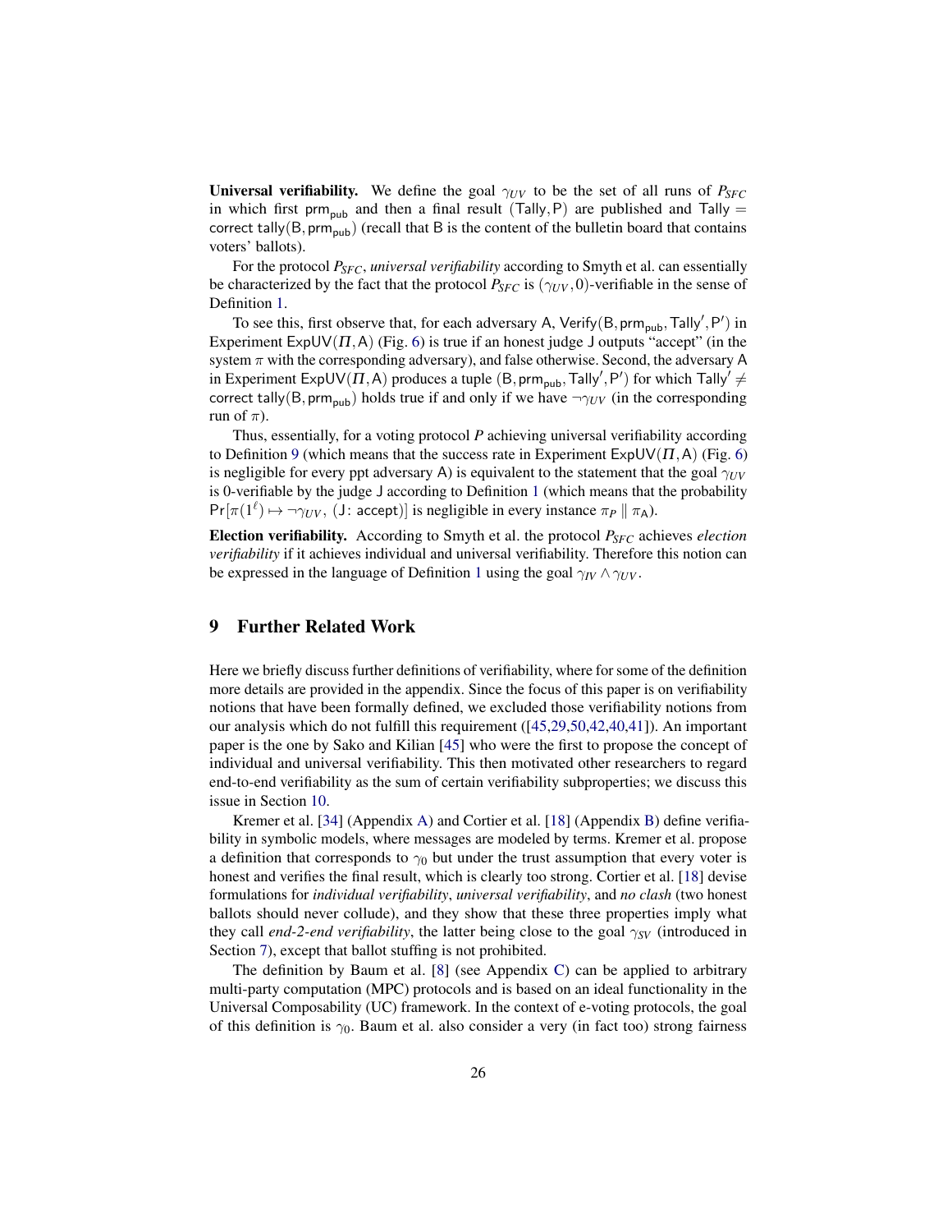**Universal verifiability.** We define the goal $\gamma_{UV}$ to be the set of all runs of $P_{SFC}$ in which first $\mathsf{prm_{pub}}$ and then a final result $(\mathsf{Tally}, \mathsf{P})$ are published and $\mathsf{Tally} = \mathsf{correct\ tally}(\mathsf{B}, \mathsf{prm_{pub}})$ (recall that $\mathsf{B}$ is the content of the bulletin board that contains voters' ballots).

For the protocol $P_{SFC}$, *universal verifiability* according to Smyth et al. can essentially be characterized by the fact that the protocol $P_{SFC}$ is $(\gamma_{UV}, 0)$-verifiable in the sense of Definition 1.

To see this, first observe that, for each adversary $\mathsf{A}$, $\mathsf{Verify}(\mathsf{B}, \mathsf{prm_{pub}}, \mathsf{Tally}', \mathsf{P}')$ in Experiment $\mathsf{ExpUV}(\Pi, \mathsf{A})$ (Fig. 6) is true if an honest judge $\mathsf{J}$ outputs "accept" (in the system $\pi$ with the corresponding adversary), and false otherwise. Second, the adversary $\mathsf{A}$ in Experiment $\mathsf{ExpUV}(\Pi, \mathsf{A})$ produces a tuple $(\mathsf{B}, \mathsf{prm_{pub}}, \mathsf{Tally}', \mathsf{P}')$ for which $\mathsf{Tally}' \neq \mathsf{correct\ tally}(\mathsf{B}, \mathsf{prm_{pub}})$ holds true if and only if we have $\neg\gamma_{UV}$ (in the corresponding run of $\pi$).

Thus, essentially, for a voting protocol $P$ achieving universal verifiability according to Definition 9 (which means that the success rate in Experiment $\mathsf{ExpUV}(\Pi, \mathsf{A})$ (Fig. 6) is negligible for every ppt adversary $\mathsf{A}$) is equivalent to the statement that the goal $\gamma_{UV}$ is 0-verifiable by the judge $\mathsf{J}$ according to Definition 1 (which means that the probability $\Pr[\pi(1^\ell) \mapsto \neg\gamma_{UV}, (\mathsf{J}\colon \mathsf{accept})]$ is negligible in every instance $\pi_P \parallel \pi_{\mathsf{A}}$).

**Election verifiability.** According to Smyth et al. the protocol $P_{SFC}$ achieves *election verifiability* if it achieves individual and universal verifiability. Therefore this notion can be expressed in the language of Definition 1 using the goal $\gamma_{IV} \wedge \gamma_{UV}$.

## 9 Further Related Work

Here we briefly discuss further definitions of verifiability, where for some of the definition more details are provided in the appendix. Since the focus of this paper is on verifiability notions that have been formally defined, we excluded those verifiability notions from our analysis which do not fulfill this requirement ([45,29,50,42,40,41]). An important paper is the one by Sako and Kilian [45] who were the first to propose the concept of individual and universal verifiability. This then motivated other researchers to regard end-to-end verifiability as the sum of certain verifiability subproperties; we discuss this issue in Section 10.

Kremer et al. [34] (Appendix A) and Cortier et al. [18] (Appendix B) define verifiability in symbolic models, where messages are modeled by terms. Kremer et al. propose a definition that corresponds to $\gamma_0$ but under the trust assumption that every voter is honest and verifies the final result, which is clearly too strong. Cortier et al. [18] devise formulations for *individual verifiability*, *universal verifiability*, and *no clash* (two honest ballots should never collude), and they show that these three properties imply what they call *end-2-end verifiability*, the latter being close to the goal $\gamma_{SV}$ (introduced in Section 7), except that ballot stuffing is not prohibited.

The definition by Baum et al. [8] (see Appendix C) can be applied to arbitrary multi-party computation (MPC) protocols and is based on an ideal functionality in the Universal Composability (UC) framework. In the context of e-voting protocols, the goal of this definition is $\gamma_0$. Baum et al. also consider a very (in fact too) strong fairness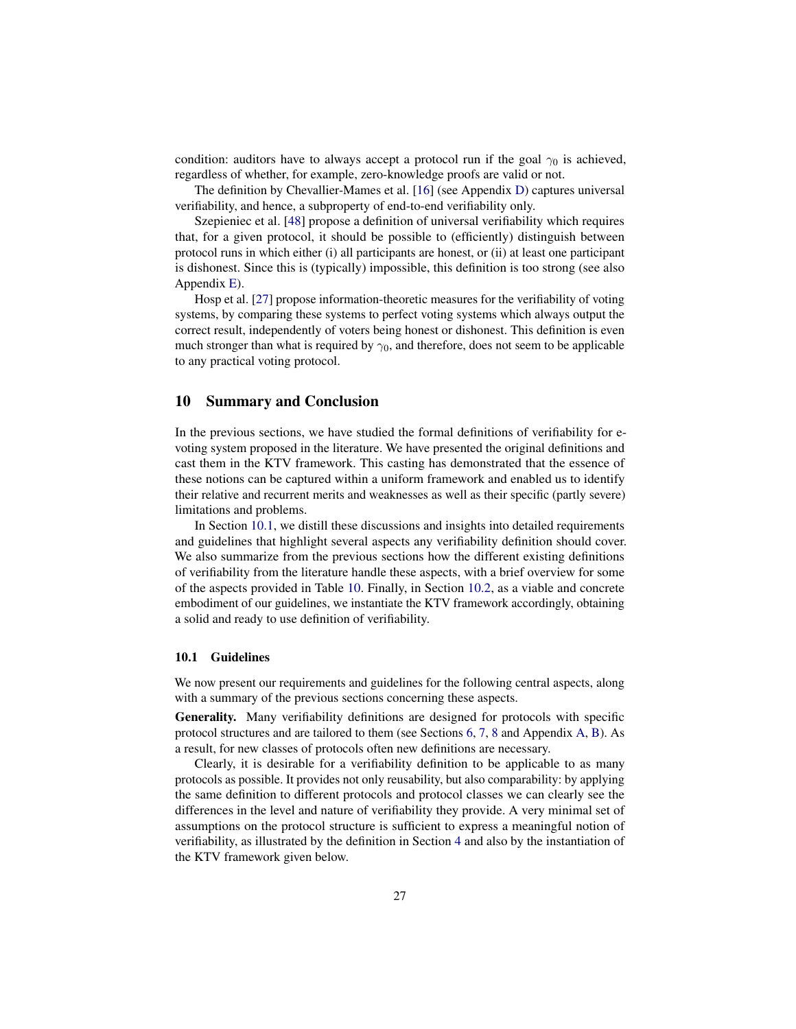condition: auditors have to always accept a protocol run if the goal $\gamma_0$ is achieved, regardless of whether, for example, zero-knowledge proofs are valid or not.

The definition by Chevallier-Mames et al. [16] (see Appendix D) captures universal verifiability, and hence, a subproperty of end-to-end verifiability only.

Szepieniec et al. [48] propose a definition of universal verifiability which requires that, for a given protocol, it should be possible to (efficiently) distinguish between protocol runs in which either (i) all participants are honest, or (ii) at least one participant is dishonest. Since this is (typically) impossible, this definition is too strong (see also Appendix E).

Hosp et al. [27] propose information-theoretic measures for the verifiability of voting systems, by comparing these systems to perfect voting systems which always output the correct result, independently of voters being honest or dishonest. This definition is even much stronger than what is required by $\gamma_0$, and therefore, does not seem to be applicable to any practical voting protocol.

## 10 Summary and Conclusion

In the previous sections, we have studied the formal definitions of verifiability for e-voting system proposed in the literature. We have presented the original definitions and cast them in the KTV framework. This casting has demonstrated that the essence of these notions can be captured within a uniform framework and enabled us to identify their relative and recurrent merits and weaknesses as well as their specific (partly severe) limitations and problems.

In Section 10.1, we distill these discussions and insights into detailed requirements and guidelines that highlight several aspects any verifiability definition should cover. We also summarize from the previous sections how the different existing definitions of verifiability from the literature handle these aspects, with a brief overview for some of the aspects provided in Table 10. Finally, in Section 10.2, as a viable and concrete embodiment of our guidelines, we instantiate the KTV framework accordingly, obtaining a solid and ready to use definition of verifiability.

### 10.1 Guidelines

We now present our requirements and guidelines for the following central aspects, along with a summary of the previous sections concerning these aspects.

**Generality.** Many verifiability definitions are designed for protocols with specific protocol structures and are tailored to them (see Sections 6, 7, 8 and Appendix A, B). As a result, for new classes of protocols often new definitions are necessary.

Clearly, it is desirable for a verifiability definition to be applicable to as many protocols as possible. It provides not only reusability, but also comparability: by applying the same definition to different protocols and protocol classes we can clearly see the differences in the level and nature of verifiability they provide. A very minimal set of assumptions on the protocol structure is sufficient to express a meaningful notion of verifiability, as illustrated by the definition in Section 4 and also by the instantiation of the KTV framework given below.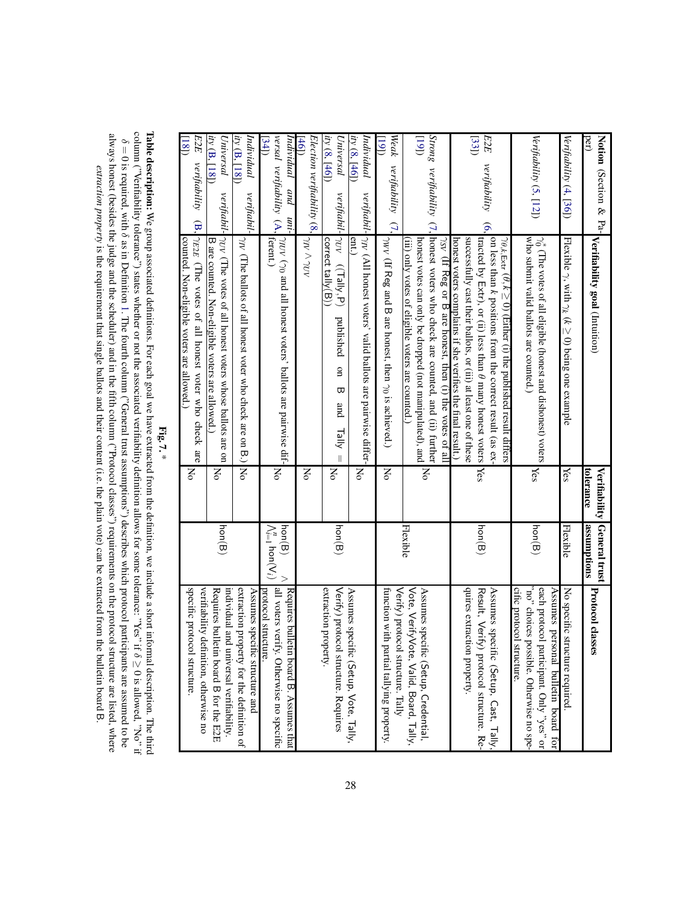| **Notion** (Section & Paper) | **Verifiability goal** (Intuition) | **Verifiability tolerance** | **General trust assumptions** | **Protocol classes** |
|---|---|---|---|---|
| *Verifiability* (4, [36]) | Flexible $\gamma$, with $\gamma_k$ ($k \geq 0$) being one example | Yes | Flexible | No specific structure required. |
| *Verifiability* (5, [12]) | $\gamma_0^*$ (The votes of all eligible (honest and dishonest) voters who submit valid ballots are counted.) | Yes | hon(B) | Assumes personal bulletin board for each protocol participant. Only "yes" or "no" choices possible. Otherwise no specific protocol structure. |
| *E2E verifiability* (6, [33]) | $\gamma_{\theta,k,\mathsf{Extr}}$ ($\theta, k \geq 0$) (Either (i) the published result differs on less than $k$ positions from the correct result (as extracted by Extr), or (ii) less than $\theta$ many honest voters successfully cast their ballots, or (iii) at least one of these honest voters complains if she verifies the final result.) | Yes | hon(B) | Assumes specific (Setup, Cast, Tally, Result, Verify) protocol structure. Requires extraction property. |
| *Strong verifiability* (7, [19]) | $\gamma_{SV}$ (If Reg or B are honest, then (i) the votes of all honest voters who check are counted, and (ii) further honest votes can only be dropped (not manipulated), and (iii) only votes of eligible voters are counted.) | No | | Assumes specific (Setup, Credential, Vote, VerifyVote, Valid, Board, Tally, Verify) protocol structure. Tally function with partial tallying property. |
| *Weak verifiability* (7, [19]) | $\gamma_{WV}$ (If Reg and B are honest, then $\gamma_0$ is achieved.) | No | Flexible | |
| *Individual verifiability* (8, [46]) | $\gamma_{IV}$ (All honest voters' valid ballots are pairwise different.) | No | | Assumes specific (Setup, Vote, Tally, Verify) protocol structure. Requires extraction property. |
| *Universal verifiability* (8, [46]) | $\gamma_{UV}$ ((Tally, P) published on B and Tally = correct tally(B)) | No | hon(B) | |
| *Election verifiability* (8, [46]) | $\gamma_{IV} \wedge \gamma_{UV}$ | No | | |
| *Individual and universal verifiability* (A, [34]) | $\gamma_{IUV}$ ($\gamma_0$ and all honest voters' ballots are pairwise different.) | No | hon(B) $\wedge \bigwedge_{i=1}^{n}$ hon($V_i$) | Requires bulletin board B. Assumes that all voters verify. Otherwise no specific protocol structure. |
| *Individual verifiability* (B, [18]) | $\gamma_{IV}$ (The ballots of all honest voter who check are on B.) | No | | Assumes specific structure and extraction property for the definition of individual and universal verifiability. Requires bulletin board B for the E2E verifiability definition, otherwise no specific protocol structure. |
| *Universal verifiability* (B, [18]) | $\gamma_{UV}$ (The votes of all honest voters whose ballots are on B are counted. Non-eligible voters are allowed.) | No | hon(B) | |
| *E2E verifiability* (B, [18]) | $\gamma_{E2E}$ (The votes of all honest voter who check are counted. Non-eligible voters are allowed.) | No | | |

**Fig. 7.** *

**Table description:** We group associated definitions. For each goal we have extracted from the definition, we include a short informal description. The third column ("Verifiability tolerance") states whether or not the associated verifiability definition allows for some tolerance: "Yes" if $\delta \geq 0$ is allowed, "No" if $\delta = 0$ is required, with $\delta$ as in Definition 1. The fourth column ("General trust assumptions") describes which protocol participants are assumed to be always honest (besides the judge and the scheduler) and in the fifth column ("Protocol classes") requirements on the protocol structure are listed, where *extraction property* is the requirement that single ballots and their content (i.e. the plain vote) can be extracted from the bulletin board B.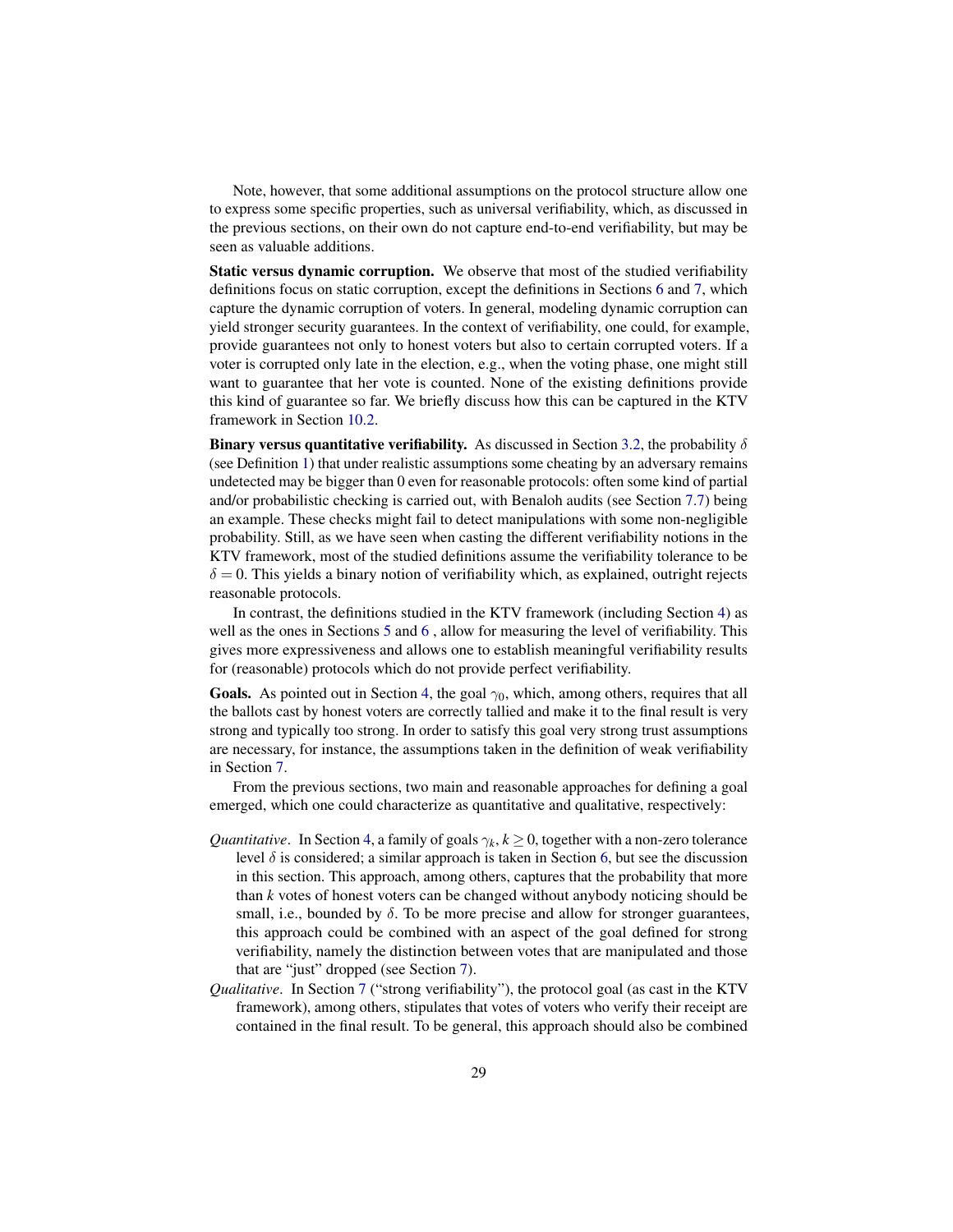Note, however, that some additional assumptions on the protocol structure allow one to express some specific properties, such as universal verifiability, which, as discussed in the previous sections, on their own do not capture end-to-end verifiability, but may be seen as valuable additions.

**Static versus dynamic corruption.** We observe that most of the studied verifiability definitions focus on static corruption, except the definitions in Sections 6 and 7, which capture the dynamic corruption of voters. In general, modeling dynamic corruption can yield stronger security guarantees. In the context of verifiability, one could, for example, provide guarantees not only to honest voters but also to certain corrupted voters. If a voter is corrupted only late in the election, e.g., when the voting phase, one might still want to guarantee that her vote is counted. None of the existing definitions provide this kind of guarantee so far. We briefly discuss how this can be captured in the KTV framework in Section 10.2.

**Binary versus quantitative verifiability.** As discussed in Section 3.2, the probability $\delta$ (see Definition 1) that under realistic assumptions some cheating by an adversary remains undetected may be bigger than 0 even for reasonable protocols: often some kind of partial and/or probabilistic checking is carried out, with Benaloh audits (see Section 7.7) being an example. These checks might fail to detect manipulations with some non-negligible probability. Still, as we have seen when casting the different verifiability notions in the KTV framework, most of the studied definitions assume the verifiability tolerance to be $\delta = 0$. This yields a binary notion of verifiability which, as explained, outright rejects reasonable protocols.

In contrast, the definitions studied in the KTV framework (including Section 4) as well as the ones in Sections 5 and 6 , allow for measuring the level of verifiability. This gives more expressiveness and allows one to establish meaningful verifiability results for (reasonable) protocols which do not provide perfect verifiability.

**Goals.** As pointed out in Section 4, the goal $\gamma_0$, which, among others, requires that all the ballots cast by honest voters are correctly tallied and make it to the final result is very strong and typically too strong. In order to satisfy this goal very strong trust assumptions are necessary, for instance, the assumptions taken in the definition of weak verifiability in Section 7.

From the previous sections, two main and reasonable approaches for defining a goal emerged, which one could characterize as quantitative and qualitative, respectively:

*Quantitative*. In Section 4, a family of goals $\gamma_k$, $k \geq 0$, together with a non-zero tolerance level $\delta$ is considered; a similar approach is taken in Section 6, but see the discussion in this section. This approach, among others, captures that the probability that more than $k$ votes of honest voters can be changed without anybody noticing should be small, i.e., bounded by $\delta$. To be more precise and allow for stronger guarantees, this approach could be combined with an aspect of the goal defined for strong verifiability, namely the distinction between votes that are manipulated and those that are "just" dropped (see Section 7).

*Qualitative*. In Section 7 ("strong verifiability"), the protocol goal (as cast in the KTV framework), among others, stipulates that votes of voters who verify their receipt are contained in the final result. To be general, this approach should also be combined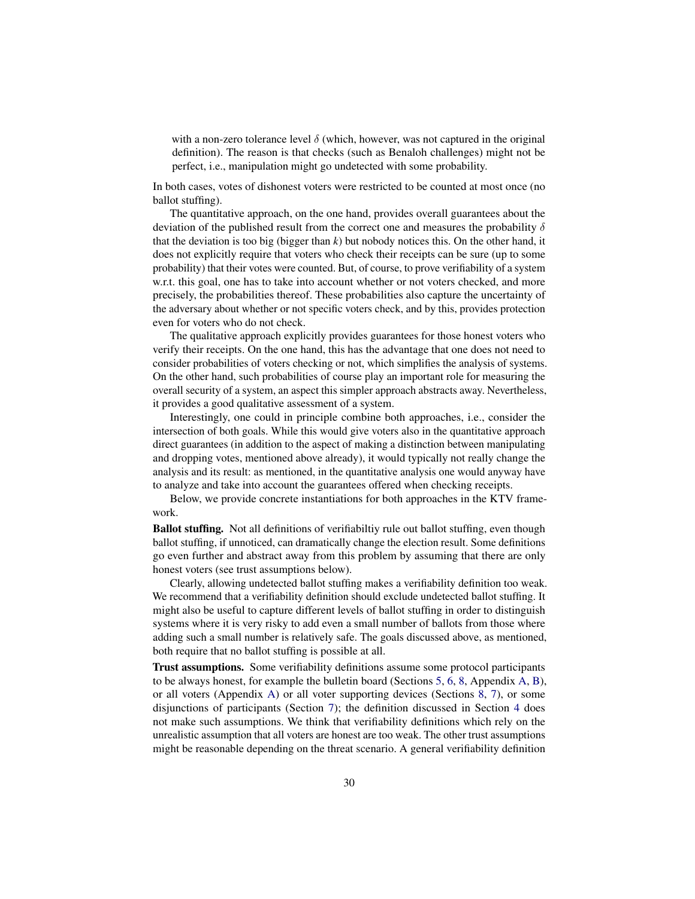with a non-zero tolerance level $\delta$ (which, however, was not captured in the original definition). The reason is that checks (such as Benaloh challenges) might not be perfect, i.e., manipulation might go undetected with some probability.

In both cases, votes of dishonest voters were restricted to be counted at most once (no ballot stuffing).

The quantitative approach, on the one hand, provides overall guarantees about the deviation of the published result from the correct one and measures the probability $\delta$ that the deviation is too big (bigger than $k$) but nobody notices this. On the other hand, it does not explicitly require that voters who check their receipts can be sure (up to some probability) that their votes were counted. But, of course, to prove verifiability of a system w.r.t. this goal, one has to take into account whether or not voters checked, and more precisely, the probabilities thereof. These probabilities also capture the uncertainty of the adversary about whether or not specific voters check, and by this, provides protection even for voters who do not check.

The qualitative approach explicitly provides guarantees for those honest voters who verify their receipts. On the one hand, this has the advantage that one does not need to consider probabilities of voters checking or not, which simplifies the analysis of systems. On the other hand, such probabilities of course play an important role for measuring the overall security of a system, an aspect this simpler approach abstracts away. Nevertheless, it provides a good qualitative assessment of a system.

Interestingly, one could in principle combine both approaches, i.e., consider the intersection of both goals. While this would give voters also in the quantitative approach direct guarantees (in addition to the aspect of making a distinction between manipulating and dropping votes, mentioned above already), it would typically not really change the analysis and its result: as mentioned, in the quantitative analysis one would anyway have to analyze and take into account the guarantees offered when checking receipts.

Below, we provide concrete instantiations for both approaches in the KTV framework.

**Ballot stuffing.** Not all definitions of verifiabiltiy rule out ballot stuffing, even though ballot stuffing, if unnoticed, can dramatically change the election result. Some definitions go even further and abstract away from this problem by assuming that there are only honest voters (see trust assumptions below).

Clearly, allowing undetected ballot stuffing makes a verifiability definition too weak. We recommend that a verifiability definition should exclude undetected ballot stuffing. It might also be useful to capture different levels of ballot stuffing in order to distinguish systems where it is very risky to add even a small number of ballots from those where adding such a small number is relatively safe. The goals discussed above, as mentioned, both require that no ballot stuffing is possible at all.

**Trust assumptions.** Some verifiability definitions assume some protocol participants to be always honest, for example the bulletin board (Sections 5, 6, 8, Appendix A, B), or all voters (Appendix A) or all voter supporting devices (Sections 8, 7), or some disjunctions of participants (Section 7); the definition discussed in Section 4 does not make such assumptions. We think that verifiability definitions which rely on the unrealistic assumption that all voters are honest are too weak. The other trust assumptions might be reasonable depending on the threat scenario. A general verifiability definition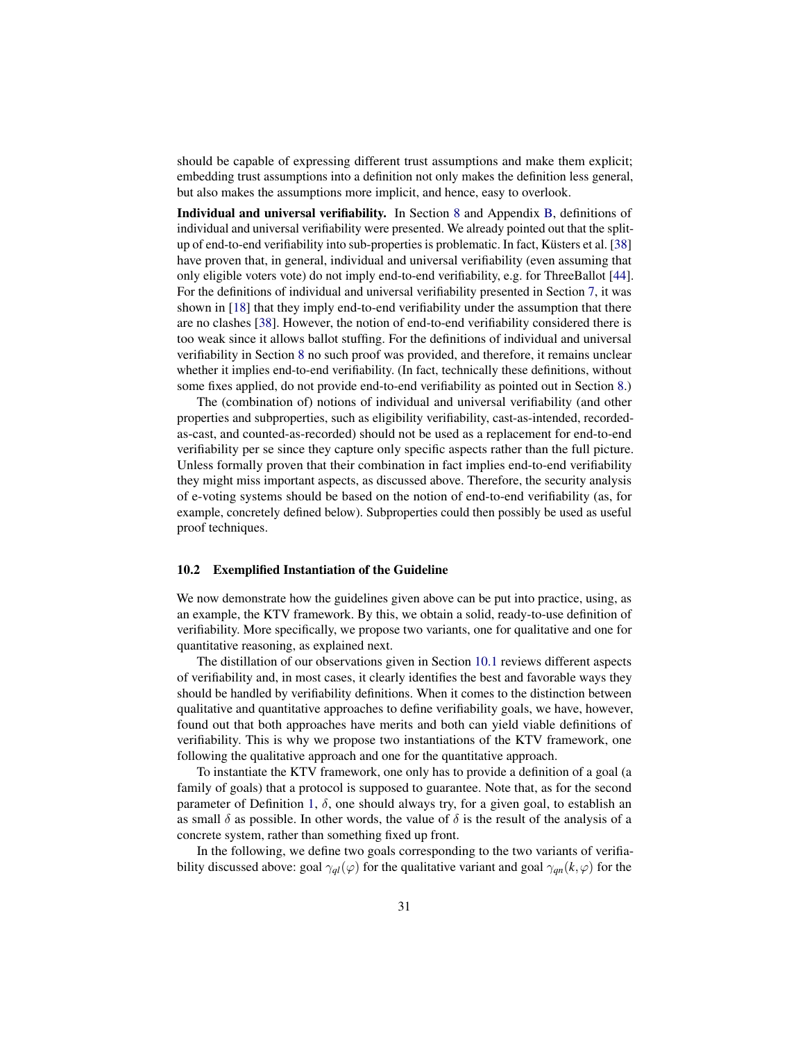should be capable of expressing different trust assumptions and make them explicit; embedding trust assumptions into a definition not only makes the definition less general, but also makes the assumptions more implicit, and hence, easy to overlook.

**Individual and universal verifiability.** In Section 8 and Appendix B, definitions of individual and universal verifiability were presented. We already pointed out that the split-up of end-to-end verifiability into sub-properties is problematic. In fact, Küsters et al. [38] have proven that, in general, individual and universal verifiability (even assuming that only eligible voters vote) do not imply end-to-end verifiability, e.g. for ThreeBallot [44]. For the definitions of individual and universal verifiability presented in Section 7, it was shown in [18] that they imply end-to-end verifiability under the assumption that there are no clashes [38]. However, the notion of end-to-end verifiability considered there is too weak since it allows ballot stuffing. For the definitions of individual and universal verifiability in Section 8 no such proof was provided, and therefore, it remains unclear whether it implies end-to-end verifiability. (In fact, technically these definitions, without some fixes applied, do not provide end-to-end verifiability as pointed out in Section 8.)

The (combination of) notions of individual and universal verifiability (and other properties and subproperties, such as eligibility verifiability, cast-as-intended, recorded-as-cast, and counted-as-recorded) should not be used as a replacement for end-to-end verifiability per se since they capture only specific aspects rather than the full picture. Unless formally proven that their combination in fact implies end-to-end verifiability they might miss important aspects, as discussed above. Therefore, the security analysis of e-voting systems should be based on the notion of end-to-end verifiability (as, for example, concretely defined below). Subproperties could then possibly be used as useful proof techniques.

### 10.2 Exemplified Instantiation of the Guideline

We now demonstrate how the guidelines given above can be put into practice, using, as an example, the KTV framework. By this, we obtain a solid, ready-to-use definition of verifiability. More specifically, we propose two variants, one for qualitative and one for quantitative reasoning, as explained next.

The distillation of our observations given in Section 10.1 reviews different aspects of verifiability and, in most cases, it clearly identifies the best and favorable ways they should be handled by verifiability definitions. When it comes to the distinction between qualitative and quantitative approaches to define verifiability goals, we have, however, found out that both approaches have merits and both can yield viable definitions of verifiability. This is why we propose two instantiations of the KTV framework, one following the qualitative approach and one for the quantitative approach.

To instantiate the KTV framework, one only has to provide a definition of a goal (a family of goals) that a protocol is supposed to guarantee. Note that, as for the second parameter of Definition 1, $\delta$, one should always try, for a given goal, to establish an as small $\delta$ as possible. In other words, the value of $\delta$ is the result of the analysis of a concrete system, rather than something fixed up front.

In the following, we define two goals corresponding to the two variants of verifiability discussed above: goal $\gamma_{ql}(\varphi)$ for the qualitative variant and goal $\gamma_{qn}(k,\varphi)$ for the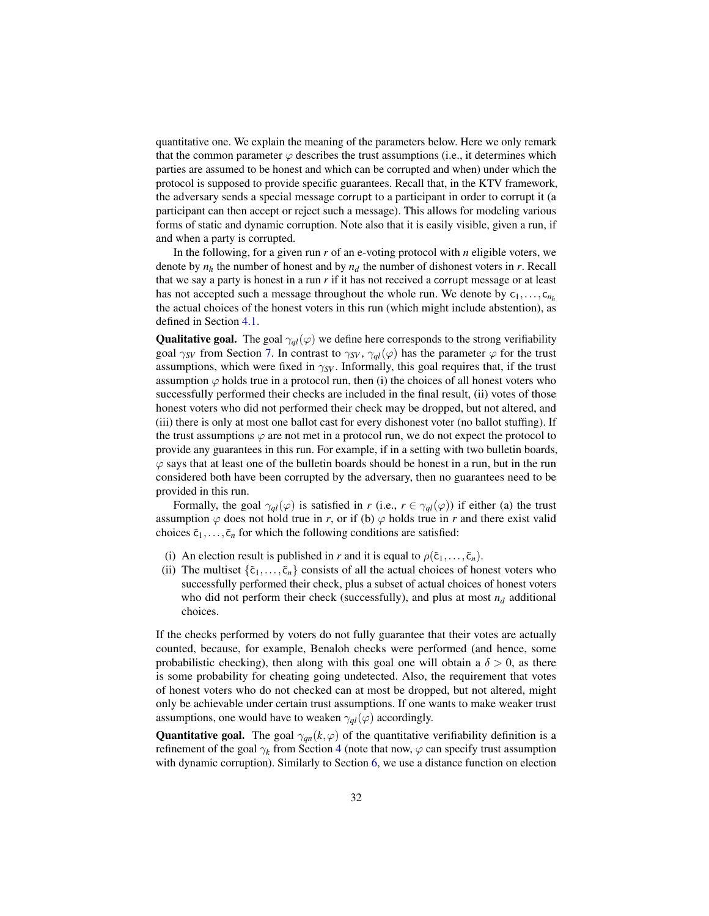quantitative one. We explain the meaning of the parameters below. Here we only remark that the common parameter $\varphi$ describes the trust assumptions (i.e., it determines which parties are assumed to be honest and which can be corrupted and when) under which the protocol is supposed to provide specific guarantees. Recall that, in the KTV framework, the adversary sends a special message corrupt to a participant in order to corrupt it (a participant can then accept or reject such a message). This allows for modeling various forms of static and dynamic corruption. Note also that it is easily visible, given a run, if and when a party is corrupted.

In the following, for a given run $r$ of an e-voting protocol with $n$ eligible voters, we denote by $n_h$ the number of honest and by $n_d$ the number of dishonest voters in $r$. Recall that we say a party is honest in a run $r$ if it has not received a corrupt message or at least has not accepted such a message throughout the whole run. We denote by $\mathsf{c}_1, \ldots, \mathsf{c}_{n_h}$ the actual choices of the honest voters in this run (which might include abstention), as defined in Section 4.1.

**Qualitative goal.** The goal $\gamma_{ql}(\varphi)$ we define here corresponds to the strong verifiability goal $\gamma_{SV}$ from Section 7. In contrast to $\gamma_{SV}$, $\gamma_{ql}(\varphi)$ has the parameter $\varphi$ for the trust assumptions, which were fixed in $\gamma_{SV}$. Informally, this goal requires that, if the trust assumption $\varphi$ holds true in a protocol run, then (i) the choices of all honest voters who successfully performed their checks are included in the final result, (ii) votes of those honest voters who did not performed their check may be dropped, but not altered, and (iii) there is only at most one ballot cast for every dishonest voter (no ballot stuffing). If the trust assumptions $\varphi$ are not met in a protocol run, we do not expect the protocol to provide any guarantees in this run. For example, if in a setting with two bulletin boards, $\varphi$ says that at least one of the bulletin boards should be honest in a run, but in the run considered both have been corrupted by the adversary, then no guarantees need to be provided in this run.

Formally, the goal $\gamma_{ql}(\varphi)$ is satisfied in $r$ (i.e., $r \in \gamma_{ql}(\varphi)$) if either (a) the trust assumption $\varphi$ does not hold true in $r$, or if (b) $\varphi$ holds true in $r$ and there exist valid choices $\tilde{\mathsf{c}}_1, \ldots, \tilde{\mathsf{c}}_n$ for which the following conditions are satisfied:

(i) An election result is published in $r$ and it is equal to $\rho(\tilde{\mathsf{c}}_1, \ldots, \tilde{\mathsf{c}}_n)$.
(ii) The multiset $\{\tilde{\mathsf{c}}_1, \ldots, \tilde{\mathsf{c}}_n\}$ consists of all the actual choices of honest voters who successfully performed their check, plus a subset of actual choices of honest voters who did not perform their check (successfully), and plus at most $n_d$ additional choices.

If the checks performed by voters do not fully guarantee that their votes are actually counted, because, for example, Benaloh checks were performed (and hence, some probabilistic checking), then along with this goal one will obtain a $\delta > 0$, as there is some probability for cheating going undetected. Also, the requirement that votes of honest voters who do not checked can at most be dropped, but not altered, might only be achievable under certain trust assumptions. If one wants to make weaker trust assumptions, one would have to weaken $\gamma_{ql}(\varphi)$ accordingly.

**Quantitative goal.** The goal $\gamma_{qn}(k, \varphi)$ of the quantitative verifiability definition is a refinement of the goal $\gamma_k$ from Section 4 (note that now, $\varphi$ can specify trust assumption with dynamic corruption). Similarly to Section 6, we use a distance function on election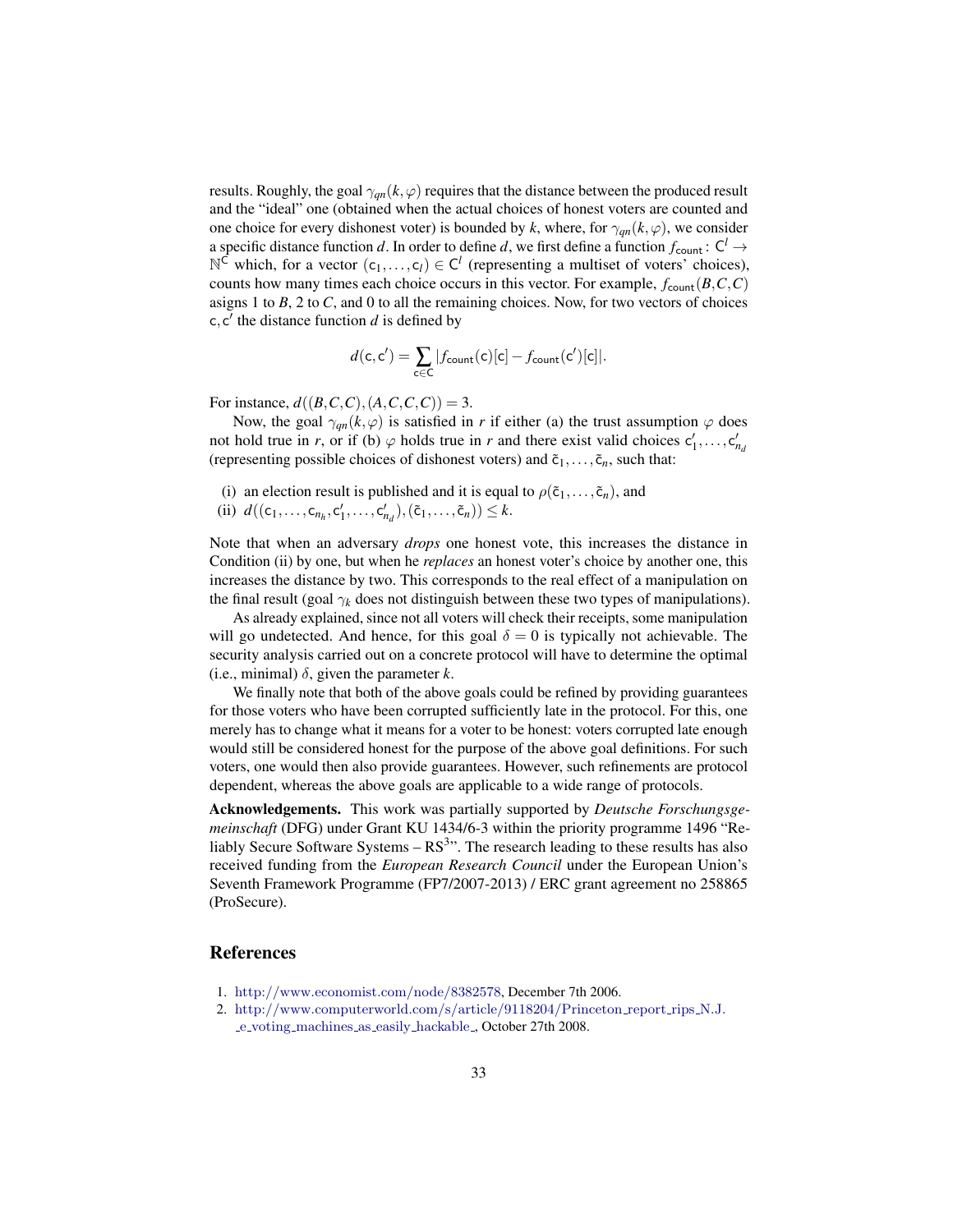results. Roughly, the goal $\gamma_{qn}(k,\varphi)$ requires that the distance between the produced result and the "ideal" one (obtained when the actual choices of honest voters are counted and one choice for every dishonest voter) is bounded by $k$, where, for $\gamma_{qn}(k,\varphi)$, we consider a specific distance function $d$. In order to define $d$, we first define a function $f_{\mathsf{count}} \colon \mathsf{C}^l \to \mathbb{N}^{\mathsf{C}}$ which, for a vector $(\mathsf{c}_1,\ldots,\mathsf{c}_l) \in \mathsf{C}^l$ (representing a multiset of voters' choices), counts how many times each choice occurs in this vector. For example, $f_{\mathsf{count}}(B,C,C)$ asigns 1 to $B$, 2 to $C$, and 0 to all the remaining choices. Now, for two vectors of choices $\mathsf{c}, \mathsf{c}'$ the distance function $d$ is defined by

$$d(\mathsf{c},\mathsf{c}') = \sum_{\mathsf{c}\in\mathsf{C}} |f_{\mathsf{count}}(\mathsf{c})[\mathsf{c}] - f_{\mathsf{count}}(\mathsf{c}')[\mathsf{c}]|.$$

For instance, $d((B,C,C),(A,C,C,C)) = 3$.

Now, the goal $\gamma_{qn}(k,\varphi)$ is satisfied in $r$ if either (a) the trust assumption $\varphi$ does not hold true in $r$, or if (b) $\varphi$ holds true in $r$ and there exist valid choices $\mathsf{c}'_1,\ldots,\mathsf{c}'_{n_d}$ (representing possible choices of dishonest voters) and $\tilde{\mathsf{c}}_1,\ldots,\tilde{\mathsf{c}}_n$, such that:

(i) an election result is published and it is equal to $\rho(\tilde{\mathsf{c}}_1,\ldots,\tilde{\mathsf{c}}_n)$, and
(ii) $d((\mathsf{c}_1,\ldots,\mathsf{c}_{n_h},\mathsf{c}'_1,\ldots,\mathsf{c}'_{n_d}),(\tilde{\mathsf{c}}_1,\ldots,\tilde{\mathsf{c}}_n)) \le k$.

Note that when an adversary *drops* one honest vote, this increases the distance in Condition (ii) by one, but when he *replaces* an honest voter's choice by another one, this increases the distance by two. This corresponds to the real effect of a manipulation on the final result (goal $\gamma_k$ does not distinguish between these two types of manipulations).

As already explained, since not all voters will check their receipts, some manipulation will go undetected. And hence, for this goal $\delta = 0$ is typically not achievable. The security analysis carried out on a concrete protocol will have to determine the optimal (i.e., minimal) $\delta$, given the parameter $k$.

We finally note that both of the above goals could be refined by providing guarantees for those voters who have been corrupted sufficiently late in the protocol. For this, one merely has to change what it means for a voter to be honest: voters corrupted late enough would still be considered honest for the purpose of the above goal definitions. For such voters, one would then also provide guarantees. However, such refinements are protocol dependent, whereas the above goals are applicable to a wide range of protocols.

**Acknowledgements.** This work was partially supported by *Deutsche Forschungsgemeinschaft* (DFG) under Grant KU 1434/6-3 within the priority programme 1496 "Reliably Secure Software Systems – $\mathrm{RS}^3$". The research leading to these results has also received funding from the *European Research Council* under the European Union's Seventh Framework Programme (FP7/2007-2013) / ERC grant agreement no 258865 (ProSecure).

## References

1. http://www.economist.com/node/8382578, December 7th 2006.
2. http://www.computerworld.com/s/article/9118204/Princeton_report_rips_N.J._e_voting_machines_as_easily_hackable_, October 27th 2008.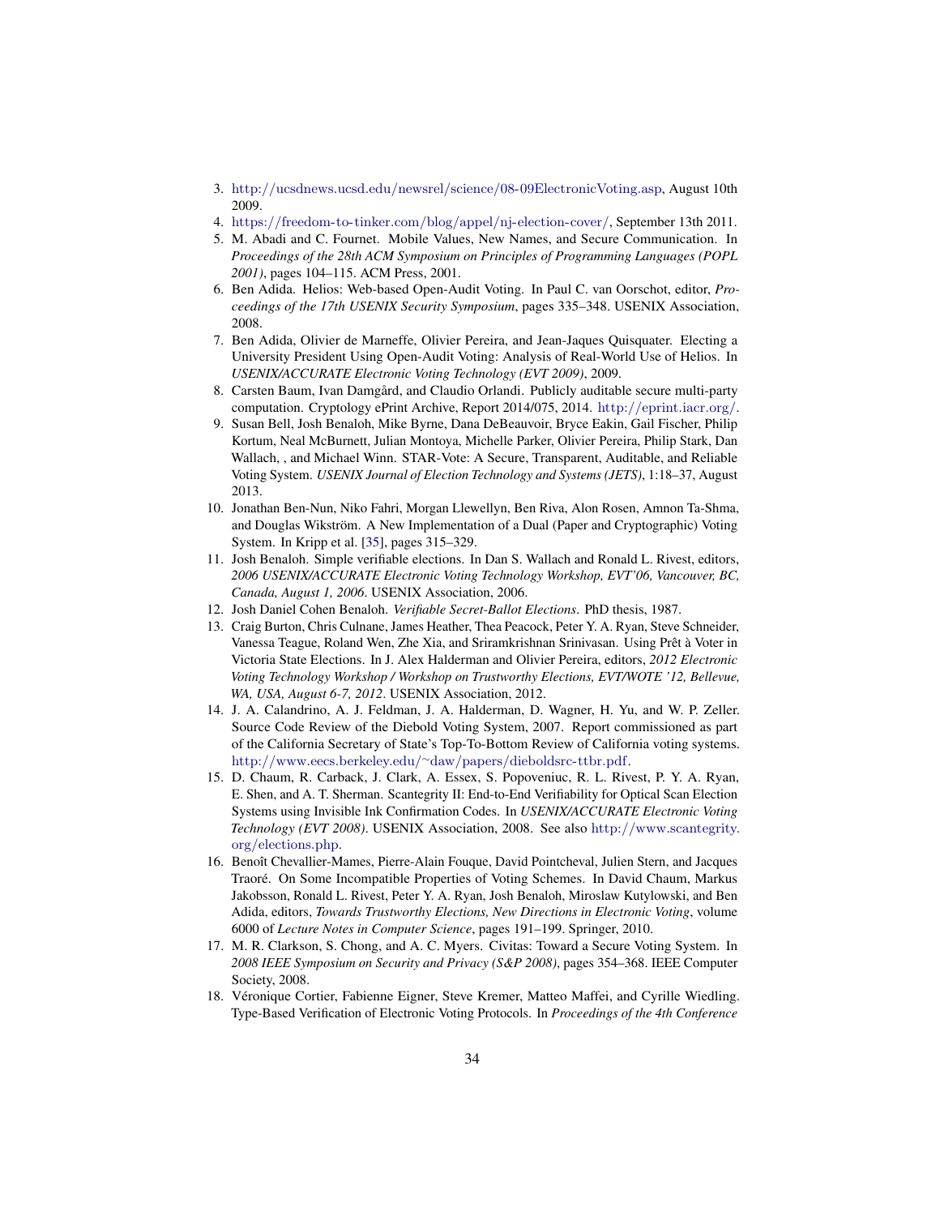3. http://ucsdnews.ucsd.edu/newsrel/science/08-09ElectronicVoting.asp, August 10th 2009.
4. https://freedom-to-tinker.com/blog/appel/nj-election-cover/, September 13th 2011.
5. M. Abadi and C. Fournet. Mobile Values, New Names, and Secure Communication. In *Proceedings of the 28th ACM Symposium on Principles of Programming Languages (POPL 2001)*, pages 104–115. ACM Press, 2001.
6. Ben Adida. Helios: Web-based Open-Audit Voting. In Paul C. van Oorschot, editor, *Proceedings of the 17th USENIX Security Symposium*, pages 335–348. USENIX Association, 2008.
7. Ben Adida, Olivier de Marneffe, Olivier Pereira, and Jean-Jaques Quisquater. Electing a University President Using Open-Audit Voting: Analysis of Real-World Use of Helios. In *USENIX/ACCURATE Electronic Voting Technology (EVT 2009)*, 2009.
8. Carsten Baum, Ivan Damgård, and Claudio Orlandi. Publicly auditable secure multi-party computation. Cryptology ePrint Archive, Report 2014/075, 2014. http://eprint.iacr.org/.
9. Susan Bell, Josh Benaloh, Mike Byrne, Dana DeBeauvoir, Bryce Eakin, Gail Fischer, Philip Kortum, Neal McBurnett, Julian Montoya, Michelle Parker, Olivier Pereira, Philip Stark, Dan Wallach, , and Michael Winn. STAR-Vote: A Secure, Transparent, Auditable, and Reliable Voting System. *USENIX Journal of Election Technology and Systems (JETS)*, 1:18–37, August 2013.
10. Jonathan Ben-Nun, Niko Fahri, Morgan Llewellyn, Ben Riva, Alon Rosen, Amnon Ta-Shma, and Douglas Wikström. A New Implementation of a Dual (Paper and Cryptographic) Voting System. In Kripp et al. [35], pages 315–329.
11. Josh Benaloh. Simple verifiable elections. In Dan S. Wallach and Ronald L. Rivest, editors, *2006 USENIX/ACCURATE Electronic Voting Technology Workshop, EVT'06, Vancouver, BC, Canada, August 1, 2006*. USENIX Association, 2006.
12. Josh Daniel Cohen Benaloh. *Verifiable Secret-Ballot Elections*. PhD thesis, 1987.
13. Craig Burton, Chris Culnane, James Heather, Thea Peacock, Peter Y. A. Ryan, Steve Schneider, Vanessa Teague, Roland Wen, Zhe Xia, and Sriramkrishnan Srinivasan. Using Prêt à Voter in Victoria State Elections. In J. Alex Halderman and Olivier Pereira, editors, *2012 Electronic Voting Technology Workshop / Workshop on Trustworthy Elections, EVT/WOTE '12, Bellevue, WA, USA, August 6-7, 2012*. USENIX Association, 2012.
14. J. A. Calandrino, A. J. Feldman, J. A. Halderman, D. Wagner, H. Yu, and W. P. Zeller. Source Code Review of the Diebold Voting System, 2007. Report commissioned as part of the California Secretary of State's Top-To-Bottom Review of California voting systems. http://www.eecs.berkeley.edu/~daw/papers/dieboldsrc-ttbr.pdf.
15. D. Chaum, R. Carback, J. Clark, A. Essex, S. Popoveniuc, R. L. Rivest, P. Y. A. Ryan, E. Shen, and A. T. Sherman. Scantegrity II: End-to-End Verifiability for Optical Scan Election Systems using Invisible Ink Confirmation Codes. In *USENIX/ACCURATE Electronic Voting Technology (EVT 2008)*. USENIX Association, 2008. See also http://www.scantegrity.org/elections.php.
16. Benoît Chevallier-Mames, Pierre-Alain Fouque, David Pointcheval, Julien Stern, and Jacques Traoré. On Some Incompatible Properties of Voting Schemes. In David Chaum, Markus Jakobsson, Ronald L. Rivest, Peter Y. A. Ryan, Josh Benaloh, Miroslaw Kutylowski, and Ben Adida, editors, *Towards Trustworthy Elections, New Directions in Electronic Voting*, volume 6000 of *Lecture Notes in Computer Science*, pages 191–199. Springer, 2010.
17. M. R. Clarkson, S. Chong, and A. C. Myers. Civitas: Toward a Secure Voting System. In *2008 IEEE Symposium on Security and Privacy (S&P 2008)*, pages 354–368. IEEE Computer Society, 2008.
18. Véronique Cortier, Fabienne Eigner, Steve Kremer, Matteo Maffei, and Cyrille Wiedling. Type-Based Verification of Electronic Voting Protocols. In *Proceedings of the 4th Conference*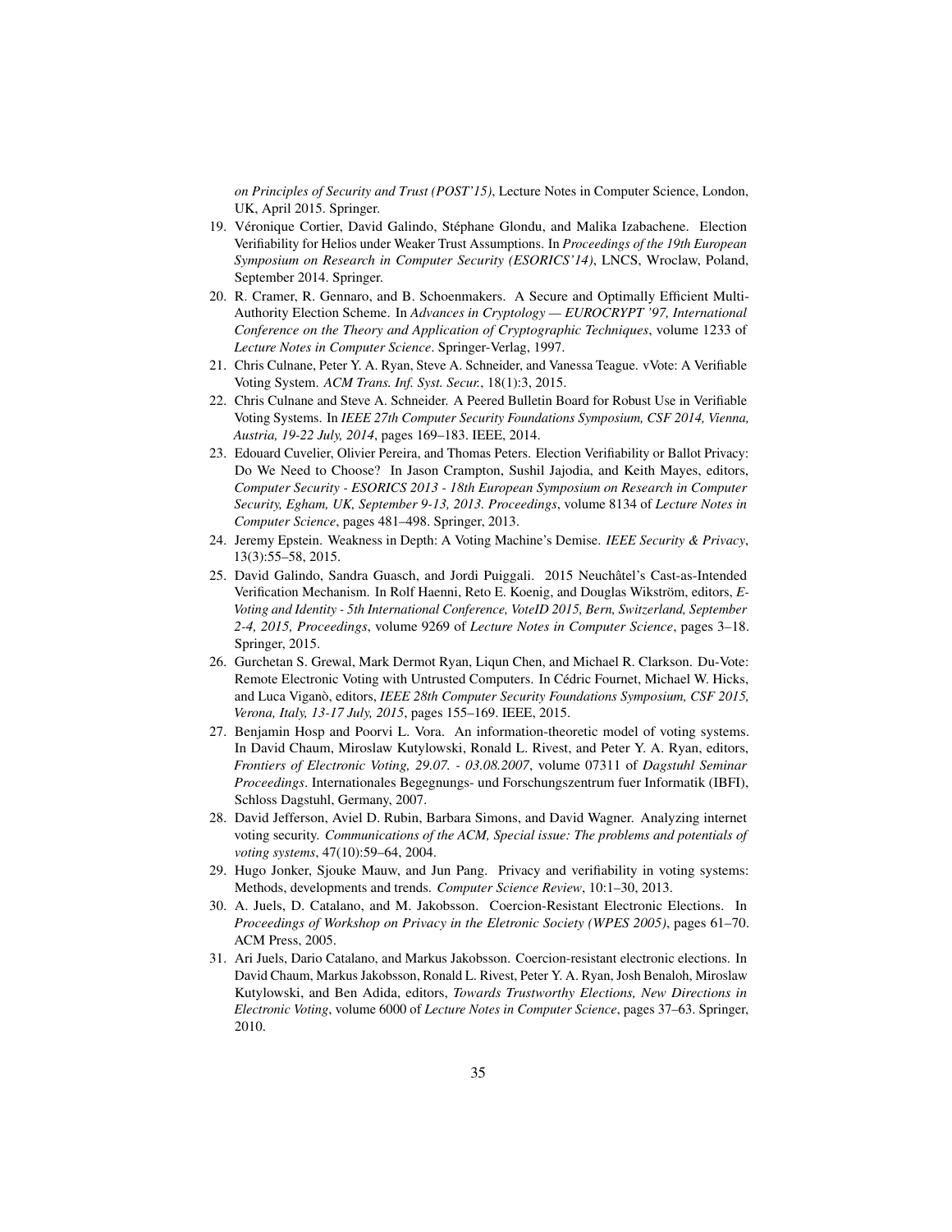*on Principles of Security and Trust (POST'15)*, Lecture Notes in Computer Science, London, UK, April 2015. Springer.

19. Véronique Cortier, David Galindo, Stéphane Glondu, and Malika Izabachene. Election Verifiability for Helios under Weaker Trust Assumptions. In *Proceedings of the 19th European Symposium on Research in Computer Security (ESORICS'14)*, LNCS, Wroclaw, Poland, September 2014. Springer.
20. R. Cramer, R. Gennaro, and B. Schoenmakers. A Secure and Optimally Efficient Multi-Authority Election Scheme. In *Advances in Cryptology — EUROCRYPT '97, International Conference on the Theory and Application of Cryptographic Techniques*, volume 1233 of *Lecture Notes in Computer Science*. Springer-Verlag, 1997.
21. Chris Culnane, Peter Y. A. Ryan, Steve A. Schneider, and Vanessa Teague. vVote: A Verifiable Voting System. *ACM Trans. Inf. Syst. Secur.*, 18(1):3, 2015.
22. Chris Culnane and Steve A. Schneider. A Peered Bulletin Board for Robust Use in Verifiable Voting Systems. In *IEEE 27th Computer Security Foundations Symposium, CSF 2014, Vienna, Austria, 19-22 July, 2014*, pages 169–183. IEEE, 2014.
23. Edouard Cuvelier, Olivier Pereira, and Thomas Peters. Election Verifiability or Ballot Privacy: Do We Need to Choose? In Jason Crampton, Sushil Jajodia, and Keith Mayes, editors, *Computer Security - ESORICS 2013 - 18th European Symposium on Research in Computer Security, Egham, UK, September 9-13, 2013. Proceedings*, volume 8134 of *Lecture Notes in Computer Science*, pages 481–498. Springer, 2013.
24. Jeremy Epstein. Weakness in Depth: A Voting Machine's Demise. *IEEE Security & Privacy*, 13(3):55–58, 2015.
25. David Galindo, Sandra Guasch, and Jordi Puiggali. 2015 Neuchâtel's Cast-as-Intended Verification Mechanism. In Rolf Haenni, Reto E. Koenig, and Douglas Wikström, editors, *E-Voting and Identity - 5th International Conference, VoteID 2015, Bern, Switzerland, September 2-4, 2015, Proceedings*, volume 9269 of *Lecture Notes in Computer Science*, pages 3–18. Springer, 2015.
26. Gurchetan S. Grewal, Mark Dermot Ryan, Liqun Chen, and Michael R. Clarkson. Du-Vote: Remote Electronic Voting with Untrusted Computers. In Cédric Fournet, Michael W. Hicks, and Luca Viganò, editors, *IEEE 28th Computer Security Foundations Symposium, CSF 2015, Verona, Italy, 13-17 July, 2015*, pages 155–169. IEEE, 2015.
27. Benjamin Hosp and Poorvi L. Vora. An information-theoretic model of voting systems. In David Chaum, Miroslaw Kutylowski, Ronald L. Rivest, and Peter Y. A. Ryan, editors, *Frontiers of Electronic Voting, 29.07. - 03.08.2007*, volume 07311 of *Dagstuhl Seminar Proceedings*. Internationales Begegnungs- und Forschungszentrum fuer Informatik (IBFI), Schloss Dagstuhl, Germany, 2007.
28. David Jefferson, Aviel D. Rubin, Barbara Simons, and David Wagner. Analyzing internet voting security. *Communications of the ACM, Special issue: The problems and potentials of voting systems*, 47(10):59–64, 2004.
29. Hugo Jonker, Sjouke Mauw, and Jun Pang. Privacy and verifiability in voting systems: Methods, developments and trends. *Computer Science Review*, 10:1–30, 2013.
30. A. Juels, D. Catalano, and M. Jakobsson. Coercion-Resistant Electronic Elections. In *Proceedings of Workshop on Privacy in the Eletronic Society (WPES 2005)*, pages 61–70. ACM Press, 2005.
31. Ari Juels, Dario Catalano, and Markus Jakobsson. Coercion-resistant electronic elections. In David Chaum, Markus Jakobsson, Ronald L. Rivest, Peter Y. A. Ryan, Josh Benaloh, Miroslaw Kutylowski, and Ben Adida, editors, *Towards Trustworthy Elections, New Directions in Electronic Voting*, volume 6000 of *Lecture Notes in Computer Science*, pages 37–63. Springer, 2010.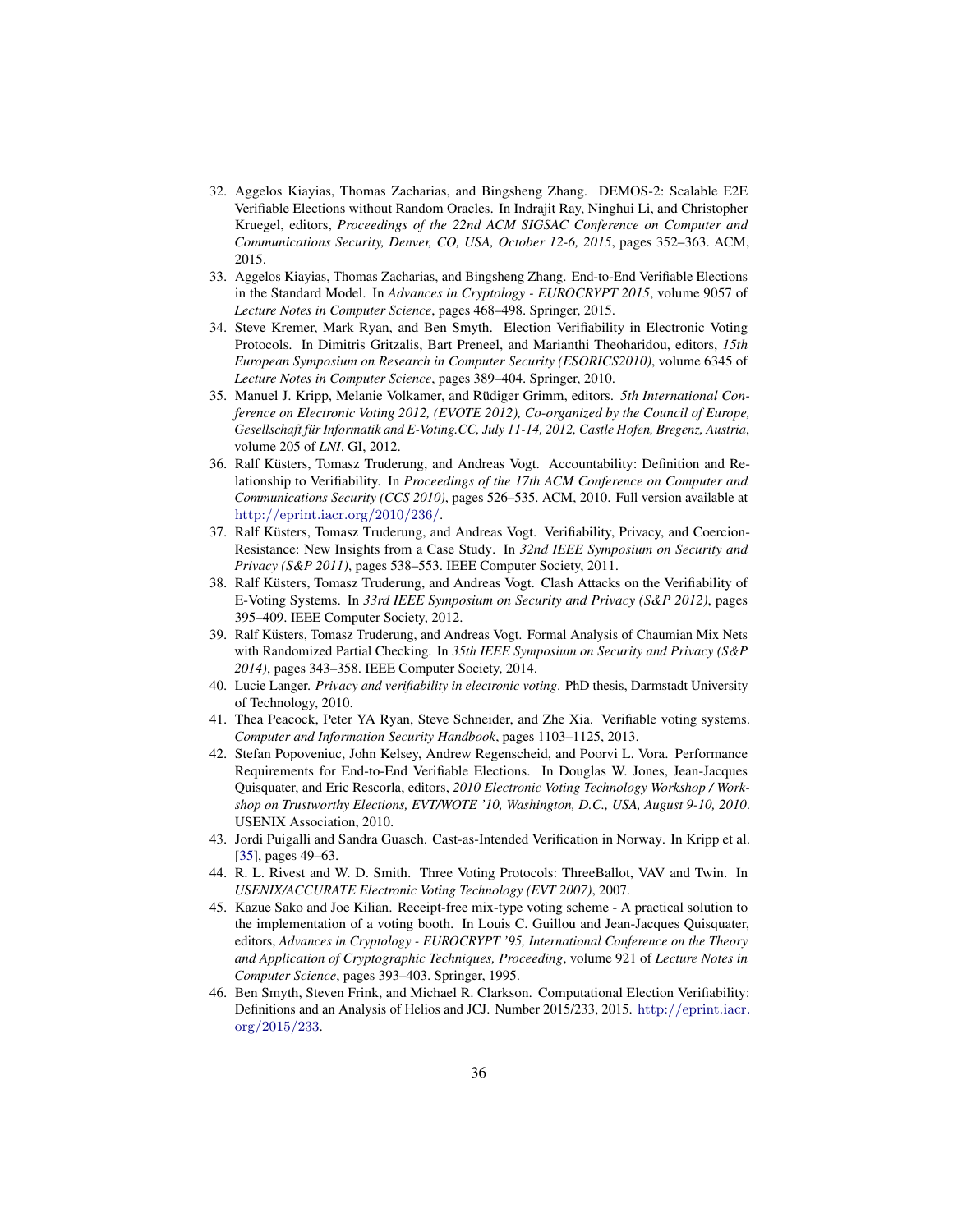32. Aggelos Kiayias, Thomas Zacharias, and Bingsheng Zhang. DEMOS-2: Scalable E2E Verifiable Elections without Random Oracles. In Indrajit Ray, Ninghui Li, and Christopher Kruegel, editors, *Proceedings of the 22nd ACM SIGSAC Conference on Computer and Communications Security, Denver, CO, USA, October 12-6, 2015*, pages 352–363. ACM, 2015.
33. Aggelos Kiayias, Thomas Zacharias, and Bingsheng Zhang. End-to-End Verifiable Elections in the Standard Model. In *Advances in Cryptology - EUROCRYPT 2015*, volume 9057 of *Lecture Notes in Computer Science*, pages 468–498. Springer, 2015.
34. Steve Kremer, Mark Ryan, and Ben Smyth. Election Verifiability in Electronic Voting Protocols. In Dimitris Gritzalis, Bart Preneel, and Marianthi Theoharidou, editors, *15th European Symposium on Research in Computer Security (ESORICS2010)*, volume 6345 of *Lecture Notes in Computer Science*, pages 389–404. Springer, 2010.
35. Manuel J. Kripp, Melanie Volkamer, and Rüdiger Grimm, editors. *5th International Conference on Electronic Voting 2012, (EVOTE 2012), Co-organized by the Council of Europe, Gesellschaft für Informatik and E-Voting.CC, July 11-14, 2012, Castle Hofen, Bregenz, Austria*, volume 205 of *LNI*. GI, 2012.
36. Ralf Küsters, Tomasz Truderung, and Andreas Vogt. Accountability: Definition and Relationship to Verifiability. In *Proceedings of the 17th ACM Conference on Computer and Communications Security (CCS 2010)*, pages 526–535. ACM, 2010. Full version available at http://eprint.iacr.org/2010/236/.
37. Ralf Küsters, Tomasz Truderung, and Andreas Vogt. Verifiability, Privacy, and Coercion-Resistance: New Insights from a Case Study. In *32nd IEEE Symposium on Security and Privacy (S&P 2011)*, pages 538–553. IEEE Computer Society, 2011.
38. Ralf Küsters, Tomasz Truderung, and Andreas Vogt. Clash Attacks on the Verifiability of E-Voting Systems. In *33rd IEEE Symposium on Security and Privacy (S&P 2012)*, pages 395–409. IEEE Computer Society, 2012.
39. Ralf Küsters, Tomasz Truderung, and Andreas Vogt. Formal Analysis of Chaumian Mix Nets with Randomized Partial Checking. In *35th IEEE Symposium on Security and Privacy (S&P 2014)*, pages 343–358. IEEE Computer Society, 2014.
40. Lucie Langer. *Privacy and verifiability in electronic voting*. PhD thesis, Darmstadt University of Technology, 2010.
41. Thea Peacock, Peter YA Ryan, Steve Schneider, and Zhe Xia. Verifiable voting systems. *Computer and Information Security Handbook*, pages 1103–1125, 2013.
42. Stefan Popoveniuc, John Kelsey, Andrew Regenscheid, and Poorvi L. Vora. Performance Requirements for End-to-End Verifiable Elections. In Douglas W. Jones, Jean-Jacques Quisquater, and Eric Rescorla, editors, *2010 Electronic Voting Technology Workshop / Workshop on Trustworthy Elections, EVT/WOTE '10, Washington, D.C., USA, August 9-10, 2010*. USENIX Association, 2010.
43. Jordi Puigalli and Sandra Guasch. Cast-as-Intended Verification in Norway. In Kripp et al. [35], pages 49–63.
44. R. L. Rivest and W. D. Smith. Three Voting Protocols: ThreeBallot, VAV and Twin. In *USENIX/ACCURATE Electronic Voting Technology (EVT 2007)*, 2007.
45. Kazue Sako and Joe Kilian. Receipt-free mix-type voting scheme - A practical solution to the implementation of a voting booth. In Louis C. Guillou and Jean-Jacques Quisquater, editors, *Advances in Cryptology - EUROCRYPT '95, International Conference on the Theory and Application of Cryptographic Techniques, Proceeding*, volume 921 of *Lecture Notes in Computer Science*, pages 393–403. Springer, 1995.
46. Ben Smyth, Steven Frink, and Michael R. Clarkson. Computational Election Verifiability: Definitions and an Analysis of Helios and JCJ. Number 2015/233, 2015. http://eprint.iacr.org/2015/233.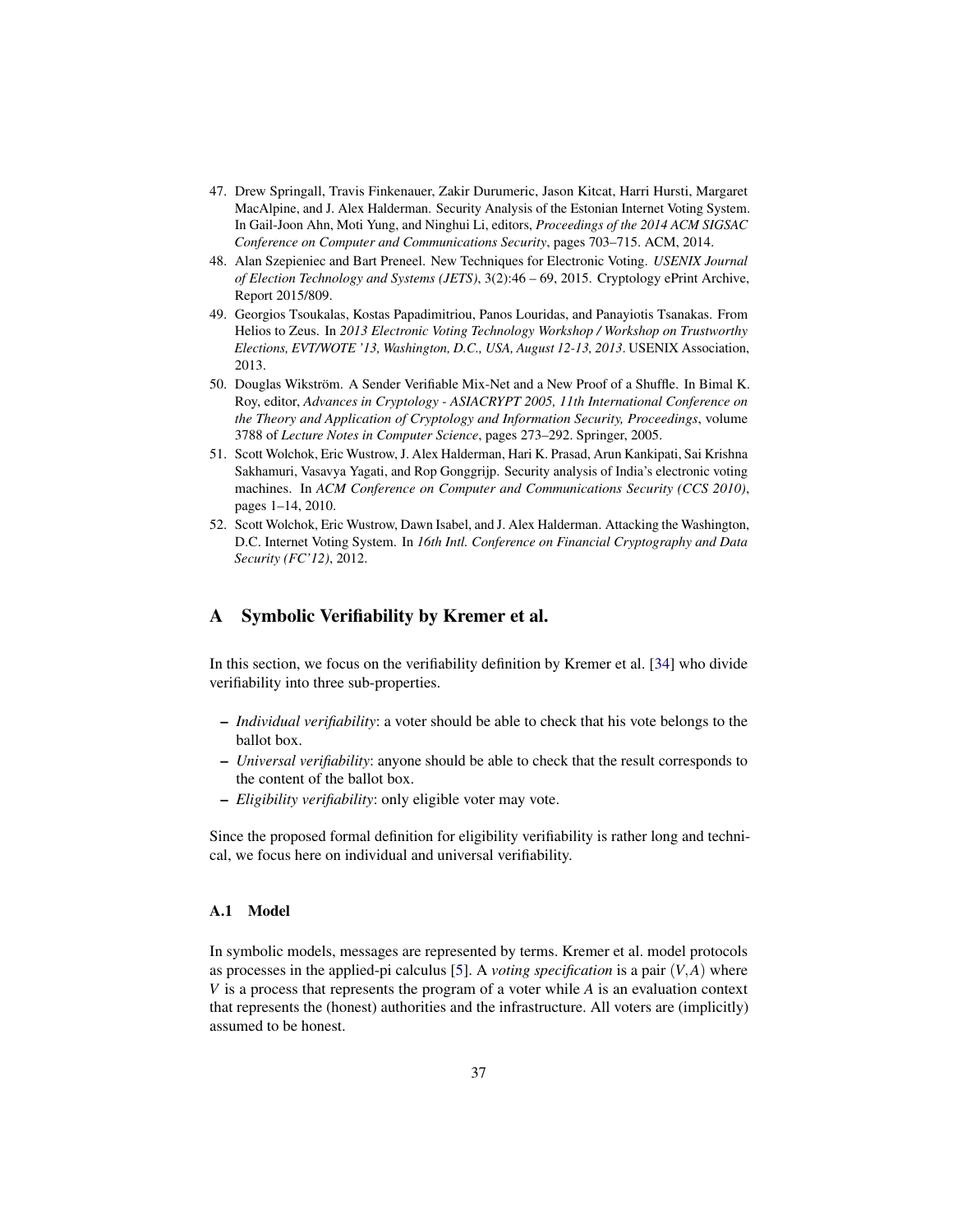47. Drew Springall, Travis Finkenauer, Zakir Durumeric, Jason Kitcat, Harri Hursti, Margaret MacAlpine, and J. Alex Halderman. Security Analysis of the Estonian Internet Voting System. In Gail-Joon Ahn, Moti Yung, and Ninghui Li, editors, *Proceedings of the 2014 ACM SIGSAC Conference on Computer and Communications Security*, pages 703–715. ACM, 2014.
48. Alan Szepieniec and Bart Preneel. New Techniques for Electronic Voting. *USENIX Journal of Election Technology and Systems (JETS)*, 3(2):46 – 69, 2015. Cryptology ePrint Archive, Report 2015/809.
49. Georgios Tsoukalas, Kostas Papadimitriou, Panos Louridas, and Panayiotis Tsanakas. From Helios to Zeus. In *2013 Electronic Voting Technology Workshop / Workshop on Trustworthy Elections, EVT/WOTE '13, Washington, D.C., USA, August 12-13, 2013*. USENIX Association, 2013.
50. Douglas Wikström. A Sender Verifiable Mix-Net and a New Proof of a Shuffle. In Bimal K. Roy, editor, *Advances in Cryptology - ASIACRYPT 2005, 11th International Conference on the Theory and Application of Cryptology and Information Security, Proceedings*, volume 3788 of *Lecture Notes in Computer Science*, pages 273–292. Springer, 2005.
51. Scott Wolchok, Eric Wustrow, J. Alex Halderman, Hari K. Prasad, Arun Kankipati, Sai Krishna Sakhamuri, Vasavya Yagati, and Rop Gonggrijp. Security analysis of India's electronic voting machines. In *ACM Conference on Computer and Communications Security (CCS 2010)*, pages 1–14, 2010.
52. Scott Wolchok, Eric Wustrow, Dawn Isabel, and J. Alex Halderman. Attacking the Washington, D.C. Internet Voting System. In *16th Intl. Conference on Financial Cryptography and Data Security (FC'12)*, 2012.

# A Symbolic Verifiability by Kremer et al.

In this section, we focus on the verifiability definition by Kremer et al. [34] who divide verifiability into three sub-properties.

- *Individual verifiability*: a voter should be able to check that his vote belongs to the ballot box.
- *Universal verifiability*: anyone should be able to check that the result corresponds to the content of the ballot box.
- *Eligibility verifiability*: only eligible voter may vote.

Since the proposed formal definition for eligibility verifiability is rather long and technical, we focus here on individual and universal verifiability.

## A.1 Model

In symbolic models, messages are represented by terms. Kremer et al. model protocols as processes in the applied-pi calculus [5]. A *voting specification* is a pair $(V,A)$ where $V$ is a process that represents the program of a voter while $A$ is an evaluation context that represents the (honest) authorities and the infrastructure. All voters are (implicitly) assumed to be honest.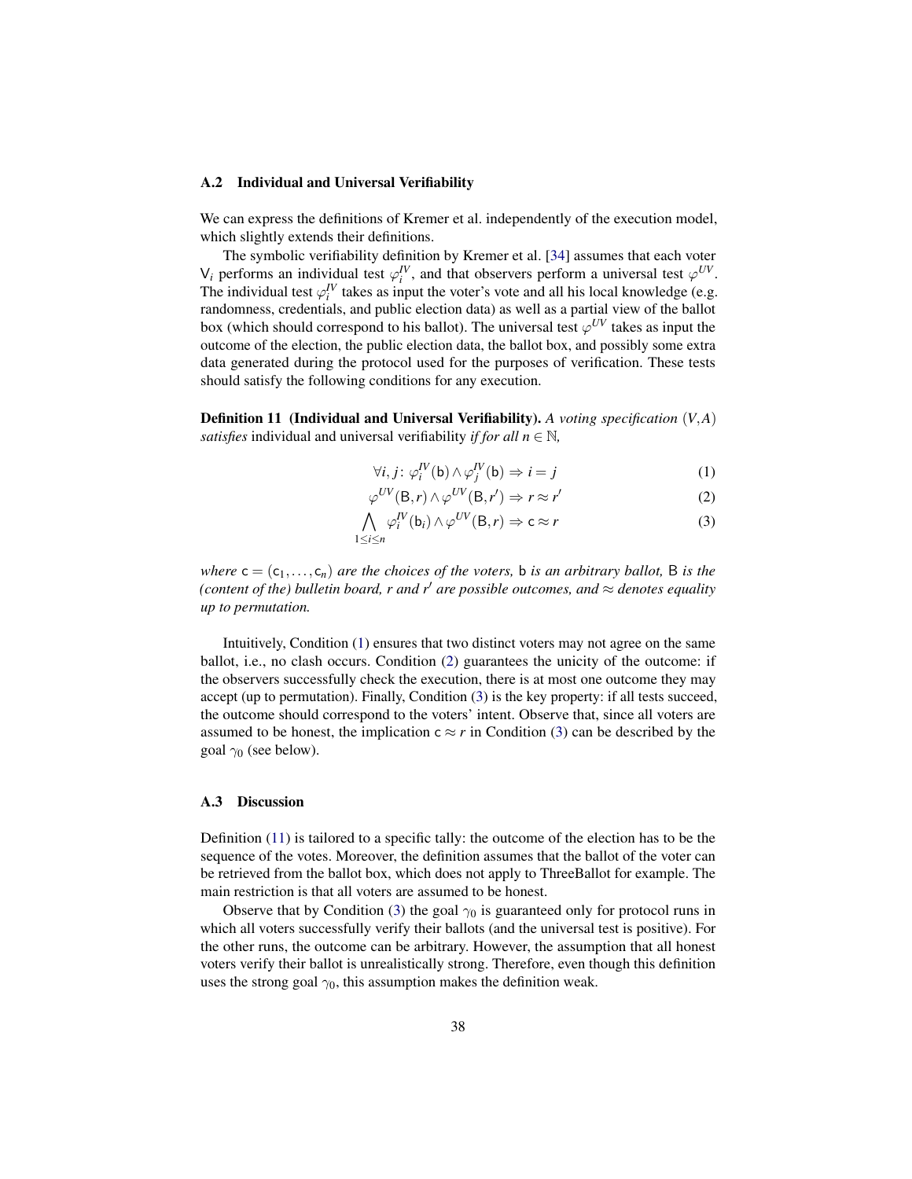### A.2 Individual and Universal Verifiability

We can express the definitions of Kremer et al. independently of the execution model, which slightly extends their definitions.

The symbolic verifiability definition by Kremer et al. [34] assumes that each voter $\mathsf{V}_i$ performs an individual test $\varphi_i^{IV}$, and that observers perform a universal test $\varphi^{UV}$. The individual test $\varphi_i^{IV}$ takes as input the voter's vote and all his local knowledge (e.g. randomness, credentials, and public election data) as well as a partial view of the ballot box (which should correspond to his ballot). The universal test $\varphi^{UV}$ takes as input the outcome of the election, the public election data, the ballot box, and possibly some extra data generated during the protocol used for the purposes of verification. These tests should satisfy the following conditions for any execution.

**Definition 11 (Individual and Universal Verifiability).** *A voting specification $(V,A)$ satisfies* individual and universal verifiability *if for all $n \in \mathbb{N}$,*

$$\forall i,j\colon \varphi_i^{IV}(\mathsf{b}) \wedge \varphi_j^{IV}(\mathsf{b}) \Rightarrow i = j \tag{1}$$

$$\varphi^{UV}(\mathsf{B},r) \wedge \varphi^{UV}(\mathsf{B},r') \Rightarrow r \approx r' \tag{2}$$

$$\bigwedge_{1\le i\le n} \varphi_i^{IV}(\mathsf{b}_i) \wedge \varphi^{UV}(\mathsf{B},r) \Rightarrow \mathsf{c} \approx r \tag{3}$$

*where $\mathsf{c} = (\mathsf{c}_1,\ldots,\mathsf{c}_n)$ are the choices of the voters, $\mathsf{b}$ is an arbitrary ballot, $\mathsf{B}$ is the (content of the) bulletin board, $r$ and $r'$ are possible outcomes, and $\approx$ denotes equality up to permutation.*

Intuitively, Condition (1) ensures that two distinct voters may not agree on the same ballot, i.e., no clash occurs. Condition (2) guarantees the unicity of the outcome: if the observers successfully check the execution, there is at most one outcome they may accept (up to permutation). Finally, Condition (3) is the key property: if all tests succeed, the outcome should correspond to the voters' intent. Observe that, since all voters are assumed to be honest, the implication $\mathsf{c} \approx r$ in Condition (3) can be described by the goal $\gamma_0$ (see below).

### A.3 Discussion

Definition (11) is tailored to a specific tally: the outcome of the election has to be the sequence of the votes. Moreover, the definition assumes that the ballot of the voter can be retrieved from the ballot box, which does not apply to ThreeBallot for example. The main restriction is that all voters are assumed to be honest.

Observe that by Condition (3) the goal $\gamma_0$ is guaranteed only for protocol runs in which all voters successfully verify their ballots (and the universal test is positive). For the other runs, the outcome can be arbitrary. However, the assumption that all honest voters verify their ballot is unrealistically strong. Therefore, even though this definition uses the strong goal $\gamma_0$, this assumption makes the definition weak.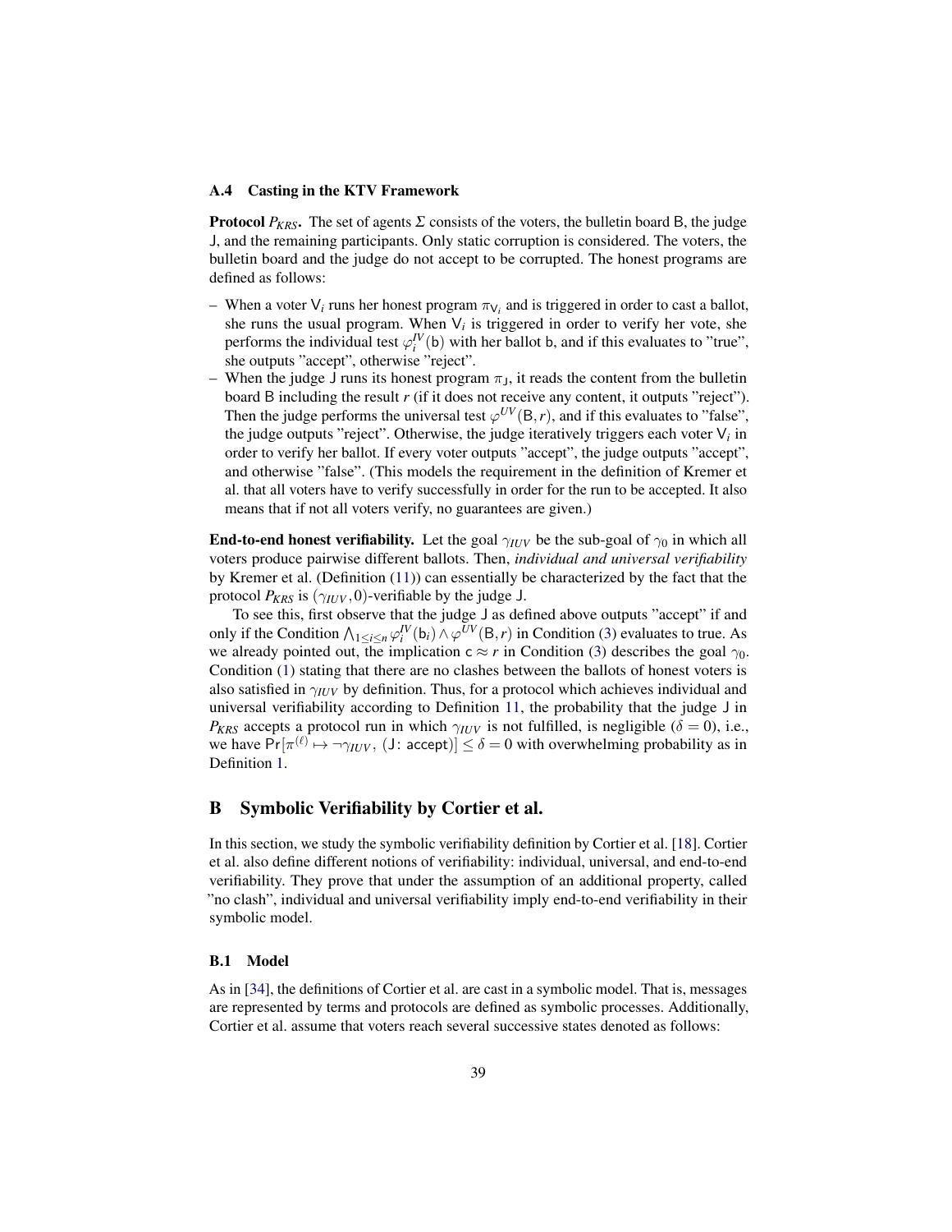### A.4 Casting in the KTV Framework

**Protocol $P_{KRS}$.** The set of agents $\Sigma$ consists of the voters, the bulletin board B, the judge J, and the remaining participants. Only static corruption is considered. The voters, the bulletin board and the judge do not accept to be corrupted. The honest programs are defined as follows:

- When a voter $\mathsf{V}_i$ runs her honest program $\pi_{\mathsf{V}_i}$ and is triggered in order to cast a ballot, she runs the usual program. When $\mathsf{V}_i$ is triggered in order to verify her vote, she performs the individual test $\varphi_i^{IV}(\mathsf{b})$ with her ballot b, and if this evaluates to "true", she outputs "accept", otherwise "reject".
- When the judge J runs its honest program $\pi_{\mathsf{J}}$, it reads the content from the bulletin board B including the result $r$ (if it does not receive any content, it outputs "reject"). Then the judge performs the universal test $\varphi^{UV}(\mathsf{B}, r)$, and if this evaluates to "false", the judge outputs "reject". Otherwise, the judge iteratively triggers each voter $\mathsf{V}_i$ in order to verify her ballot. If every voter outputs "accept", the judge outputs "accept", and otherwise "false". (This models the requirement in the definition of Kremer et al. that all voters have to verify successfully in order for the run to be accepted. It also means that if not all voters verify, no guarantees are given.)

**End-to-end honest verifiability.** Let the goal $\gamma_{IUV}$ be the sub-goal of $\gamma_0$ in which all voters produce pairwise different ballots. Then, *individual and universal verifiability* by Kremer et al. (Definition (11)) can essentially be characterized by the fact that the protocol $P_{KRS}$ is $(\gamma_{IUV}, 0)$-verifiable by the judge J.

To see this, first observe that the judge J as defined above outputs "accept" if and only if the Condition $\bigwedge_{1 \leq i \leq n} \varphi_i^{IV}(\mathsf{b}_i) \wedge \varphi^{UV}(\mathsf{B}, r)$ in Condition (3) evaluates to true. As we already pointed out, the implication $\mathsf{c} \approx r$ in Condition (3) describes the goal $\gamma_0$. Condition (1) stating that there are no clashes between the ballots of honest voters is also satisfied in $\gamma_{IUV}$ by definition. Thus, for a protocol which achieves individual and universal verifiability according to Definition 11, the probability that the judge J in $P_{KRS}$ accepts a protocol run in which $\gamma_{IUV}$ is not fulfilled, is negligible ($\delta = 0$), i.e., we have $\Pr[\pi^{(\ell)} \mapsto \neg\gamma_{IUV}, (\mathsf{J}\colon \mathsf{accept})] \leq \delta = 0$ with overwhelming probability as in Definition 1.

## B Symbolic Verifiability by Cortier et al.

In this section, we study the symbolic verifiability definition by Cortier et al. [18]. Cortier et al. also define different notions of verifiability: individual, universal, and end-to-end verifiability. They prove that under the assumption of an additional property, called "no clash", individual and universal verifiability imply end-to-end verifiability in their symbolic model.

### B.1 Model

As in [34], the definitions of Cortier et al. are cast in a symbolic model. That is, messages are represented by terms and protocols are defined as symbolic processes. Additionally, Cortier et al. assume that voters reach several successive states denoted as follows: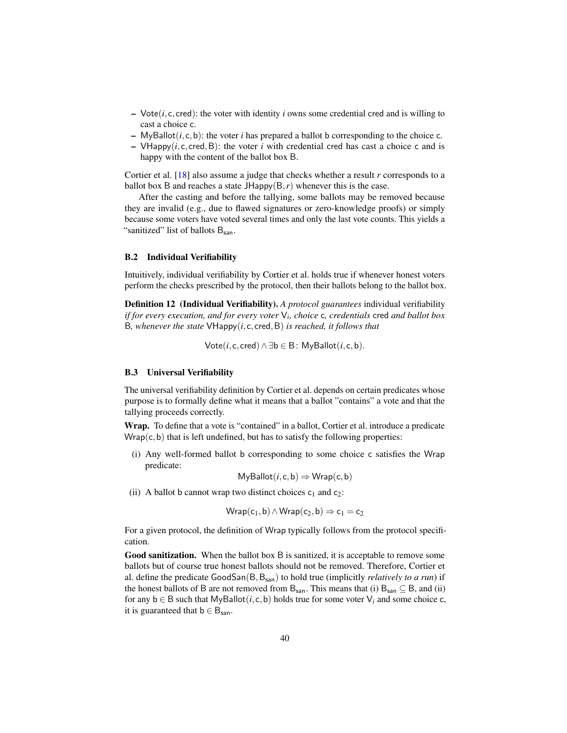- $\mathsf{Vote}(i, \mathsf{c}, \mathsf{cred})$: the voter with identity $i$ owns some credential $\mathsf{cred}$ and is willing to cast a choice $\mathsf{c}$.
- $\mathsf{MyBallot}(i, \mathsf{c}, \mathsf{b})$: the voter $i$ has prepared a ballot $\mathsf{b}$ corresponding to the choice $\mathsf{c}$.
- $\mathsf{VHappy}(i, \mathsf{c}, \mathsf{cred}, \mathsf{B})$: the voter $i$ with credential $\mathsf{cred}$ has cast a choice $\mathsf{c}$ and is happy with the content of the ballot box $\mathsf{B}$.

Cortier et al. [18] also assume a judge that checks whether a result $r$ corresponds to a ballot box $\mathsf{B}$ and reaches a state $\mathsf{JHappy}(\mathsf{B}, r)$ whenever this is the case.

After the casting and before the tallying, some ballots may be removed because they are invalid (e.g., due to flawed signatures or zero-knowledge proofs) or simply because some voters have voted several times and only the last vote counts. This yields a "sanitized" list of ballots $\mathsf{B}_{\mathsf{san}}$.

### B.2 Individual Verifiability

Intuitively, individual verifiability by Cortier et al. holds true if whenever honest voters perform the checks prescribed by the protocol, then their ballots belong to the ballot box.

**Definition 12 (Individual Verifiability).** *A protocol guarantees* individual verifiability *if for every execution, and for every voter* $\mathsf{V}_i$*, choice* $\mathsf{c}$*, credentials* $\mathsf{cred}$ *and ballot box* $\mathsf{B}$*, whenever the state* $\mathsf{VHappy}(i, \mathsf{c}, \mathsf{cred}, \mathsf{B})$ *is reached, it follows that*

$$\mathsf{Vote}(i, \mathsf{c}, \mathsf{cred}) \wedge \exists \mathsf{b} \in \mathsf{B} \colon \mathsf{MyBallot}(i, \mathsf{c}, \mathsf{b}).$$

### B.3 Universal Verifiability

The universal verifiability definition by Cortier et al. depends on certain predicates whose purpose is to formally define what it means that a ballot "contains" a vote and that the tallying proceeds correctly.

**Wrap.** To define that a vote is "contained" in a ballot, Cortier et al. introduce a predicate $\mathsf{Wrap}(\mathsf{c}, \mathsf{b})$ that is left undefined, but has to satisfy the following properties:

(i) Any well-formed ballot $\mathsf{b}$ corresponding to some choice $\mathsf{c}$ satisfies the $\mathsf{Wrap}$ predicate:

$$\mathsf{MyBallot}(i, \mathsf{c}, \mathsf{b}) \Rightarrow \mathsf{Wrap}(\mathsf{c}, \mathsf{b})$$

(ii) A ballot $\mathsf{b}$ cannot wrap two distinct choices $\mathsf{c}_1$ and $\mathsf{c}_2$:

$$\mathsf{Wrap}(\mathsf{c}_1, \mathsf{b}) \wedge \mathsf{Wrap}(\mathsf{c}_2, \mathsf{b}) \Rightarrow \mathsf{c}_1 = \mathsf{c}_2$$

For a given protocol, the definition of $\mathsf{Wrap}$ typically follows from the protocol specification.

**Good sanitization.** When the ballot box $\mathsf{B}$ is sanitized, it is acceptable to remove some ballots but of course true honest ballots should not be removed. Therefore, Cortier et al. define the predicate $\mathsf{GoodSan}(\mathsf{B}, \mathsf{B}_{\mathsf{san}})$ to hold true (implicitly *relatively to a run*) if the honest ballots of $\mathsf{B}$ are not removed from $\mathsf{B}_{\mathsf{san}}$. This means that (i) $\mathsf{B}_{\mathsf{san}} \subseteq \mathsf{B}$, and (ii) for any $\mathsf{b} \in \mathsf{B}$ such that $\mathsf{MyBallot}(i, \mathsf{c}, \mathsf{b})$ holds true for some voter $\mathsf{V}_i$ and some choice $\mathsf{c}$, it is guaranteed that $\mathsf{b} \in \mathsf{B}_{\mathsf{san}}$.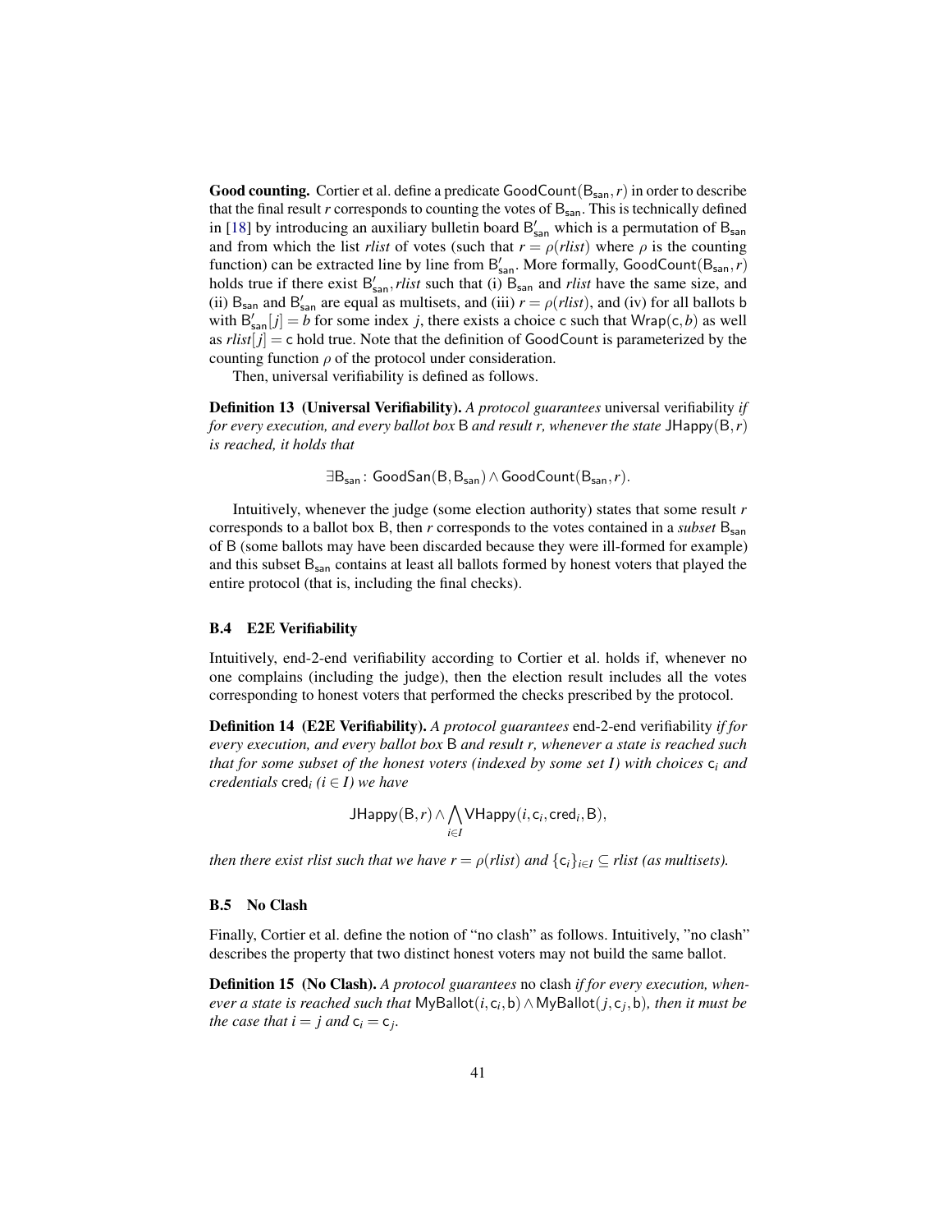**Good counting.** Cortier et al. define a predicate $\mathsf{GoodCount}(\mathsf{B}_{\mathsf{san}}, r)$ in order to describe that the final result $r$ corresponds to counting the votes of $\mathsf{B}_{\mathsf{san}}$. This is technically defined in [18] by introducing an auxiliary bulletin board $\mathsf{B}'_{\mathsf{san}}$ which is a permutation of $\mathsf{B}_{\mathsf{san}}$ and from which the list *rlist* of votes (such that $r = \rho(\mathit{rlist})$ where $\rho$ is the counting function) can be extracted line by line from $\mathsf{B}'_{\mathsf{san}}$. More formally, $\mathsf{GoodCount}(\mathsf{B}_{\mathsf{san}}, r)$ holds true if there exist $\mathsf{B}'_{\mathsf{san}}, \mathit{rlist}$ such that (i) $\mathsf{B}_{\mathsf{san}}$ and *rlist* have the same size, and (ii) $\mathsf{B}_{\mathsf{san}}$ and $\mathsf{B}'_{\mathsf{san}}$ are equal as multisets, and (iii) $r = \rho(\mathit{rlist})$, and (iv) for all ballots $\mathsf{b}$ with $\mathsf{B}'_{\mathsf{san}}[j] = b$ for some index $j$, there exists a choice $\mathsf{c}$ such that $\mathsf{Wrap}(\mathsf{c}, b)$ as well as $\mathit{rlist}[j] = \mathsf{c}$ hold true. Note that the definition of $\mathsf{GoodCount}$ is parameterized by the counting function $\rho$ of the protocol under consideration.

Then, universal verifiability is defined as follows.

**Definition 13 (Universal Verifiability).** *A protocol guarantees* universal verifiability *if for every execution, and every ballot box* $\mathsf{B}$ *and result r, whenever the state* $\mathsf{JHappy}(\mathsf{B}, r)$ *is reached, it holds that*

$$\exists \mathsf{B}_{\mathsf{san}} : \mathsf{GoodSan}(\mathsf{B}, \mathsf{B}_{\mathsf{san}}) \wedge \mathsf{GoodCount}(\mathsf{B}_{\mathsf{san}}, r).$$

Intuitively, whenever the judge (some election authority) states that some result $r$ corresponds to a ballot box $\mathsf{B}$, then $r$ corresponds to the votes contained in a *subset* $\mathsf{B}_{\mathsf{san}}$ of $\mathsf{B}$ (some ballots may have been discarded because they were ill-formed for example) and this subset $\mathsf{B}_{\mathsf{san}}$ contains at least all ballots formed by honest voters that played the entire protocol (that is, including the final checks).

### B.4 E2E Verifiability

Intuitively, end-2-end verifiability according to Cortier et al. holds if, whenever no one complains (including the judge), then the election result includes all the votes corresponding to honest voters that performed the checks prescribed by the protocol.

**Definition 14 (E2E Verifiability).** *A protocol guarantees* end-2-end verifiability *if for every execution, and every ballot box* $\mathsf{B}$ *and result r, whenever a state is reached such that for some subset of the honest voters (indexed by some set I) with choices* $\mathsf{c}_i$ *and credentials* $\mathsf{cred}_i$ *(*$i \in I$*) we have*

$$\mathsf{JHappy}(\mathsf{B}, r) \wedge \bigwedge_{i \in I} \mathsf{VHappy}(i, \mathsf{c}_i, \mathsf{cred}_i, \mathsf{B}),$$

*then there exist rlist such that we have* $r = \rho(\mathit{rlist})$ *and* $\{\mathsf{c}_i\}_{i \in I} \subseteq \mathit{rlist}$ *(as multisets).*

### B.5 No Clash

Finally, Cortier et al. define the notion of "no clash" as follows. Intuitively, "no clash" describes the property that two distinct honest voters may not build the same ballot.

**Definition 15 (No Clash).** *A protocol guarantees* no clash *if for every execution, whenever a state is reached such that* $\mathsf{MyBallot}(i, \mathsf{c}_i, \mathsf{b}) \wedge \mathsf{MyBallot}(j, \mathsf{c}_j, \mathsf{b})$*, then it must be the case that* $i = j$ *and* $\mathsf{c}_i = \mathsf{c}_j$.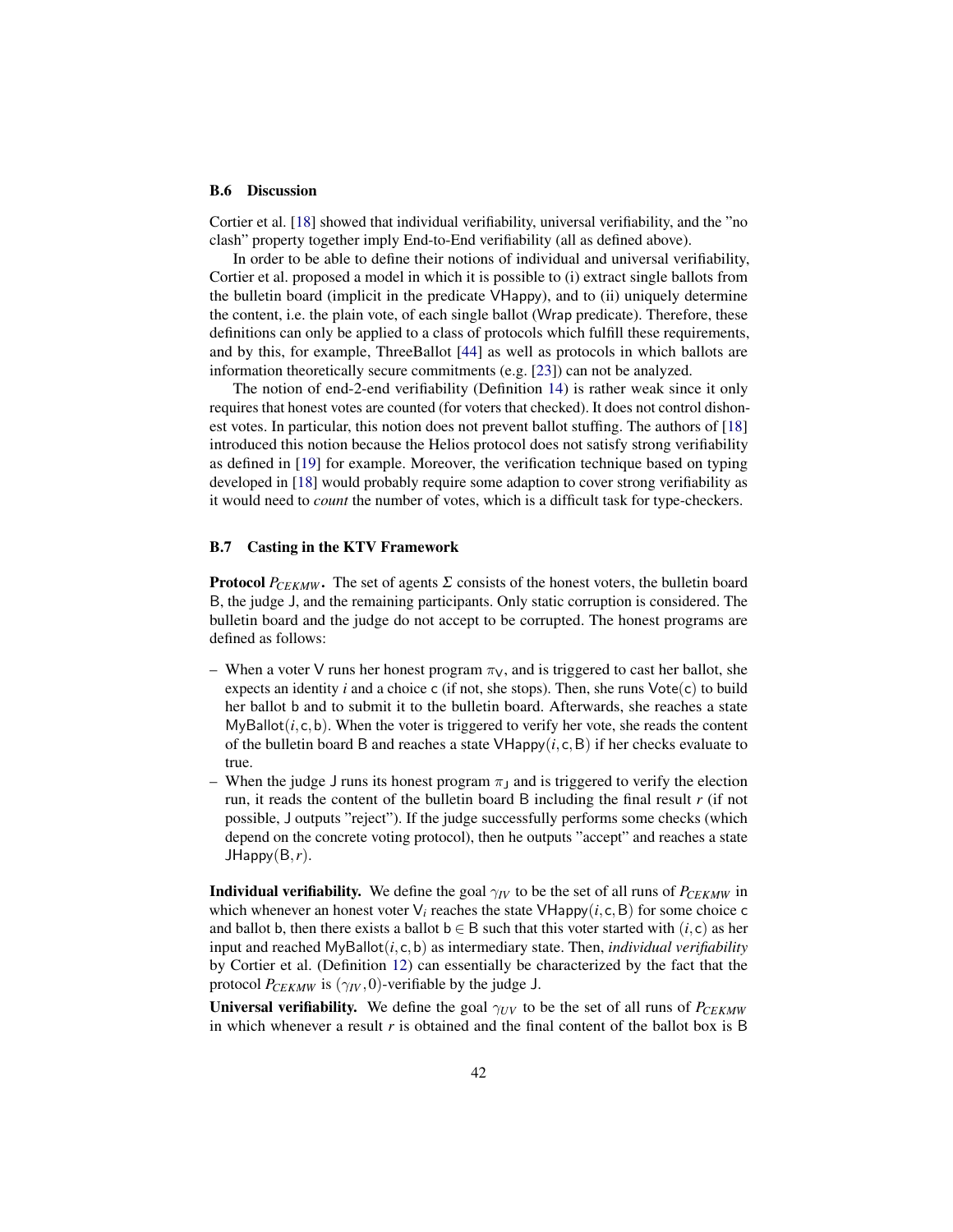### B.6 Discussion

Cortier et al. [18] showed that individual verifiability, universal verifiability, and the "no clash" property together imply End-to-End verifiability (all as defined above).

In order to be able to define their notions of individual and universal verifiability, Cortier et al. proposed a model in which it is possible to (i) extract single ballots from the bulletin board (implicit in the predicate VHappy), and to (ii) uniquely determine the content, i.e. the plain vote, of each single ballot (Wrap predicate). Therefore, these definitions can only be applied to a class of protocols which fulfill these requirements, and by this, for example, ThreeBallot [44] as well as protocols in which ballots are information theoretically secure commitments (e.g. [23]) can not be analyzed.

The notion of end-2-end verifiability (Definition 14) is rather weak since it only requires that honest votes are counted (for voters that checked). It does not control dishonest votes. In particular, this notion does not prevent ballot stuffing. The authors of [18] introduced this notion because the Helios protocol does not satisfy strong verifiability as defined in [19] for example. Moreover, the verification technique based on typing developed in [18] would probably require some adaption to cover strong verifiability as it would need to *count* the number of votes, which is a difficult task for type-checkers.

### B.7 Casting in the KTV Framework

**Protocol $P_{CEKMW}$.** The set of agents $\Sigma$ consists of the honest voters, the bulletin board B, the judge J, and the remaining participants. Only static corruption is considered. The bulletin board and the judge do not accept to be corrupted. The honest programs are defined as follows:

- When a voter V runs her honest program $\pi_{\mathsf{V}}$, and is triggered to cast her ballot, she expects an identity $i$ and a choice c (if not, she stops). Then, she runs Vote(c) to build her ballot b and to submit it to the bulletin board. Afterwards, she reaches a state MyBallot$(i, \mathsf{c}, \mathsf{b})$. When the voter is triggered to verify her vote, she reads the content of the bulletin board B and reaches a state VHappy$(i, \mathsf{c}, \mathsf{B})$ if her checks evaluate to true.
- When the judge J runs its honest program $\pi_{\mathsf{J}}$ and is triggered to verify the election run, it reads the content of the bulletin board B including the final result $r$ (if not possible, J outputs "reject"). If the judge successfully performs some checks (which depend on the concrete voting protocol), then he outputs "accept" and reaches a state JHappy$(\mathsf{B}, r)$.

**Individual verifiability.** We define the goal $\gamma_{IV}$ to be the set of all runs of $P_{CEKMW}$ in which whenever an honest voter $\mathsf{V}_i$ reaches the state VHappy$(i, \mathsf{c}, \mathsf{B})$ for some choice c and ballot b, then there exists a ballot $\mathsf{b} \in \mathsf{B}$ such that this voter started with $(i, \mathsf{c})$ as her input and reached MyBallot$(i, \mathsf{c}, \mathsf{b})$ as intermediary state. Then, *individual verifiability* by Cortier et al. (Definition 12) can essentially be characterized by the fact that the protocol $P_{CEKMW}$ is $(\gamma_{IV}, 0)$-verifiable by the judge J.

**Universal verifiability.** We define the goal $\gamma_{UV}$ to be the set of all runs of $P_{CEKMW}$ in which whenever a result $r$ is obtained and the final content of the ballot box is B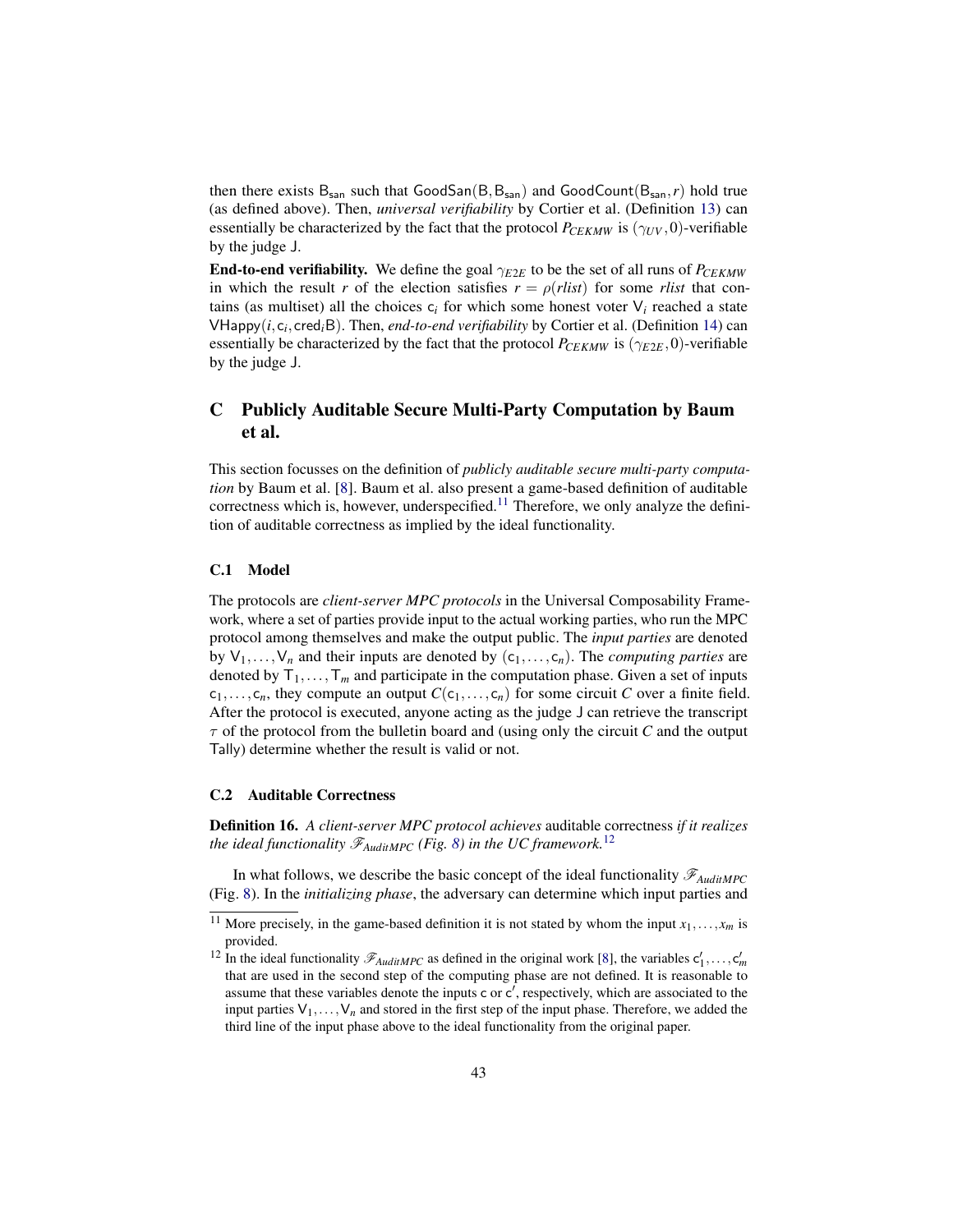then there exists $B_{san}$ such that $\mathsf{GoodSan}(B, B_{san})$ and $\mathsf{GoodCount}(B_{san}, r)$ hold true (as defined above). Then, *universal verifiability* by Cortier et al. (Definition 13) can essentially be characterized by the fact that the protocol $P_{CEKMW}$ is $(\gamma_{UV}, 0)$-verifiable by the judge J.

**End-to-end verifiability.** We define the goal $\gamma_{E2E}$ to be the set of all runs of $P_{CEKMW}$ in which the result $r$ of the election satisfies $r = \rho(rlist)$ for some $rlist$ that contains (as multiset) all the choices $c_i$ for which some honest voter $V_i$ reached a state $\mathsf{VHappy}(i, c_i, \mathsf{cred}_i B)$. Then, *end-to-end verifiability* by Cortier et al. (Definition 14) can essentially be characterized by the fact that the protocol $P_{CEKMW}$ is $(\gamma_{E2E}, 0)$-verifiable by the judge J.

# C Publicly Auditable Secure Multi-Party Computation by Baum et al.

This section focusses on the definition of *publicly auditable secure multi-party computation* by Baum et al. [8]. Baum et al. also present a game-based definition of auditable correctness which is, however, underspecified.[11] Therefore, we only analyze the definition of auditable correctness as implied by the ideal functionality.

## C.1 Model

The protocols are *client-server MPC protocols* in the Universal Composability Framework, where a set of parties provide input to the actual working parties, who run the MPC protocol among themselves and make the output public. The *input parties* are denoted by $V_1, \ldots, V_n$ and their inputs are denoted by $(c_1, \ldots, c_n)$. The *computing parties* are denoted by $T_1, \ldots, T_m$ and participate in the computation phase. Given a set of inputs $c_1, \ldots, c_n$, they compute an output $C(c_1, \ldots, c_n)$ for some circuit $C$ over a finite field. After the protocol is executed, anyone acting as the judge J can retrieve the transcript $\tau$ of the protocol from the bulletin board and (using only the circuit $C$ and the output Tally) determine whether the result is valid or not.

## C.2 Auditable Correctness

**Definition 16.** *A client-server MPC protocol achieves* auditable correctness *if it realizes the ideal functionality $\mathscr{F}_{AuditMPC}$ (Fig. 8) in the UC framework.*[12]

In what follows, we describe the basic concept of the ideal functionality $\mathscr{F}_{AuditMPC}$ (Fig. 8). In the *initializing phase*, the adversary can determine which input parties and

[11] More precisely, in the game-based definition it is not stated by whom the input $x_1, \ldots, x_m$ is provided.

[12] In the ideal functionality $\mathscr{F}_{AuditMPC}$ as defined in the original work [8], the variables $c'_1, \ldots, c'_m$ that are used in the second step of the computing phase are not defined. It is reasonable to assume that these variables denote the inputs c or $c'$, respectively, which are associated to the input parties $V_1, \ldots, V_n$ and stored in the first step of the input phase. Therefore, we added the third line of the input phase above to the ideal functionality from the original paper.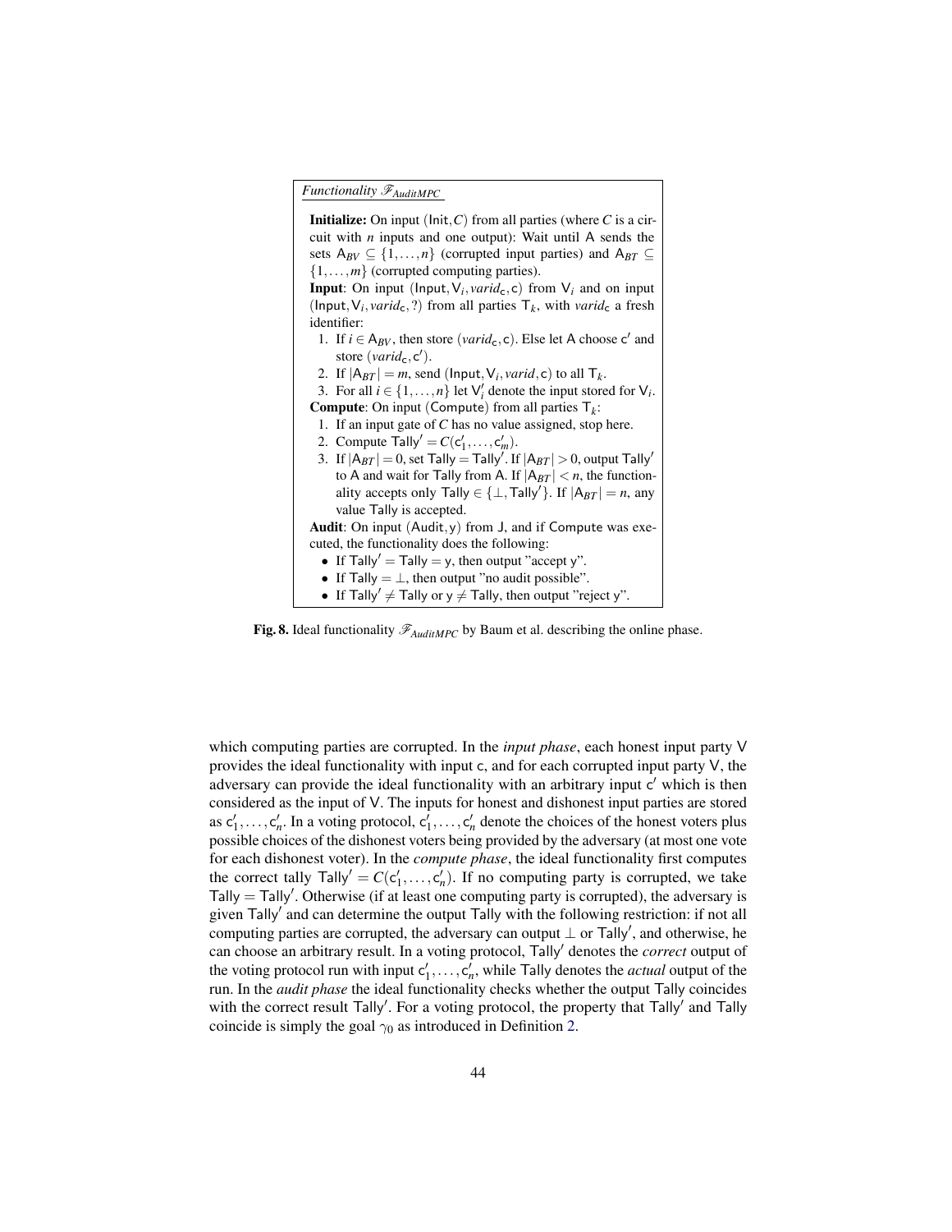*Functionality $\mathscr{F}_{AuditMPC}$*

**Initialize:** On input $(\mathsf{Init}, C)$ from all parties (where $C$ is a circuit with $n$ inputs and one output): Wait until $\mathsf{A}$ sends the sets $\mathsf{A}_{BV} \subseteq \{1,\ldots,n\}$ (corrupted input parties) and $\mathsf{A}_{BT} \subseteq \{1,\ldots,m\}$ (corrupted computing parties).

**Input**: On input $(\mathsf{Input}, \mathsf{V}_i, \mathit{varid}_\mathsf{c}, \mathsf{c})$ from $\mathsf{V}_i$ and on input $(\mathsf{Input}, \mathsf{V}_i, \mathit{varid}_\mathsf{c}, ?)$ from all parties $\mathsf{T}_k$, with $\mathit{varid}_\mathsf{c}$ a fresh identifier:

1. If $i \in \mathsf{A}_{BV}$, then store $(\mathit{varid}_\mathsf{c}, \mathsf{c})$. Else let $\mathsf{A}$ choose $\mathsf{c}'$ and store $(\mathit{varid}_\mathsf{c}, \mathsf{c}')$.
2. If $|\mathsf{A}_{BT}| = m$, send $(\mathsf{Input}, \mathsf{V}_i, \mathit{varid}, \mathsf{c})$ to all $\mathsf{T}_k$.
3. For all $i \in \{1,\ldots,n\}$ let $\mathsf{V}_i'$ denote the input stored for $\mathsf{V}_i$.

**Compute**: On input $(\mathsf{Compute})$ from all parties $\mathsf{T}_k$:

1. If an input gate of $C$ has no value assigned, stop here.
2. Compute $\mathsf{Tally}' = C(\mathsf{c}_1', \ldots, \mathsf{c}_m')$.
3. If $|\mathsf{A}_{BT}| = 0$, set $\mathsf{Tally} = \mathsf{Tally}'$. If $|\mathsf{A}_{BT}| > 0$, output $\mathsf{Tally}'$ to $\mathsf{A}$ and wait for $\mathsf{Tally}$ from $\mathsf{A}$. If $|\mathsf{A}_{BT}| < n$, the functionality accepts only $\mathsf{Tally} \in \{\perp, \mathsf{Tally}'\}$. If $|\mathsf{A}_{BT}| = n$, any value $\mathsf{Tally}$ is accepted.

**Audit**: On input $(\mathsf{Audit}, \mathsf{y})$ from $\mathsf{J}$, and if $\mathsf{Compute}$ was executed, the functionality does the following:

- If $\mathsf{Tally}' = \mathsf{Tally} = \mathsf{y}$, then output "accept y".
- If $\mathsf{Tally} = \perp$, then output "no audit possible".
- If $\mathsf{Tally}' \neq \mathsf{Tally}$ or $\mathsf{y} \neq \mathsf{Tally}$, then output "reject y".

**Fig. 8.** Ideal functionality $\mathscr{F}_{AuditMPC}$ by Baum et al. describing the online phase.

which computing parties are corrupted. In the *input phase*, each honest input party $\mathsf{V}$ provides the ideal functionality with input $\mathsf{c}$, and for each corrupted input party $\mathsf{V}$, the adversary can provide the ideal functionality with an arbitrary input $\mathsf{c}'$ which is then considered as the input of $\mathsf{V}$. The inputs for honest and dishonest input parties are stored as $\mathsf{c}_1', \ldots, \mathsf{c}_n'$. In a voting protocol, $\mathsf{c}_1', \ldots, \mathsf{c}_n'$ denote the choices of the honest voters plus possible choices of the dishonest voters being provided by the adversary (at most one vote for each dishonest voter). In the *compute phase*, the ideal functionality first computes the correct tally $\mathsf{Tally}' = C(\mathsf{c}_1', \ldots, \mathsf{c}_n')$. If no computing party is corrupted, we take $\mathsf{Tally} = \mathsf{Tally}'$. Otherwise (if at least one computing party is corrupted), the adversary is given $\mathsf{Tally}'$ and can determine the output $\mathsf{Tally}$ with the following restriction: if not all computing parties are corrupted, the adversary can output $\perp$ or $\mathsf{Tally}'$, and otherwise, he can choose an arbitrary result. In a voting protocol, $\mathsf{Tally}'$ denotes the *correct* output of the voting protocol run with input $\mathsf{c}_1', \ldots, \mathsf{c}_n'$, while $\mathsf{Tally}$ denotes the *actual* output of the run. In the *audit phase* the ideal functionality checks whether the output $\mathsf{Tally}$ coincides with the correct result $\mathsf{Tally}'$. For a voting protocol, the property that $\mathsf{Tally}'$ and $\mathsf{Tally}$ coincide is simply the goal $\gamma_0$ as introduced in Definition 2.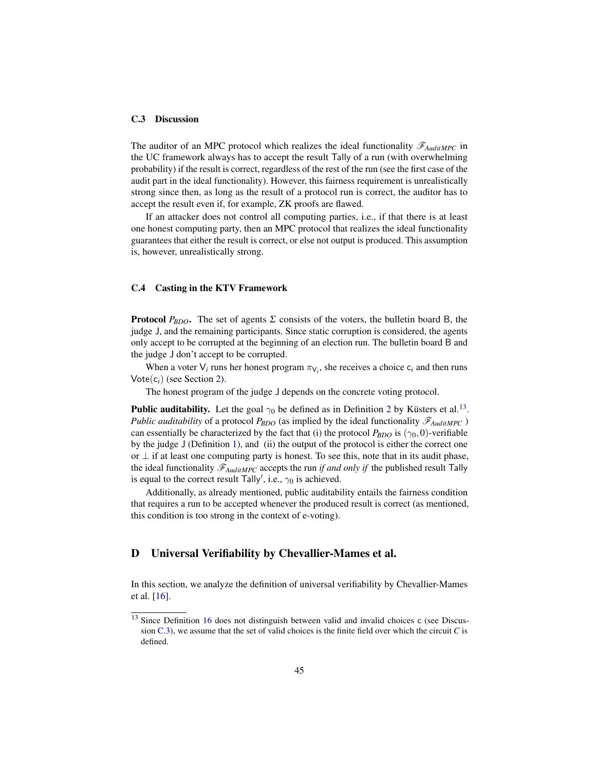### C.3 Discussion

The auditor of an MPC protocol which realizes the ideal functionality $\mathscr{F}_{AuditMPC}$ in the UC framework always has to accept the result Tally of a run (with overwhelming probability) if the result is correct, regardless of the rest of the run (see the first case of the audit part in the ideal functionality). However, this fairness requirement is unrealistically strong since then, as long as the result of a protocol run is correct, the auditor has to accept the result even if, for example, ZK proofs are flawed.

If an attacker does not control all computing parties, i.e., if that there is at least one honest computing party, then an MPC protocol that realizes the ideal functionality guarantees that either the result is correct, or else not output is produced. This assumption is, however, unrealistically strong.

### C.4 Casting in the KTV Framework

**Protocol $P_{BDO}$.** The set of agents $\Sigma$ consists of the voters, the bulletin board B, the judge J, and the remaining participants. Since static corruption is considered, the agents only accept to be corrupted at the beginning of an election run. The bulletin board B and the judge J don't accept to be corrupted.

When a voter $\mathsf{V}_i$ runs her honest program $\pi_{\mathsf{V}_i}$, she receives a choice $\mathsf{c}_i$ and then runs $\mathsf{Vote}(\mathsf{c}_i)$ (see Section 2).

The honest program of the judge J depends on the concrete voting protocol.

**Public auditability.** Let the goal $\gamma_0$ be defined as in Definition 2 by Küsters et al.[13]. *Public auditability* of a protocol $P_{BDO}$ (as implied by the ideal functionality $\mathscr{F}_{AuditMPC}$ ) can essentially be characterized by the fact that (i) the protocol $P_{BDO}$ is $(\gamma_0, 0)$-verifiable by the judge J (Definition 1), and (ii) the output of the protocol is either the correct one or $\perp$ if at least one computing party is honest. To see this, note that in its audit phase, the ideal functionality $\mathscr{F}_{AuditMPC}$ accepts the run *if and only if* the published result Tally is equal to the correct result Tally′, i.e., $\gamma_0$ is achieved.

Additionally, as already mentioned, public auditability entails the fairness condition that requires a run to be accepted whenever the produced result is correct (as mentioned, this condition is too strong in the context of e-voting).

## D Universal Verifiability by Chevallier-Mames et al.

In this section, we analyze the definition of universal verifiability by Chevallier-Mames et al. [16].

[13] Since Definition 16 does not distinguish between valid and invalid choices c (see Discussion C.3), we assume that the set of valid choices is the finite field over which the circuit $C$ is defined.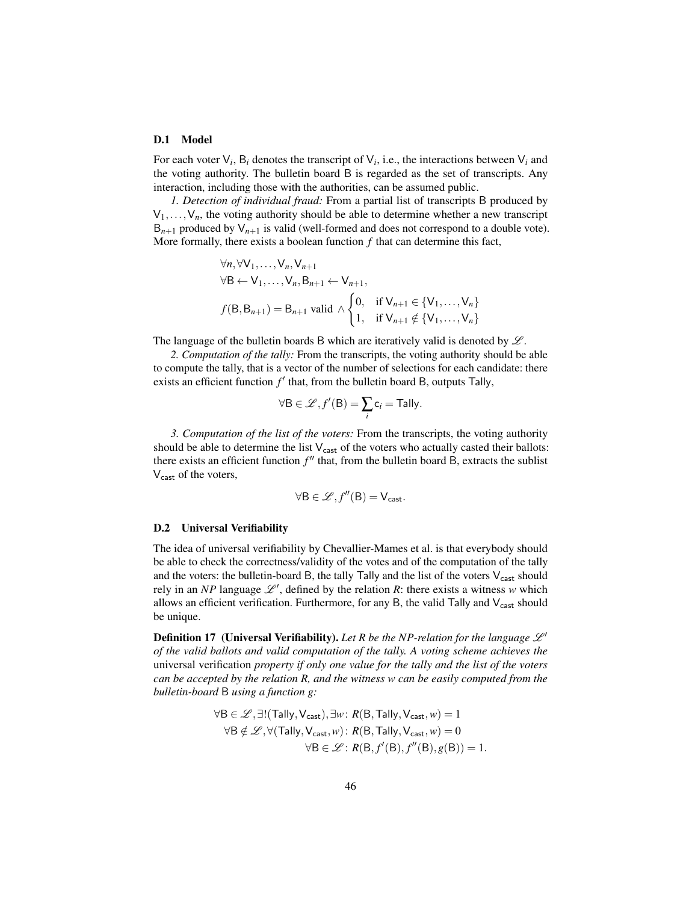### D.1 Model

For each voter $\mathsf{V}_i$, $\mathsf{B}_i$ denotes the transcript of $\mathsf{V}_i$, i.e., the interactions between $\mathsf{V}_i$ and the voting authority. The bulletin board $\mathsf{B}$ is regarded as the set of transcripts. Any interaction, including those with the authorities, can be assumed public.

*1. Detection of individual fraud:* From a partial list of transcripts $\mathsf{B}$ produced by $\mathsf{V}_1, \ldots, \mathsf{V}_n$, the voting authority should be able to determine whether a new transcript $\mathsf{B}_{n+1}$ produced by $\mathsf{V}_{n+1}$ is valid (well-formed and does not correspond to a double vote). More formally, there exists a boolean function $f$ that can determine this fact,

$$
\begin{aligned}
&\forall n, \forall \mathsf{V}_1, \ldots, \mathsf{V}_n, \mathsf{V}_{n+1} \\
&\forall \mathsf{B} \leftarrow \mathsf{V}_1, \ldots, \mathsf{V}_n, \mathsf{B}_{n+1} \leftarrow \mathsf{V}_{n+1}, \\
&f(\mathsf{B}, \mathsf{B}_{n+1}) = \mathsf{B}_{n+1} \text{ valid } \wedge \begin{cases} 0, & \text{if } \mathsf{V}_{n+1} \in \{\mathsf{V}_1, \ldots, \mathsf{V}_n\} \\ 1, & \text{if } \mathsf{V}_{n+1} \notin \{\mathsf{V}_1, \ldots, \mathsf{V}_n\} \end{cases}
\end{aligned}
$$

The language of the bulletin boards $\mathsf{B}$ which are iteratively valid is denoted by $\mathscr{L}$.

*2. Computation of the tally:* From the transcripts, the voting authority should be able to compute the tally, that is a vector of the number of selections for each candidate: there exists an efficient function $f'$ that, from the bulletin board $\mathsf{B}$, outputs $\mathsf{Tally}$,

$$
\forall \mathsf{B} \in \mathscr{L}, f'(\mathsf{B}) = \sum_i \mathsf{c}_i = \mathsf{Tally}.
$$

*3. Computation of the list of the voters:* From the transcripts, the voting authority should be able to determine the list $\mathsf{V}_{\mathsf{cast}}$ of the voters who actually casted their ballots: there exists an efficient function $f''$ that, from the bulletin board $\mathsf{B}$, extracts the sublist $\mathsf{V}_{\mathsf{cast}}$ of the voters,

$$
\forall \mathsf{B} \in \mathscr{L}, f''(\mathsf{B}) = \mathsf{V}_{\mathsf{cast}}.
$$

### D.2 Universal Verifiability

The idea of universal verifiability by Chevallier-Mames et al. is that everybody should be able to check the correctness/validity of the votes and of the computation of the tally and the voters: the bulletin-board $\mathsf{B}$, the tally $\mathsf{Tally}$ and the list of the voters $\mathsf{V}_{\mathsf{cast}}$ should rely in an *NP* language $\mathscr{L}'$, defined by the relation $R$: there exists a witness $w$ which allows an efficient verification. Furthermore, for any $\mathsf{B}$, the valid $\mathsf{Tally}$ and $\mathsf{V}_{\mathsf{cast}}$ should be unique.

**Definition 17 (Universal Verifiability).** *Let $R$ be the NP-relation for the language $\mathscr{L}'$ of the valid ballots and valid computation of the tally. A voting scheme achieves the* universal verification *property if only one value for the tally and the list of the voters can be accepted by the relation $R$, and the witness $w$ can be easily computed from the bulletin-board $\mathsf{B}$ using a function $g$:*

$$
\begin{aligned}
\forall \mathsf{B} \in \mathscr{L}, \exists! (\mathsf{Tally}, \mathsf{V}_{\mathsf{cast}}), \exists w &: R(\mathsf{B}, \mathsf{Tally}, \mathsf{V}_{\mathsf{cast}}, w) = 1 \\
\forall \mathsf{B} \notin \mathscr{L}, \forall (\mathsf{Tally}, \mathsf{V}_{\mathsf{cast}}, w) &: R(\mathsf{B}, \mathsf{Tally}, \mathsf{V}_{\mathsf{cast}}, w) = 0 \\
\forall \mathsf{B} \in \mathscr{L} &: R(\mathsf{B}, f'(\mathsf{B}), f''(\mathsf{B}), g(\mathsf{B})) = 1.
\end{aligned}
$$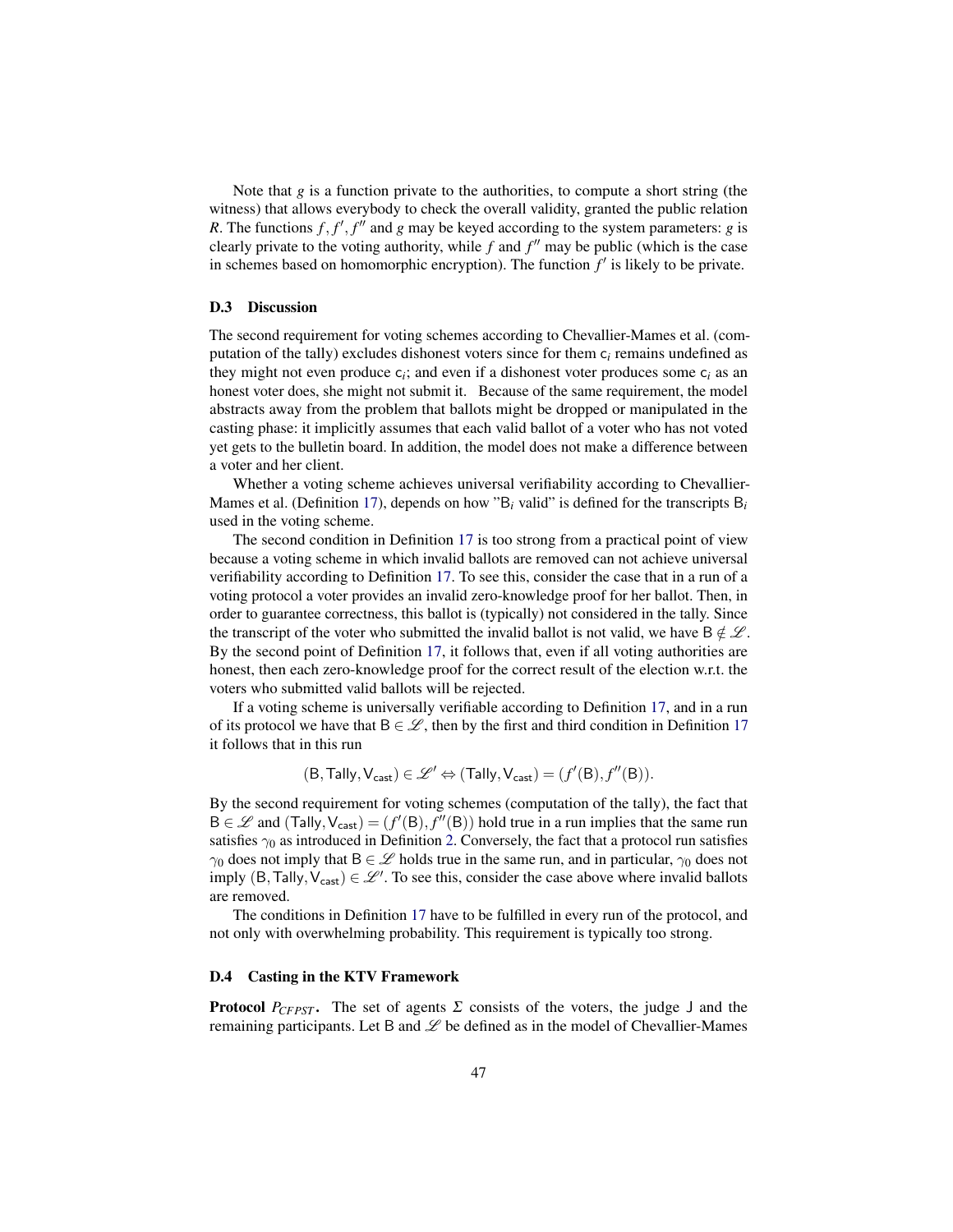Note that $g$ is a function private to the authorities, to compute a short string (the witness) that allows everybody to check the overall validity, granted the public relation $R$. The functions $f, f', f''$ and $g$ may be keyed according to the system parameters: $g$ is clearly private to the voting authority, while $f$ and $f''$ may be public (which is the case in schemes based on homomorphic encryption). The function $f'$ is likely to be private.

### D.3 Discussion

The second requirement for voting schemes according to Chevallier-Mames et al. (computation of the tally) excludes dishonest voters since for them $\mathsf{c}_i$ remains undefined as they might not even produce $\mathsf{c}_i$; and even if a dishonest voter produces some $\mathsf{c}_i$ as an honest voter does, she might not submit it. Because of the same requirement, the model abstracts away from the problem that ballots might be dropped or manipulated in the casting phase: it implicitly assumes that each valid ballot of a voter who has not voted yet gets to the bulletin board. In addition, the model does not make a difference between a voter and her client.

Whether a voting scheme achieves universal verifiability according to Chevallier-Mames et al. (Definition 17), depends on how "$\mathsf{B}_i$ valid" is defined for the transcripts $\mathsf{B}_i$ used in the voting scheme.

The second condition in Definition 17 is too strong from a practical point of view because a voting scheme in which invalid ballots are removed can not achieve universal verifiability according to Definition 17. To see this, consider the case that in a run of a voting protocol a voter provides an invalid zero-knowledge proof for her ballot. Then, in order to guarantee correctness, this ballot is (typically) not considered in the tally. Since the transcript of the voter who submitted the invalid ballot is not valid, we have $\mathsf{B} \notin \mathscr{L}$. By the second point of Definition 17, it follows that, even if all voting authorities are honest, then each zero-knowledge proof for the correct result of the election w.r.t. the voters who submitted valid ballots will be rejected.

If a voting scheme is universally verifiable according to Definition 17, and in a run of its protocol we have that $\mathsf{B} \in \mathscr{L}$, then by the first and third condition in Definition 17 it follows that in this run

$$(\mathsf{B}, \mathsf{Tally}, \mathsf{V}_{\mathsf{cast}}) \in \mathscr{L}' \Leftrightarrow (\mathsf{Tally}, \mathsf{V}_{\mathsf{cast}}) = (f'(\mathsf{B}), f''(\mathsf{B})).$$

By the second requirement for voting schemes (computation of the tally), the fact that $\mathsf{B} \in \mathscr{L}$ and $(\mathsf{Tally}, \mathsf{V}_{\mathsf{cast}}) = (f'(\mathsf{B}), f''(\mathsf{B}))$ hold true in a run implies that the same run satisfies $\gamma_0$ as introduced in Definition 2. Conversely, the fact that a protocol run satisfies $\gamma_0$ does not imply that $\mathsf{B} \in \mathscr{L}$ holds true in the same run, and in particular, $\gamma_0$ does not imply $(\mathsf{B}, \mathsf{Tally}, \mathsf{V}_{\mathsf{cast}}) \in \mathscr{L}'$. To see this, consider the case above where invalid ballots are removed.

The conditions in Definition 17 have to be fulfilled in every run of the protocol, and not only with overwhelming probability. This requirement is typically too strong.

### D.4 Casting in the KTV Framework

**Protocol** $P_{CFPST}$**.** The set of agents $\Sigma$ consists of the voters, the judge $\mathsf{J}$ and the remaining participants. Let $\mathsf{B}$ and $\mathscr{L}$ be defined as in the model of Chevallier-Mames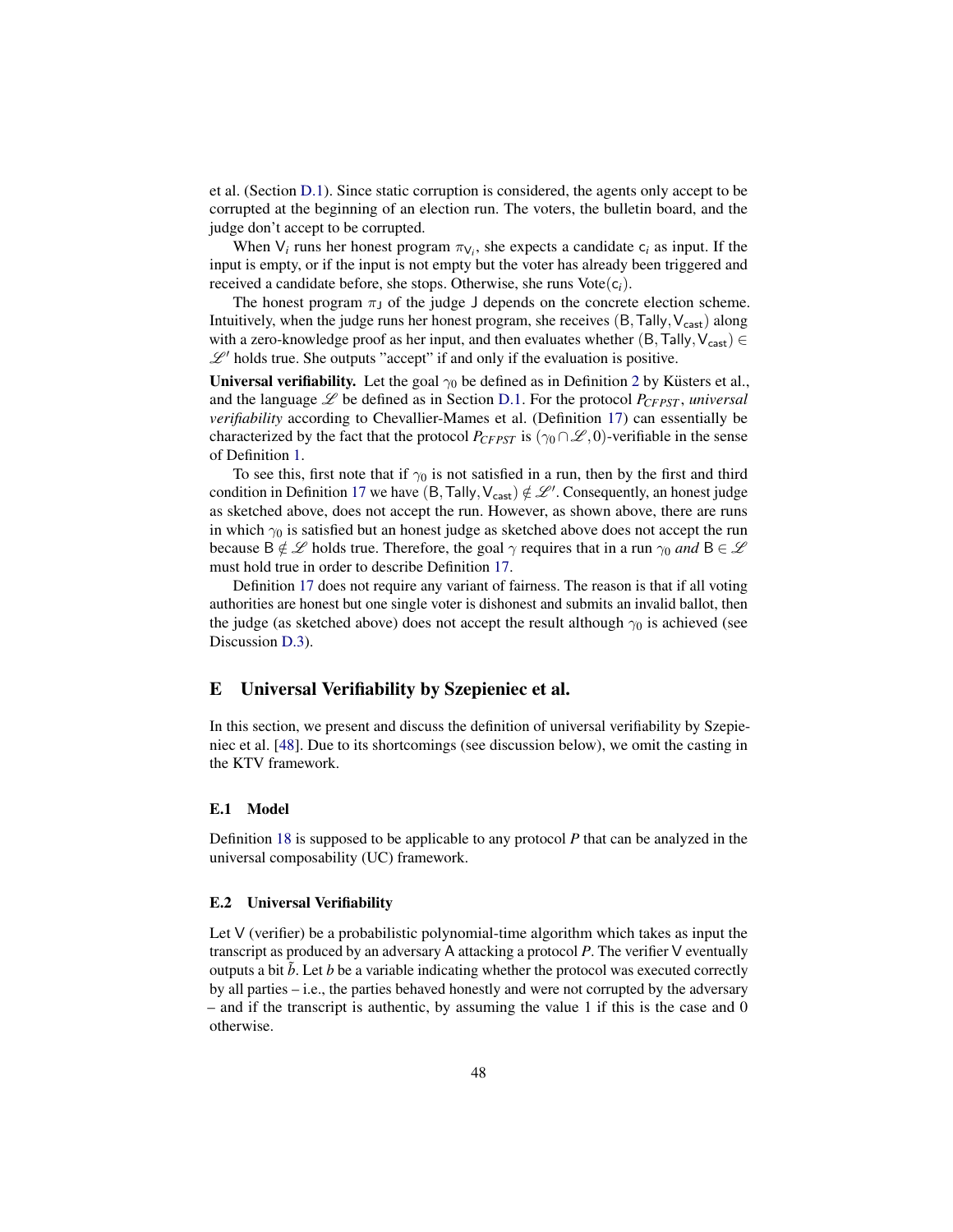et al. (Section D.1). Since static corruption is considered, the agents only accept to be corrupted at the beginning of an election run. The voters, the bulletin board, and the judge don't accept to be corrupted.

When $\mathsf{V}_i$ runs her honest program $\pi_{\mathsf{V}_i}$, she expects a candidate $\mathsf{c}_i$ as input. If the input is empty, or if the input is not empty but the voter has already been triggered and received a candidate before, she stops. Otherwise, she runs Vote($\mathsf{c}_i$).

The honest program $\pi_{\mathsf{J}}$ of the judge $\mathsf{J}$ depends on the concrete election scheme. Intuitively, when the judge runs her honest program, she receives $(\mathsf{B}, \mathsf{Tally}, \mathsf{V}_{\mathsf{cast}})$ along with a zero-knowledge proof as her input, and then evaluates whether $(\mathsf{B}, \mathsf{Tally}, \mathsf{V}_{\mathsf{cast}}) \in \mathscr{L}'$ holds true. She outputs "accept" if and only if the evaluation is positive.

**Universal verifiability.** Let the goal $\gamma_0$ be defined as in Definition 2 by Küsters et al., and the language $\mathscr{L}$ be defined as in Section D.1. For the protocol $P_{CFPST}$, *universal verifiability* according to Chevallier-Mames et al. (Definition 17) can essentially be characterized by the fact that the protocol $P_{CFPST}$ is $(\gamma_0 \cap \mathscr{L}, 0)$-verifiable in the sense of Definition 1.

To see this, first note that if $\gamma_0$ is not satisfied in a run, then by the first and third condition in Definition 17 we have $(\mathsf{B}, \mathsf{Tally}, \mathsf{V}_{\mathsf{cast}}) \notin \mathscr{L}'$. Consequently, an honest judge as sketched above, does not accept the run. However, as shown above, there are runs in which $\gamma_0$ is satisfied but an honest judge as sketched above does not accept the run because $\mathsf{B} \notin \mathscr{L}$ holds true. Therefore, the goal $\gamma$ requires that in a run $\gamma_0$ *and* $\mathsf{B} \in \mathscr{L}$ must hold true in order to describe Definition 17.

Definition 17 does not require any variant of fairness. The reason is that if all voting authorities are honest but one single voter is dishonest and submits an invalid ballot, then the judge (as sketched above) does not accept the result although $\gamma_0$ is achieved (see Discussion D.3).

## E Universal Verifiability by Szepieniec et al.

In this section, we present and discuss the definition of universal verifiability by Szepieniec et al. [48]. Due to its shortcomings (see discussion below), we omit the casting in the KTV framework.

### E.1 Model

Definition 18 is supposed to be applicable to any protocol $P$ that can be analyzed in the universal composability (UC) framework.

### E.2 Universal Verifiability

Let $\mathsf{V}$ (verifier) be a probabilistic polynomial-time algorithm which takes as input the transcript as produced by an adversary $\mathsf{A}$ attacking a protocol $P$. The verifier $\mathsf{V}$ eventually outputs a bit $\tilde{b}$. Let $b$ be a variable indicating whether the protocol was executed correctly by all parties – i.e., the parties behaved honestly and were not corrupted by the adversary – and if the transcript is authentic, by assuming the value 1 if this is the case and 0 otherwise.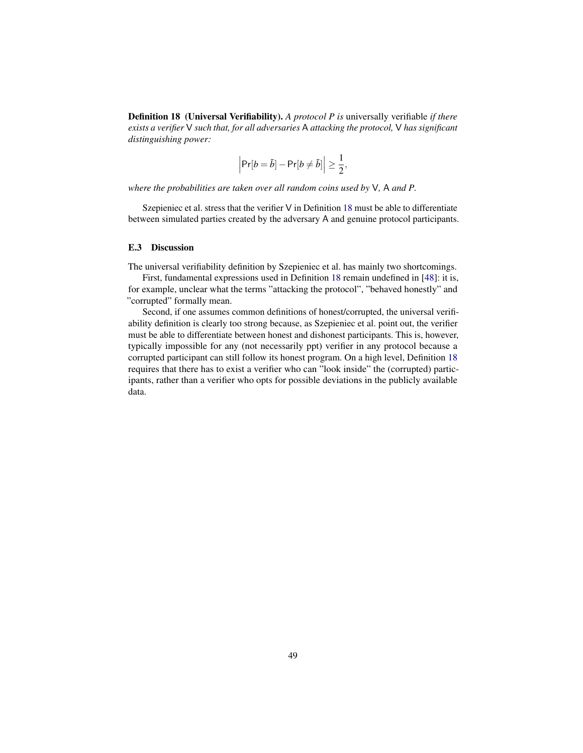**Definition 18 (Universal Verifiability).** *A protocol P is* universally verifiable *if there exists a verifier* V *such that, for all adversaries* A *attacking the protocol,* V *has significant distinguishing power:*

$$\left|\Pr[b = \tilde{b}] - \Pr[b \neq \tilde{b}]\right| \geq \frac{1}{2},$$

*where the probabilities are taken over all random coins used by* V*,* A *and P.*

Szepieniec et al. stress that the verifier V in Definition 18 must be able to differentiate between simulated parties created by the adversary A and genuine protocol participants.

### E.3 Discussion

The universal verifiability definition by Szepieniec et al. has mainly two shortcomings.

First, fundamental expressions used in Definition 18 remain undefined in [48]: it is, for example, unclear what the terms "attacking the protocol", "behaved honestly" and "corrupted" formally mean.

Second, if one assumes common definitions of honest/corrupted, the universal verifiability definition is clearly too strong because, as Szepieniec et al. point out, the verifier must be able to differentiate between honest and dishonest participants. This is, however, typically impossible for any (not necessarily ppt) verifier in any protocol because a corrupted participant can still follow its honest program. On a high level, Definition 18 requires that there has to exist a verifier who can "look inside" the (corrupted) participants, rather than a verifier who opts for possible deviations in the publicly available data.